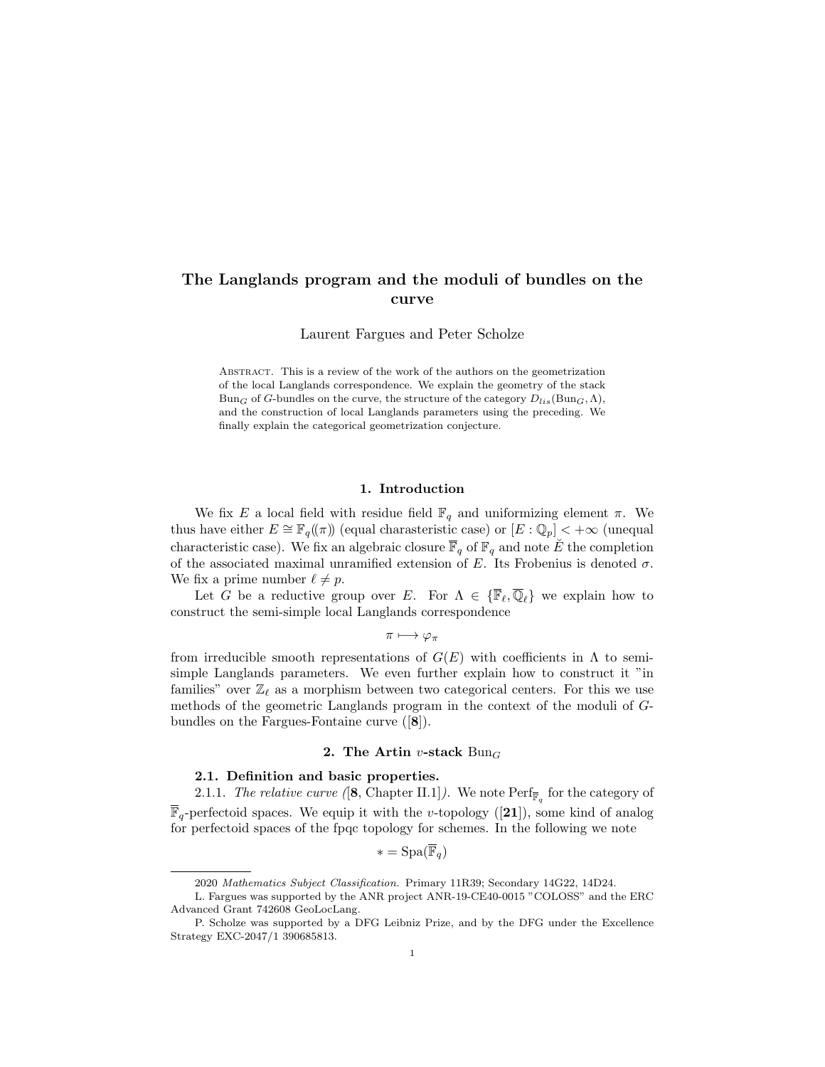# The Langlands program and the moduli of bundles on the curve

Laurent Fargues and Peter Scholze

Abstract. This is a review of the work of the authors on the geometrization of the local Langlands correspondence. We explain the geometry of the stack $\mathrm{Bun}_G$ of $G$-bundles on the curve, the structure of the category $D_{lis}(\mathrm{Bun}_G, \Lambda)$, and the construction of local Langlands parameters using the preceding. We finally explain the categorical geometrization conjecture.

## 1. Introduction

We fix $E$ a local field with residue field $\mathbb{F}_q$ and uniformizing element $\pi$. We thus have either $E \cong \mathbb{F}_q((\pi))$ (equal charasteristic case) or $[E : \mathbb{Q}_p] < +\infty$ (unequal characteristic case). We fix an algebraic closure $\overline{\mathbb{F}}_q$ of $\mathbb{F}_q$ and note $\breve{E}$ the completion of the associated maximal unramified extension of $E$. Its Frobenius is denoted $\sigma$. We fix a prime number $\ell \neq p$.

Let $G$ be a reductive group over $E$. For $\Lambda \in \{\overline{\mathbb{F}}_\ell, \overline{\mathbb{Q}}_\ell\}$ we explain how to construct the semi-simple local Langlands correspondence

$$\pi \longmapsto \varphi_\pi$$

from irreducible smooth representations of $G(E)$ with coefficients in $\Lambda$ to semi-simple Langlands parameters. We even further explain how to construct it "in families" over $\mathbb{Z}_\ell$ as a morphism between two categorical centers. For this we use methods of the geometric Langlands program in the context of the moduli of $G$-bundles on the Fargues-Fontaine curve ([**8**]).

## 2. The Artin $v$-stack $\mathrm{Bun}_G$

### 2.1. Definition and basic properties.

2.1.1. *The relative curve (*[**8**, Chapter II.1]*).* We note $\mathrm{Perf}_{\overline{\mathbb{F}}_q}$ for the category of $\overline{\mathbb{F}}_q$-perfectoid spaces. We equip it with the $v$-topology ([**21**]), some kind of analog for perfectoid spaces of the fpqc topology for schemes. In the following we note

$$* = \mathrm{Spa}(\overline{\mathbb{F}}_q)$$

2020 *Mathematics Subject Classification.* Primary 11R39; Secondary 14G22, 14D24.

L. Fargues was supported by the ANR project ANR-19-CE40-0015 "COLOSS" and the ERC Advanced Grant 742608 GeoLocLang.

P. Scholze was supported by a DFG Leibniz Prize, and by the DFG under the Excellence Strategy EXC-2047/1 390685813.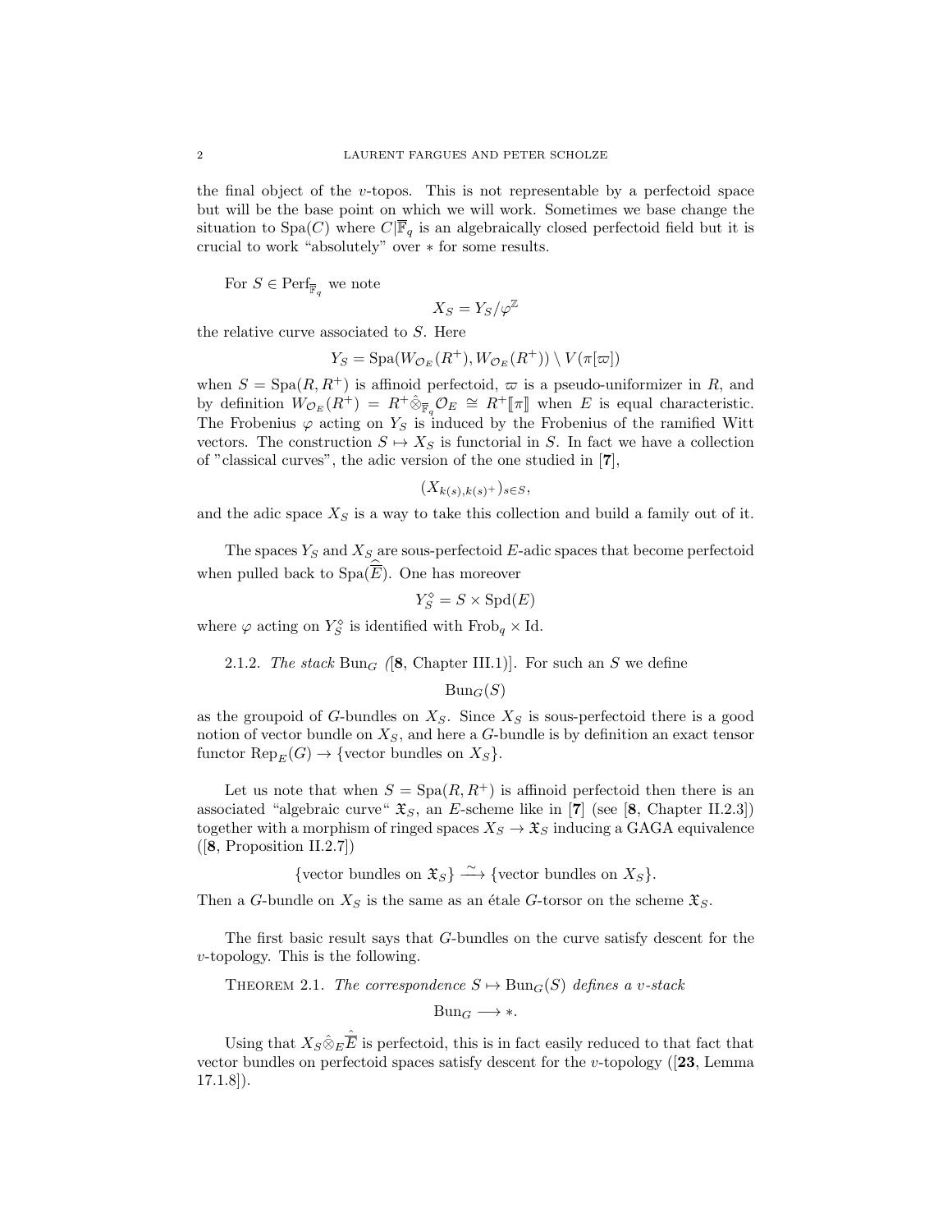the final object of the $v$-topos. This is not representable by a perfectoid space but will be the base point on which we will work. Sometimes we base change the situation to $\mathrm{Spa}(C)$ where $C|\overline{\mathbb{F}}_q$ is an algebraically closed perfectoid field but it is crucial to work "absolutely" over $*$ for some results.

For $S \in \mathrm{Perf}_{\overline{\mathbb{F}}_q}$ we note

$$X_S = Y_S/\varphi^{\mathbb{Z}}$$

the relative curve associated to $S$. Here

$$Y_S = \mathrm{Spa}(W_{\mathcal{O}_E}(R^+), W_{\mathcal{O}_E}(R^+)) \setminus V(\pi[\varpi])$$

when $S = \mathrm{Spa}(R, R^+)$ is affinoid perfectoid, $\varpi$ is a pseudo-uniformizer in $R$, and by definition $W_{\mathcal{O}_E}(R^+) = R^+ \hat{\otimes}_{\mathbb{F}_q} \mathcal{O}_E \cong R^+[\![\pi]\!]$ when $E$ is equal characteristic. The Frobenius $\varphi$ acting on $Y_S$ is induced by the Frobenius of the ramified Witt vectors. The construction $S \mapsto X_S$ is functorial in $S$. In fact we have a collection of "classical curves", the adic version of the one studied in [**7**],

$$(X_{k(s),k(s)^+})_{s\in S},$$

and the adic space $X_S$ is a way to take this collection and build a family out of it.

The spaces $Y_S$ and $X_S$ are sous-perfectoid $E$-adic spaces that become perfectoid when pulled back to $\mathrm{Spa}(\widehat{\overline{E}})$. One has moreover

$$Y_S^\diamond = S \times \mathrm{Spd}(E)$$

where $\varphi$ acting on $Y_S^\diamond$ is identified with $\mathrm{Frob}_q \times \mathrm{Id}$.

2.1.2. *The stack* $\mathrm{Bun}_G$ *(*[**8**, Chapter III.1]). For such an $S$ we define

$$\mathrm{Bun}_G(S)$$

as the groupoid of $G$-bundles on $X_S$. Since $X_S$ is sous-perfectoid there is a good notion of vector bundle on $X_S$, and here a $G$-bundle is by definition an exact tensor functor $\mathrm{Rep}_E(G) \to \{\text{vector bundles on } X_S\}$.

Let us note that when $S = \mathrm{Spa}(R, R^+)$ is affinoid perfectoid then there is an associated "algebraic curve" $\mathfrak{X}_S$, an $E$-scheme like in [**7**] (see [**8**, Chapter II.2.3]) together with a morphism of ringed spaces $X_S \to \mathfrak{X}_S$ inducing a GAGA equivalence ([**8**, Proposition II.2.7])

$$\{\text{vector bundles on } \mathfrak{X}_S\} \xrightarrow{\sim} \{\text{vector bundles on } X_S\}.$$

Then a $G$-bundle on $X_S$ is the same as an étale $G$-torsor on the scheme $\mathfrak{X}_S$.

The first basic result says that $G$-bundles on the curve satisfy descent for the $v$-topology. This is the following.

Theorem 2.1. *The correspondence* $S \mapsto \mathrm{Bun}_G(S)$ *defines a* $v$*-stack*

$$\mathrm{Bun}_G \longrightarrow *.$$

Using that $X_S \hat{\otimes}_E \widehat{\overline{E}}$ is perfectoid, this is in fact easily reduced to that fact that vector bundles on perfectoid spaces satisfy descent for the $v$-topology ([**23**, Lemma 17.1.8]).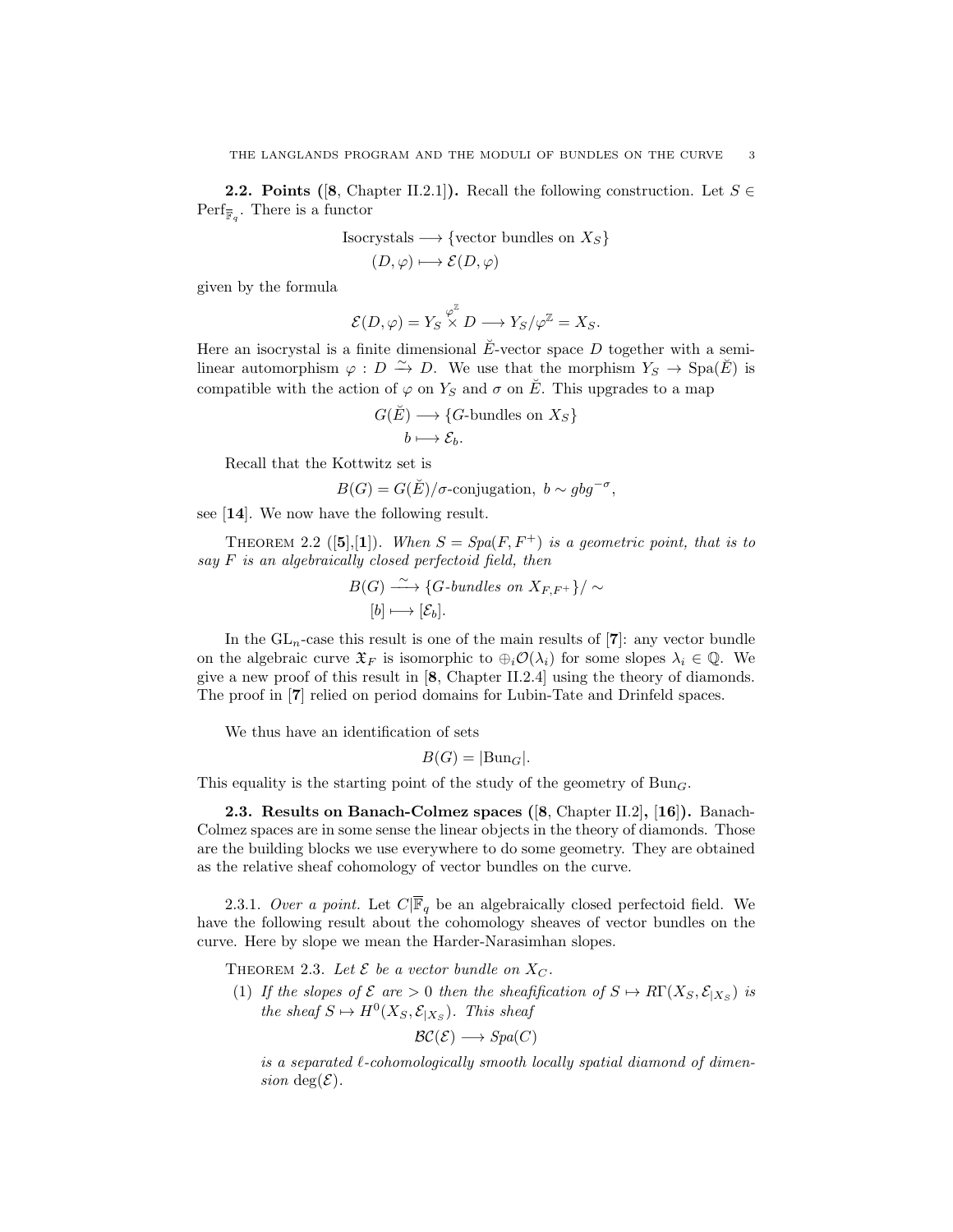**2.2. Points ([8, Chapter II.2.1]).** Recall the following construction. Let $S \in \mathrm{Perf}_{\overline{\mathbb{F}}_q}$. There is a functor

$$\begin{aligned} \text{Isocrystals} &\longrightarrow \{\text{vector bundles on } X_S\} \\ (D,\varphi) &\longmapsto \mathcal{E}(D,\varphi) \end{aligned}$$

given by the formula

$$\mathcal{E}(D,\varphi) = Y_S \overset{\varphi^{\mathbb{Z}}}{\times} D \longrightarrow Y_S/\varphi^{\mathbb{Z}} = X_S.$$

Here an isocrystal is a finite dimensional $\breve{E}$-vector space $D$ together with a semi-linear automorphism $\varphi : D \xrightarrow{\sim} D$. We use that the morphism $Y_S \to \mathrm{Spa}(\breve{E})$ is compatible with the action of $\varphi$ on $Y_S$ and $\sigma$ on $\breve{E}$. This upgrades to a map

$$\begin{aligned} G(\breve{E}) &\longrightarrow \{G\text{-bundles on } X_S\} \\ b &\longmapsto \mathcal{E}_b. \end{aligned}$$

Recall that the Kottwitz set is

$$B(G) = G(\breve{E})/\sigma\text{-conjugation},\ b \sim gbg^{-\sigma},$$

see [14]. We now have the following result.

THEOREM 2.2 ([5],[1]). *When $S = Spa(F,F^+)$ is a geometric point, that is to say $F$ is an algebraically closed perfectoid field, then*

$$\begin{aligned} B(G) &\xrightarrow{\ \sim\ } \{G\text{-bundles on } X_{F,F^+}\}/\sim \\ [b] &\longmapsto [\mathcal{E}_b]. \end{aligned}$$

In the $\mathrm{GL}_n$-case this result is one of the main results of [7]: any vector bundle on the algebraic curve $\mathfrak{X}_F$ is isomorphic to $\oplus_i \mathcal{O}(\lambda_i)$ for some slopes $\lambda_i \in \mathbb{Q}$. We give a new proof of this result in [8, Chapter II.2.4] using the theory of diamonds. The proof in [7] relied on period domains for Lubin-Tate and Drinfeld spaces.

We thus have an identification of sets

$$B(G) = |\mathrm{Bun}_G|.$$

This equality is the starting point of the study of the geometry of $\mathrm{Bun}_G$.

**2.3. Results on Banach-Colmez spaces ([8, Chapter II.2], [16]).** Banach-Colmez spaces are in some sense the linear objects in the theory of diamonds. Those are the building blocks we use everywhere to do some geometry. They are obtained as the relative sheaf cohomology of vector bundles on the curve.

2.3.1. *Over a point.* Let $C|\overline{\mathbb{F}}_q$ be an algebraically closed perfectoid field. We have the following result about the cohomology sheaves of vector bundles on the curve. Here by slope we mean the Harder-Narasimhan slopes.

THEOREM 2.3. *Let $\mathcal{E}$ be a vector bundle on $X_C$.*

(1) *If the slopes of $\mathcal{E}$ are $> 0$ then the sheafification of $S \mapsto R\Gamma(X_S, \mathcal{E}_{|X_S})$ is the sheaf $S \mapsto H^0(X_S, \mathcal{E}_{|X_S})$. This sheaf*

$$\mathcal{BC}(\mathcal{E}) \longrightarrow Spa(C)$$

*is a separated $\ell$-cohomologically smooth locally spatial diamond of dimension $\deg(\mathcal{E})$.*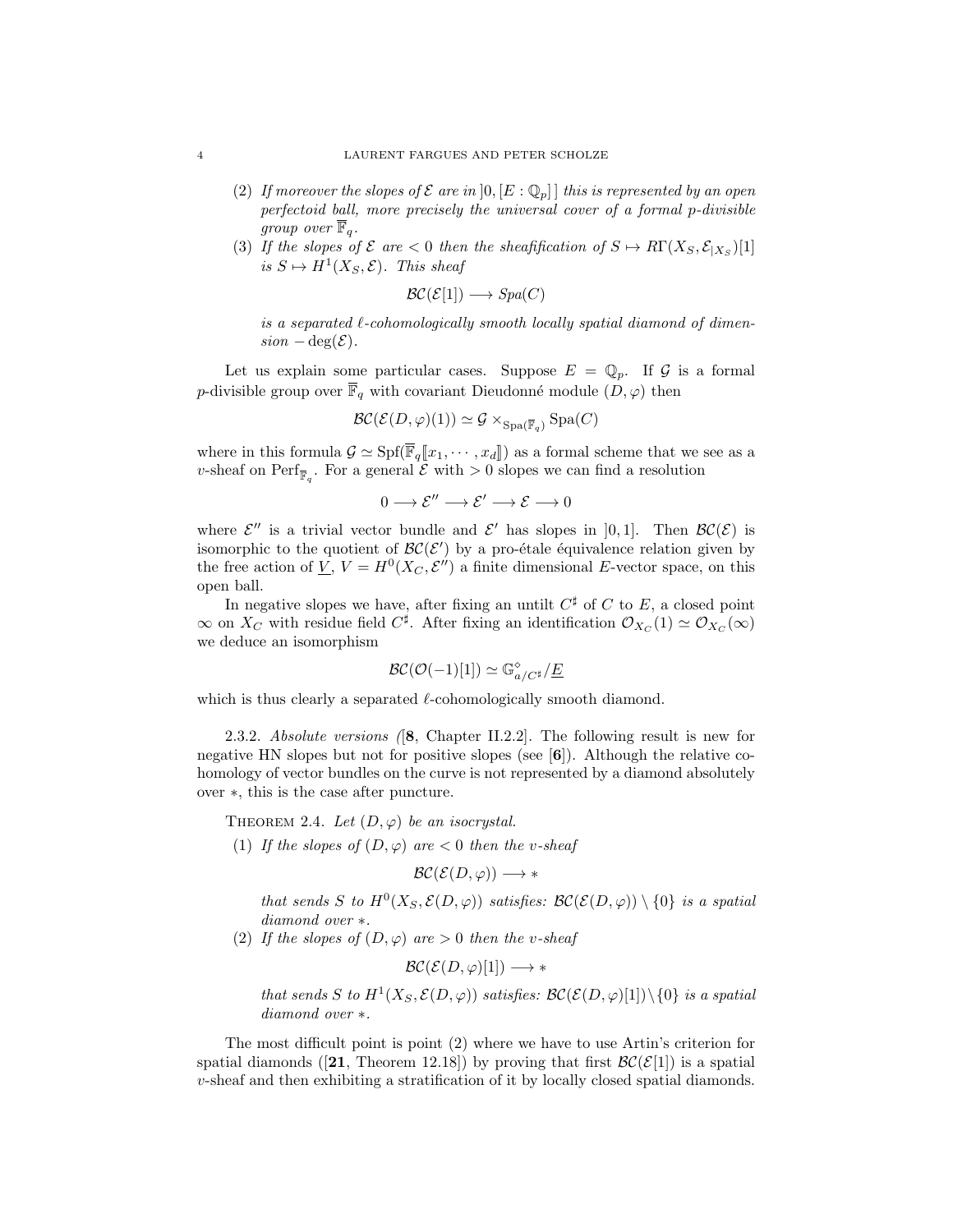(2) *If moreover the slopes of $\mathcal{E}$ are in $]0,[E:\mathbb{Q}_p]\,]$ this is represented by an open perfectoid ball, more precisely the universal cover of a formal $p$-divisible group over $\overline{\mathbb{F}}_q$.*

(3) *If the slopes of $\mathcal{E}$ are $<0$ then the sheafification of $S\mapsto R\Gamma(X_S,\mathcal{E}_{|X_S})[1]$ is $S\mapsto H^1(X_S,\mathcal{E})$. This sheaf*

$$\mathcal{BC}(\mathcal{E}[1])\longrightarrow Spa(C)$$

*is a separated $\ell$-cohomologically smooth locally spatial diamond of dimension $-\deg(\mathcal{E})$.*

Let us explain some particular cases. Suppose $E=\mathbb{Q}_p$. If $\mathcal{G}$ is a formal $p$-divisible group over $\overline{\mathbb{F}}_q$ with covariant Dieudonné module $(D,\varphi)$ then

$$\mathcal{BC}(\mathcal{E}(D,\varphi)(1))\simeq \mathcal{G}\times_{\mathrm{Spa}(\overline{\mathbb{F}}_q)}\mathrm{Spa}(C)$$

where in this formula $\mathcal{G}\simeq \mathrm{Spf}(\overline{\mathbb{F}}_q[\![x_1,\cdots,x_d]\!])$ as a formal scheme that we see as a $v$-sheaf on $\mathrm{Perf}_{\overline{\mathbb{F}}_q}$. For a general $\mathcal{E}$ with $>0$ slopes we can find a resolution

$$0\longrightarrow \mathcal{E}''\longrightarrow\mathcal{E}'\longrightarrow\mathcal{E}\longrightarrow 0$$

where $\mathcal{E}''$ is a trivial vector bundle and $\mathcal{E}'$ has slopes in $]0,1]$. Then $\mathcal{BC}(\mathcal{E})$ is isomorphic to the quotient of $\mathcal{BC}(\mathcal{E}')$ by a pro-étale équivalence relation given by the free action of $\underline{V}$, $V=H^0(X_C,\mathcal{E}'')$ a finite dimensional $E$-vector space, on this open ball.

In negative slopes we have, after fixing an untilt $C^\sharp$ of $C$ to $E$, a closed point $\infty$ on $X_C$ with residue field $C^\sharp$. After fixing an identification $\mathcal{O}_{X_C}(1)\simeq\mathcal{O}_{X_C}(\infty)$ we deduce an isomorphism

$$\mathcal{BC}(\mathcal{O}(-1)[1])\simeq \mathbb{G}^\diamond_{a/C^\sharp}/\underline{E}$$

which is thus clearly a separated $\ell$-cohomologically smooth diamond.

2.3.2. *Absolute versions (*[**8**, Chapter II.2.2]. The following result is new for negative HN slopes but not for positive slopes (see [**6**]). Although the relative cohomology of vector bundles on the curve is not represented by a diamond absolutely over $*$, this is the case after puncture.

**Theorem 2.4.** *Let $(D,\varphi)$ be an isocrystal.*

(1) *If the slopes of $(D,\varphi)$ are $<0$ then the $v$-sheaf*

$$\mathcal{BC}(\mathcal{E}(D,\varphi))\longrightarrow *$$

*that sends $S$ to $H^0(X_S,\mathcal{E}(D,\varphi))$ satisfies: $\mathcal{BC}(\mathcal{E}(D,\varphi))\setminus\{0\}$ is a spatial diamond over $*$.*

(2) *If the slopes of $(D,\varphi)$ are $>0$ then the $v$-sheaf*

$$\mathcal{BC}(\mathcal{E}(D,\varphi)[1])\longrightarrow *$$

*that sends $S$ to $H^1(X_S,\mathcal{E}(D,\varphi))$ satisfies: $\mathcal{BC}(\mathcal{E}(D,\varphi)[1])\setminus\{0\}$ is a spatial diamond over $*$.*

The most difficult point is point (2) where we have to use Artin's criterion for spatial diamonds ([**21**, Theorem 12.18]) by proving that first $\mathcal{BC}(\mathcal{E}[1])$ is a spatial $v$-sheaf and then exhibiting a stratification of it by locally closed spatial diamonds.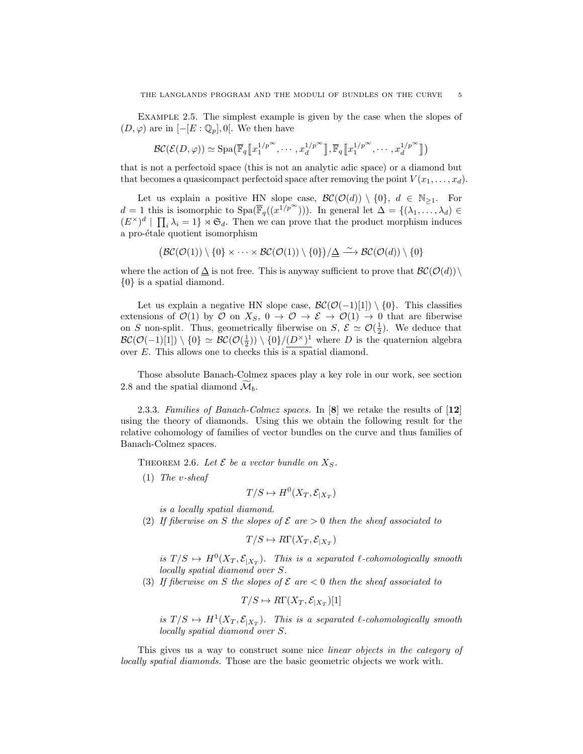Example 2.5. The simplest example is given by the case when the slopes of $(D,\varphi)$ are in $[-[E:\mathbb{Q}_p],0[$. We then have

$$\mathcal{BC}(\mathcal{E}(D,\varphi)) \simeq \mathrm{Spa}\big(\overline{\mathbb{F}}_q[\![x_1^{1/p^\infty},\cdots,x_d^{1/p^\infty}]\!],\overline{\mathbb{F}}_q[\![x_1^{1/p^\infty},\cdots,x_d^{1/p^\infty}]\!]\big)$$

that is not a perfectoid space (this is not an analytic adic space) or a diamond but that becomes a quasicompact perfectoid space after removing the point $V(x_1,\dots,x_d)$.

Let us explain a positive HN slope case, $\mathcal{BC}(\mathcal{O}(d))\setminus\{0\}$, $d\in\mathbb{N}_{\geq 1}$. For $d=1$ this is isomorphic to $\mathrm{Spa}(\overline{\mathbb{F}}_q((x^{1/p^\infty})))$. In general let $\Delta=\{(\lambda_1,\dots,\lambda_d)\in(E^\times)^d \mid \prod_i\lambda_i=1\}\rtimes\mathfrak{S}_d$. Then we can prove that the product morphism induces a pro-étale quotient isomorphism

$$\big(\mathcal{BC}(\mathcal{O}(1))\setminus\{0\}\times\cdots\times\mathcal{BC}(\mathcal{O}(1))\setminus\{0\}\big)/\underline{\Delta}\xrightarrow{\ \sim\ }\mathcal{BC}(\mathcal{O}(d))\setminus\{0\}$$

where the action of $\underline{\Delta}$ is not free. This is anyway sufficient to prove that $\mathcal{BC}(\mathcal{O}(d))\setminus\{0\}$ is a spatial diamond.

Let us explain a negative HN slope case, $\mathcal{BC}(\mathcal{O}(-1)[1])\setminus\{0\}$. This classifies extensions of $\mathcal{O}(1)$ by $\mathcal{O}$ on $X_S$, $0\to\mathcal{O}\to\mathcal{E}\to\mathcal{O}(1)\to 0$ that are fiberwise on $S$ non-split. Thus, geometrically fiberwise on $S$, $\mathcal{E}\simeq\mathcal{O}(\frac{1}{2})$. We deduce that $\mathcal{BC}(\mathcal{O}(-1)[1])\setminus\{0\}\simeq\mathcal{BC}(\mathcal{O}(\frac{1}{2}))\setminus\{0\}/\underline{(D^\times)^1}$ where $D$ is the quaternion algebra over $E$. This allows one to checks this is a spatial diamond.

Those absolute Banach-Colmez spaces play a key role in our work, see section 2.8 and the spatial diamond $\widetilde{\mathcal{M}}_b$.

2.3.3. *Families of Banach-Colmez spaces.* In [**8**] we retake the results of [**12**] using the theory of diamonds. Using this we obtain the following result for the relative cohomology of families of vector bundles on the curve and thus families of Banach-Colmez spaces.

Theorem 2.6. *Let $\mathcal{E}$ be a vector bundle on $X_S$.*

(1) *The v-sheaf*
$$T/S\mapsto H^0(X_T,\mathcal{E}_{|X_T})$$
*is a locally spatial diamond.*

(2) *If fiberwise on $S$ the slopes of $\mathcal{E}$ are $>0$ then the sheaf associated to*
$$T/S\mapsto R\Gamma(X_T,\mathcal{E}_{|X_T})$$
*is $T/S\mapsto H^0(X_T,\mathcal{E}_{|X_T})$. This is a separated $\ell$-cohomologically smooth locally spatial diamond over $S$.*

(3) *If fiberwise on $S$ the slopes of $\mathcal{E}$ are $<0$ then the sheaf associated to*
$$T/S\mapsto R\Gamma(X_T,\mathcal{E}_{|X_T})[1]$$
*is $T/S\mapsto H^1(X_T,\mathcal{E}_{|X_T})$. This is a separated $\ell$-cohomologically smooth locally spatial diamond over $S$.*

This gives us a way to construct some nice *linear objects in the category of locally spatial diamonds.* Those are the basic geometric objects we work with.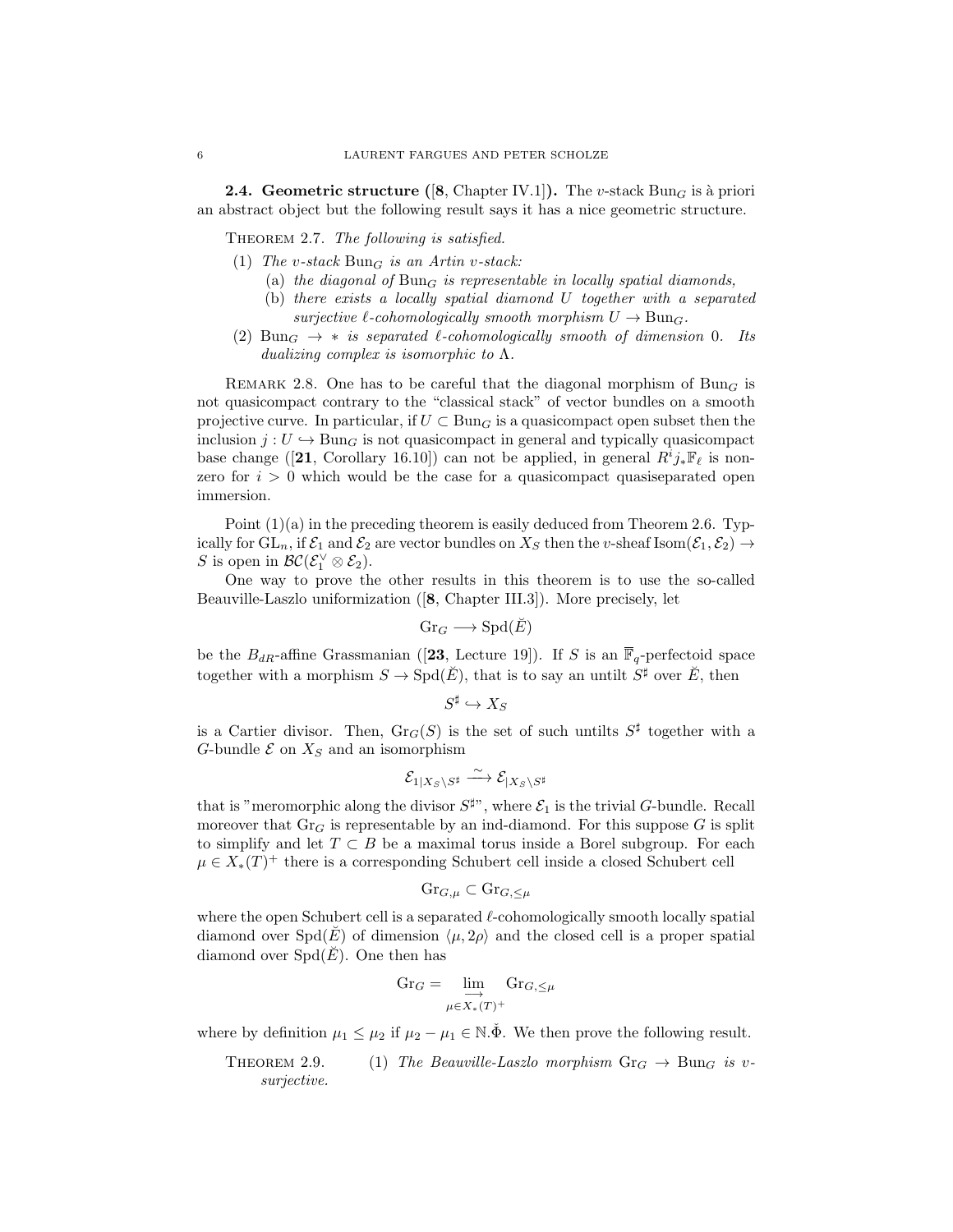**2.4. Geometric structure ([8, Chapter IV.1]).** The $v$-stack $\mathrm{Bun}_G$ is à priori an abstract object but the following result says it has a nice geometric structure.

THEOREM 2.7. *The following is satisfied.*

1. *The $v$-stack $\mathrm{Bun}_G$ is an Artin $v$-stack:*
   - (a) *the diagonal of $\mathrm{Bun}_G$ is representable in locally spatial diamonds,*
   - (b) *there exists a locally spatial diamond $U$ together with a separated surjective $\ell$-cohomologically smooth morphism $U \to \mathrm{Bun}_G$.*
2. *$\mathrm{Bun}_G \to *$ is separated $\ell$-cohomologically smooth of dimension 0. Its dualizing complex is isomorphic to $\Lambda$.*

REMARK 2.8. One has to be careful that the diagonal morphism of $\mathrm{Bun}_G$ is not quasicompact contrary to the "classical stack" of vector bundles on a smooth projective curve. In particular, if $U \subset \mathrm{Bun}_G$ is a quasicompact open subset then the inclusion $j : U \hookrightarrow \mathrm{Bun}_G$ is not quasicompact in general and typically quasicompact base change ([21, Corollary 16.10]) can not be applied, in general $R^i j_* \mathbb{F}_\ell$ is non-zero for $i > 0$ which would be the case for a quasicompact quasiseparated open immersion.

Point (1)(a) in the preceding theorem is easily deduced from Theorem 2.6. Typically for $\mathrm{GL}_n$, if $\mathcal{E}_1$ and $\mathcal{E}_2$ are vector bundles on $X_S$ then the $v$-sheaf $\mathrm{Isom}(\mathcal{E}_1, \mathcal{E}_2) \to S$ is open in $\mathcal{BC}(\mathcal{E}_1^\vee \otimes \mathcal{E}_2)$.

One way to prove the other results in this theorem is to use the so-called Beauville-Laszlo uniformization ([8, Chapter III.3]). More precisely, let

$$\mathrm{Gr}_G \longrightarrow \mathrm{Spd}(\breve{E})$$

be the $B_{dR}$-affine Grassmanian ([23, Lecture 19]). If $S$ is an $\overline{\mathbb{F}}_q$-perfectoid space together with a morphism $S \to \mathrm{Spd}(\breve{E})$, that is to say an untilt $S^\sharp$ over $\breve{E}$, then

$$S^\sharp \hookrightarrow X_S$$

is a Cartier divisor. Then, $\mathrm{Gr}_G(S)$ is the set of such untilts $S^\sharp$ together with a $G$-bundle $\mathcal{E}$ on $X_S$ and an isomorphism

$$\mathcal{E}_{1|X_S \setminus S^\sharp} \xrightarrow{\sim} \mathcal{E}_{|X_S \setminus S^\sharp}$$

that is "meromorphic along the divisor $S^\sharp$", where $\mathcal{E}_1$ is the trivial $G$-bundle. Recall moreover that $\mathrm{Gr}_G$ is representable by an ind-diamond. For this suppose $G$ is split to simplify and let $T \subset B$ be a maximal torus inside a Borel subgroup. For each $\mu \in X_*(T)^+$ there is a corresponding Schubert cell inside a closed Schubert cell

$$\mathrm{Gr}_{G,\mu} \subset \mathrm{Gr}_{G,\leq \mu}$$

where the open Schubert cell is a separated $\ell$-cohomologically smooth locally spatial diamond over $\mathrm{Spd}(\breve{E})$ of dimension $\langle \mu, 2\rho \rangle$ and the closed cell is a proper spatial diamond over $\mathrm{Spd}(\breve{E})$. One then has

$$\mathrm{Gr}_G = \varinjlim_{\mu \in X_*(T)^+} \mathrm{Gr}_{G,\leq \mu}$$

where by definition $\mu_1 \leq \mu_2$ if $\mu_2 - \mu_1 \in \mathbb{N}.\check{\Phi}$. We then prove the following result.

THEOREM 2.9. (1) *The Beauville-Laszlo morphism $\mathrm{Gr}_G \to \mathrm{Bun}_G$ is $v$-surjective.*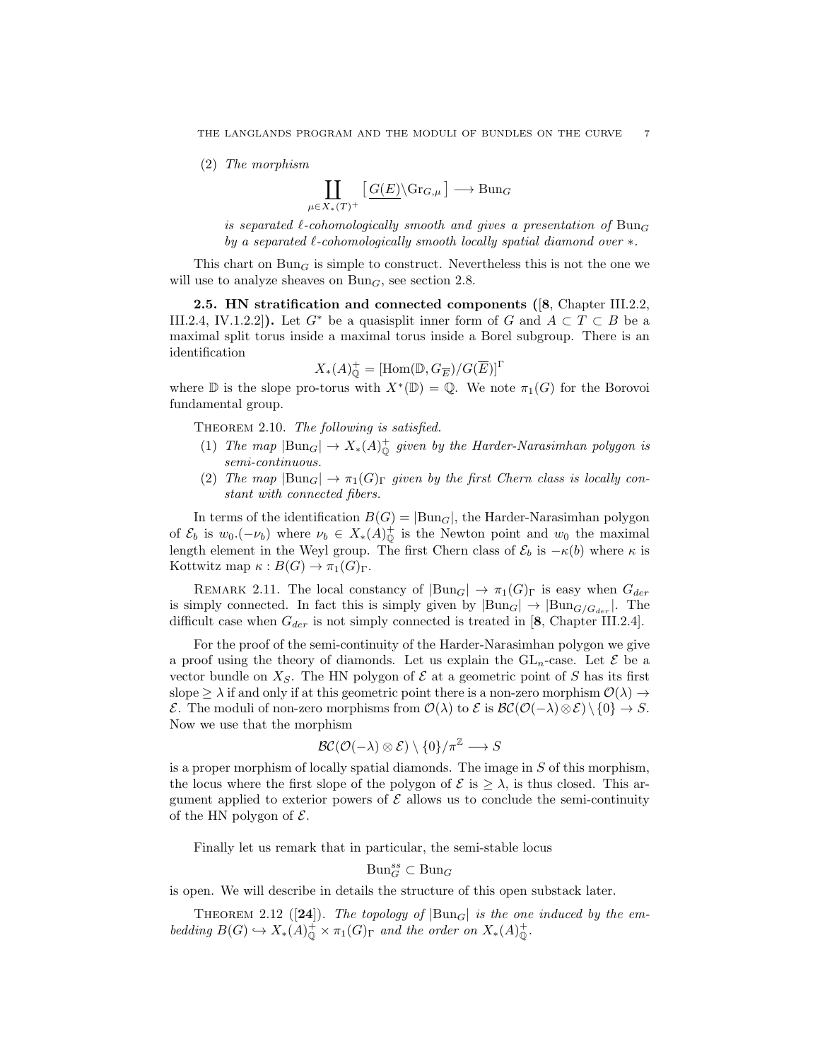(2) *The morphism*

$$\coprod_{\mu \in X_*(T)^+} \big[\, \underline{G(E)} \backslash \mathrm{Gr}_{G,\mu} \,\big] \longrightarrow \mathrm{Bun}_G$$

*is separated $\ell$-cohomologically smooth and gives a presentation of $\mathrm{Bun}_G$ by a separated $\ell$-cohomologically smooth locally spatial diamond over $*$.*

This chart on $\mathrm{Bun}_G$ is simple to construct. Nevertheless this is not the one we will use to analyze sheaves on $\mathrm{Bun}_G$, see section 2.8.

**2.5. HN stratification and connected components ([8, Chapter III.2.2, III.2.4, IV.1.2.2]).** Let $G^*$ be a quasisplit inner form of $G$ and $A \subset T \subset B$ be a maximal split torus inside a maximal torus inside a Borel subgroup. There is an identification

$$X_*(A)^+_{\mathbb{Q}} = [\mathrm{Hom}(\mathbb{D}, G_{\overline{E}})/G(\overline{E})]^{\Gamma}$$

where $\mathbb{D}$ is the slope pro-torus with $X^*(\mathbb{D}) = \mathbb{Q}$. We note $\pi_1(G)$ for the Borovoi fundamental group.

Theorem 2.10. *The following is satisfied.*

1. *The map $|\mathrm{Bun}_G| \to X_*(A)^+_{\mathbb{Q}}$ given by the Harder-Narasimhan polygon is semi-continuous.*
2. *The map $|\mathrm{Bun}_G| \to \pi_1(G)_{\Gamma}$ given by the first Chern class is locally constant with connected fibers.*

In terms of the identification $B(G) = |\mathrm{Bun}_G|$, the Harder-Narasimhan polygon of $\mathcal{E}_b$ is $w_0.(-\nu_b)$ where $\nu_b \in X_*(A)^+_{\mathbb{Q}}$ is the Newton point and $w_0$ the maximal length element in the Weyl group. The first Chern class of $\mathcal{E}_b$ is $-\kappa(b)$ where $\kappa$ is Kottwitz map $\kappa : B(G) \to \pi_1(G)_{\Gamma}$.

Remark 2.11. The local constancy of $|\mathrm{Bun}_G| \to \pi_1(G)_{\Gamma}$ is easy when $G_{der}$ is simply connected. In fact this is simply given by $|\mathrm{Bun}_G| \to |\mathrm{Bun}_{G/G_{der}}|$. The difficult case when $G_{der}$ is not simply connected is treated in [8, Chapter III.2.4].

For the proof of the semi-continuity of the Harder-Narasimhan polygon we give a proof using the theory of diamonds. Let us explain the $\mathrm{GL}_n$-case. Let $\mathcal{E}$ be a vector bundle on $X_S$. The HN polygon of $\mathcal{E}$ at a geometric point of $S$ has its first slope $\geq \lambda$ if and only if at this geometric point there is a non-zero morphism $\mathcal{O}(\lambda) \to \mathcal{E}$. The moduli of non-zero morphisms from $\mathcal{O}(\lambda)$ to $\mathcal{E}$ is $\mathcal{BC}(\mathcal{O}(-\lambda) \otimes \mathcal{E}) \setminus \{0\} \to S$. Now we use that the morphism

$$\mathcal{BC}(\mathcal{O}(-\lambda) \otimes \mathcal{E}) \setminus \{0\}/\pi^{\mathbb{Z}} \longrightarrow S$$

is a proper morphism of locally spatial diamonds. The image in $S$ of this morphism, the locus where the first slope of the polygon of $\mathcal{E}$ is $\geq \lambda$, is thus closed. This argument applied to exterior powers of $\mathcal{E}$ allows us to conclude the semi-continuity of the HN polygon of $\mathcal{E}$.

Finally let us remark that in particular, the semi-stable locus

$$\mathrm{Bun}_G^{ss} \subset \mathrm{Bun}_G$$

is open. We will describe in details the structure of this open substack later.

Theorem 2.12 ([24]). *The topology of $|\mathrm{Bun}_G|$ is the one induced by the embedding $B(G) \hookrightarrow X_*(A)^+_{\mathbb{Q}} \times \pi_1(G)_{\Gamma}$ and the order on $X_*(A)^+_{\mathbb{Q}}$.*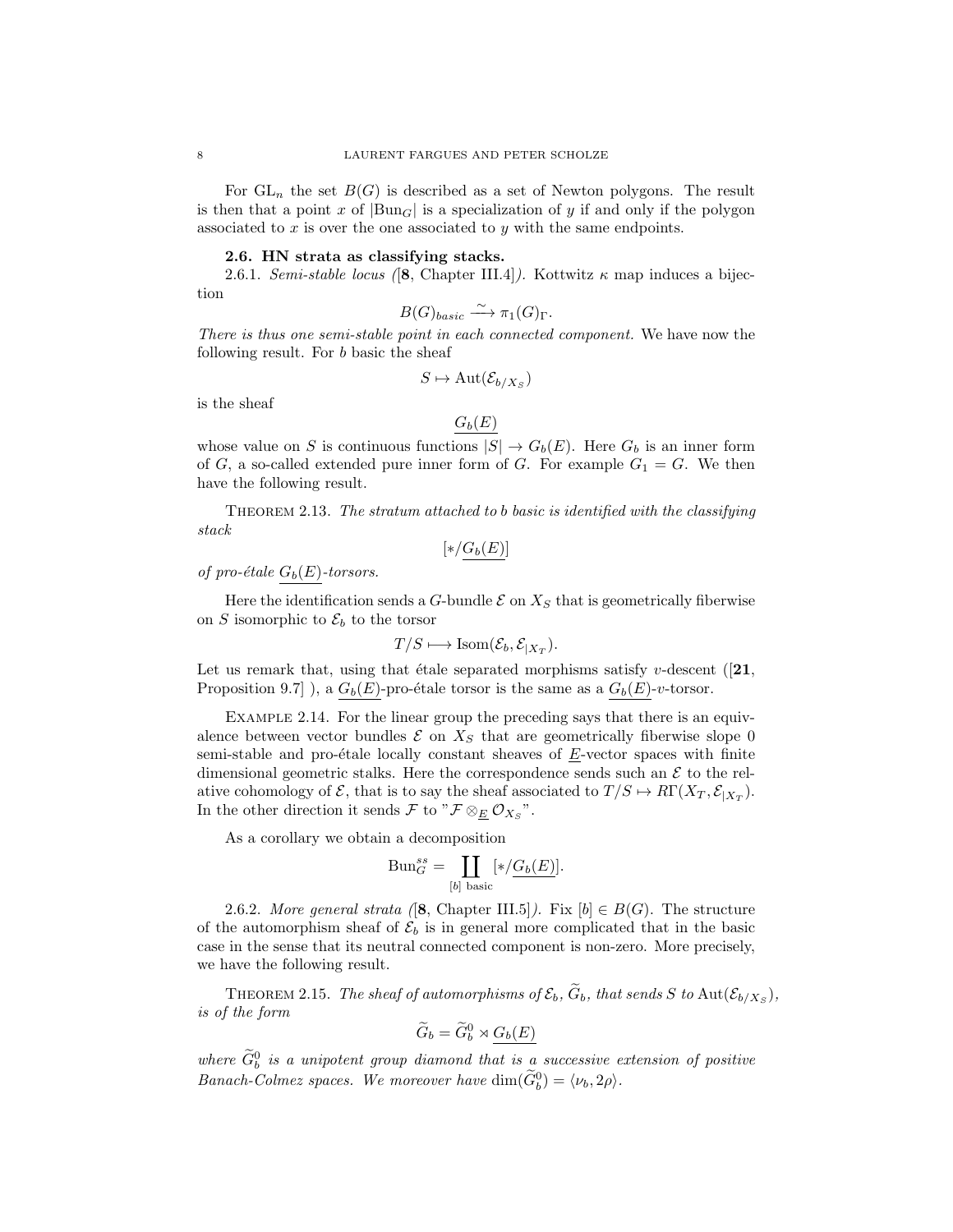For $\mathrm{GL}_n$ the set $B(G)$ is described as a set of Newton polygons. The result is then that a point $x$ of $|\mathrm{Bun}_G|$ is a specialization of $y$ if and only if the polygon associated to $x$ is over the one associated to $y$ with the same endpoints.

### 2.6. HN strata as classifying stacks.

2.6.1. *Semi-stable locus ([8, Chapter III.4]).* Kottwitz $\kappa$ map induces a bijection

$$B(G)_{basic} \xrightarrow{\sim} \pi_1(G)_\Gamma.$$

*There is thus one semi-stable point in each connected component.* We have now the following result. For $b$ basic the sheaf

$$S \mapsto \mathrm{Aut}(\mathcal{E}_{b/X_S})$$

is the sheaf

$$\underline{G_b(E)}$$

whose value on $S$ is continuous functions $|S| \to G_b(E)$. Here $G_b$ is an inner form of $G$, a so-called extended pure inner form of $G$. For example $G_1 = G$. We then have the following result.

THEOREM 2.13. *The stratum attached to b basic is identified with the classifying stack*

$$[*/\underline{G_b(E)}]$$

*of pro-étale $\underline{G_b(E)}$-torsors.*

Here the identification sends a $G$-bundle $\mathcal{E}$ on $X_S$ that is geometrically fiberwise on $S$ isomorphic to $\mathcal{E}_b$ to the torsor

$$T/S \longmapsto \mathrm{Isom}(\mathcal{E}_b, \mathcal{E}_{|X_T}).$$

Let us remark that, using that étale separated morphisms satisfy $v$-descent ([**21**, Proposition 9.7] ), a $\underline{G_b(E)}$-pro-étale torsor is the same as a $\underline{G_b(E)}$-$v$-torsor.

EXAMPLE 2.14. For the linear group the preceding says that there is an equivalence between vector bundles $\mathcal{E}$ on $X_S$ that are geometrically fiberwise slope 0 semi-stable and pro-étale locally constant sheaves of $\underline{E}$-vector spaces with finite dimensional geometric stalks. Here the correspondence sends such an $\mathcal{E}$ to the relative cohomology of $\mathcal{E}$, that is to say the sheaf associated to $T/S \mapsto R\Gamma(X_T, \mathcal{E}_{|X_T})$. In the other direction it sends $\mathcal{F}$ to "$\mathcal{F} \otimes_{\underline{E}} \mathcal{O}_{X_S}$".

As a corollary we obtain a decomposition

$$\mathrm{Bun}_G^{ss} = \coprod_{[b] \text{ basic}} [*/\underline{G_b(E)}].$$

2.6.2. *More general strata ([8, Chapter III.5]).* Fix $[b] \in B(G)$. The structure of the automorphism sheaf of $\mathcal{E}_b$ is in general more complicated that in the basic case in the sense that its neutral connected component is non-zero. More precisely, we have the following result.

THEOREM 2.15. *The sheaf of automorphisms of $\mathcal{E}_b$, $\widetilde{G}_b$, that sends $S$ to $\mathrm{Aut}(\mathcal{E}_{b/X_S})$, is of the form*

$$\widetilde{G}_b = \widetilde{G}_b^0 \rtimes \underline{G_b(E)}$$

*where $\widetilde{G}_b^0$ is a unipotent group diamond that is a successive extension of positive Banach-Colmez spaces. We moreover have $\dim(\widetilde{G}_b^0) = \langle \nu_b, 2\rho \rangle$.*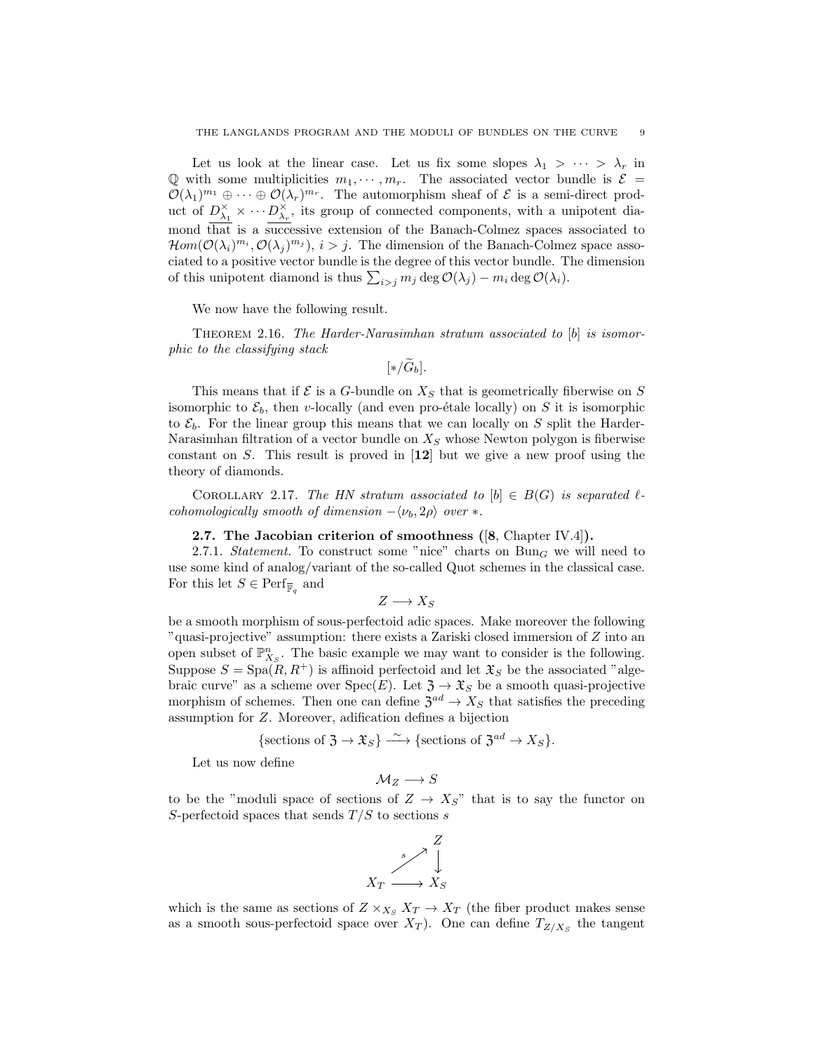Let us look at the linear case. Let us fix some slopes $\lambda_1 > \cdots > \lambda_r$ in $\mathbb{Q}$ with some multiplicities $m_1, \cdots, m_r$. The associated vector bundle is $\mathcal{E} = \mathcal{O}(\lambda_1)^{m_1} \oplus \cdots \oplus \mathcal{O}(\lambda_r)^{m_r}$. The automorphism sheaf of $\mathcal{E}$ is a semi-direct product of $\underline{D_{\lambda_1}^\times} \times \cdots \underline{D_{\lambda_r}^\times}$, its group of connected components, with a unipotent diamond that is a successive extension of the Banach-Colmez spaces associated to $\mathcal{H}om(\mathcal{O}(\lambda_i)^{m_i}, \mathcal{O}(\lambda_j)^{m_j})$, $i > j$. The dimension of the Banach-Colmez space associated to a positive vector bundle is the degree of this vector bundle. The dimension of this unipotent diamond is thus $\sum_{i>j} m_j \deg \mathcal{O}(\lambda_j) - m_i \deg \mathcal{O}(\lambda_i)$.

We now have the following result.

Theorem 2.16. *The Harder-Narasimhan stratum associated to $[b]$ is isomorphic to the classifying stack*

$$[*/\widetilde{G}_b].$$

This means that if $\mathcal{E}$ is a $G$-bundle on $X_S$ that is geometrically fiberwise on $S$ isomorphic to $\mathcal{E}_b$, then $v$-locally (and even pro-étale locally) on $S$ it is isomorphic to $\mathcal{E}_b$. For the linear group this means that we can locally on $S$ split the Harder-Narasimhan filtration of a vector bundle on $X_S$ whose Newton polygon is fiberwise constant on $S$. This result is proved in [**12**] but we give a new proof using the theory of diamonds.

Corollary 2.17. *The HN stratum associated to $[b] \in B(G)$ is separated $\ell$-cohomologically smooth of dimension $-\langle \nu_b, 2\rho \rangle$ over $*$.*

**2.7. The Jacobian criterion of smoothness ([8, Chapter IV.4]).**

2.7.1. *Statement.* To construct some "nice" charts on $\mathrm{Bun}_G$ we will need to use some kind of analog/variant of the so-called Quot schemes in the classical case. For this let $S \in \mathrm{Perf}_{\overline{\mathbb{F}}_q}$ and

$$Z \longrightarrow X_S$$

be a smooth morphism of sous-perfectoid adic spaces. Make moreover the following "quasi-projective" assumption: there exists a Zariski closed immersion of $Z$ into an open subset of $\mathbb{P}^n_{X_S}$. The basic example we may want to consider is the following. Suppose $S = \mathrm{Spa}(R, R^+)$ is affinoid perfectoid and let $\mathfrak{X}_S$ be the associated "algebraic curve" as a scheme over $\mathrm{Spec}(E)$. Let $\mathfrak{Z} \to \mathfrak{X}_S$ be a smooth quasi-projective morphism of schemes. Then one can define $\mathfrak{Z}^{ad} \to X_S$ that satisfies the preceding assumption for $Z$. Moreover, adification defines a bijection

$$\{\text{sections of } \mathfrak{Z} \to \mathfrak{X}_S\} \xrightarrow{\sim} \{\text{sections of } \mathfrak{Z}^{ad} \to X_S\}.$$

Let us now define

$$\mathcal{M}_Z \longrightarrow S$$

to be the "moduli space of sections of $Z \to X_S$" that is to say the functor on $S$-perfectoid spaces that sends $T/S$ to sections $s$

$$\begin{array}{ccc} & & Z \\ & \overset{s}{\nearrow} & \downarrow \\ X_T & \longrightarrow & X_S \end{array}$$

which is the same as sections of $Z \times_{X_S} X_T \to X_T$ (the fiber product makes sense as a smooth sous-perfectoid space over $X_T$). One can define $T_{Z/X_S}$ the tangent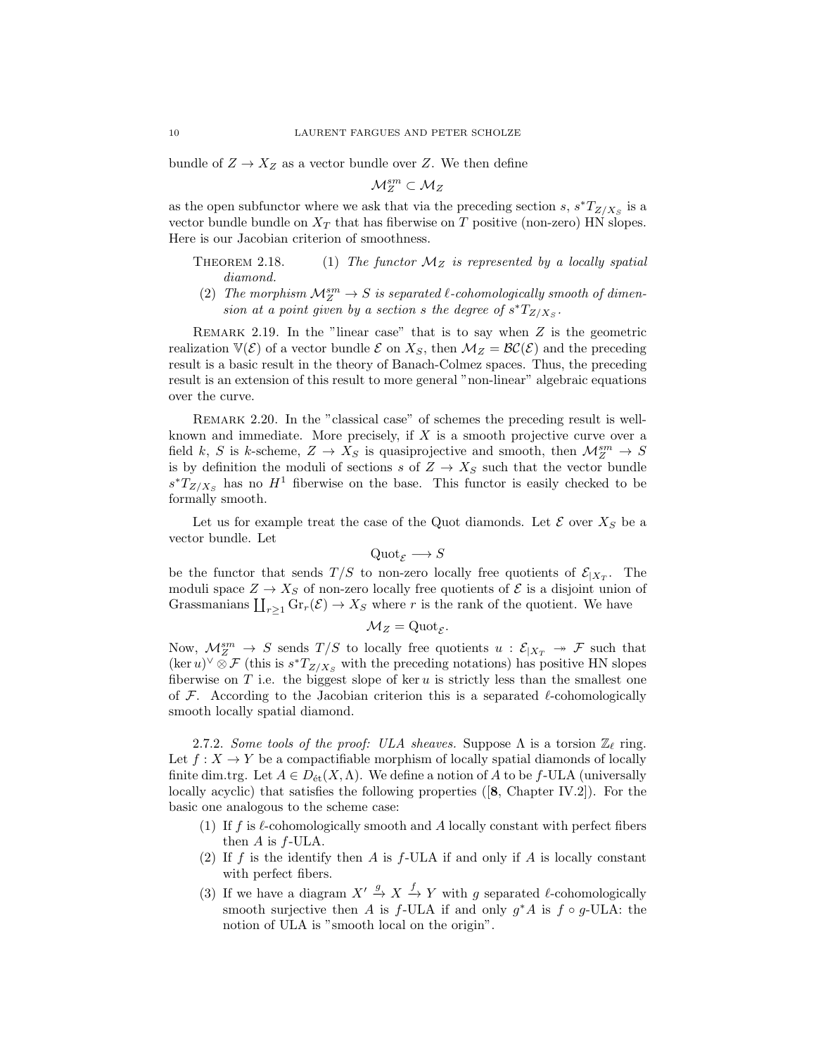bundle of $Z \to X_Z$ as a vector bundle over $Z$. We then define

$$\mathcal{M}_Z^{sm} \subset \mathcal{M}_Z$$

as the open subfunctor where we ask that via the preceding section $s$, $s^*T_{Z/X_S}$ is a vector bundle bundle on $X_T$ that has fiberwise on $T$ positive (non-zero) HN slopes. Here is our Jacobian criterion of smoothness.

THEOREM 2.18. (1) *The functor $\mathcal{M}_Z$ is represented by a locally spatial diamond.*

(2) *The morphism $\mathcal{M}_Z^{sm} \to S$ is separated $\ell$-cohomologically smooth of dimension at a point given by a section $s$ the degree of $s^*T_{Z/X_S}$.*

REMARK 2.19. In the "linear case" that is to say when $Z$ is the geometric realization $\mathbb{V}(\mathcal{E})$ of a vector bundle $\mathcal{E}$ on $X_S$, then $\mathcal{M}_Z = \mathcal{BC}(\mathcal{E})$ and the preceding result is a basic result in the theory of Banach-Colmez spaces. Thus, the preceding result is an extension of this result to more general "non-linear" algebraic equations over the curve.

REMARK 2.20. In the "classical case" of schemes the preceding result is well-known and immediate. More precisely, if $X$ is a smooth projective curve over a field $k$, $S$ is $k$-scheme, $Z \to X_S$ is quasiprojective and smooth, then $\mathcal{M}_Z^{sm} \to S$ is by definition the moduli of sections $s$ of $Z \to X_S$ such that the vector bundle $s^*T_{Z/X_S}$ has no $H^1$ fiberwise on the base. This functor is easily checked to be formally smooth.

Let us for example treat the case of the Quot diamonds. Let $\mathcal{E}$ over $X_S$ be a vector bundle. Let

$$\mathrm{Quot}_{\mathcal{E}} \longrightarrow S$$

be the functor that sends $T/S$ to non-zero locally free quotients of $\mathcal{E}_{|X_T}$. The moduli space $Z \to X_S$ of non-zero locally free quotients of $\mathcal{E}$ is a disjoint union of Grassmanians $\coprod_{r\geq 1} \mathrm{Gr}_r(\mathcal{E}) \to X_S$ where $r$ is the rank of the quotient. We have

$$\mathcal{M}_Z = \mathrm{Quot}_{\mathcal{E}}.$$

Now, $\mathcal{M}_Z^{sm} \to S$ sends $T/S$ to locally free quotients $u : \mathcal{E}_{|X_T} \twoheadrightarrow \mathcal{F}$ such that $(\ker u)^\vee \otimes \mathcal{F}$ (this is $s^*T_{Z/X_S}$ with the preceding notations) has positive HN slopes fiberwise on $T$ i.e. the biggest slope of $\ker u$ is strictly less than the smallest one of $\mathcal{F}$. According to the Jacobian criterion this is a separated $\ell$-cohomologically smooth locally spatial diamond.

2.7.2. *Some tools of the proof: ULA sheaves.* Suppose $\Lambda$ is a torsion $\mathbb{Z}_\ell$ ring. Let $f : X \to Y$ be a compactifiable morphism of locally spatial diamonds of locally finite dim.trg. Let $A \in D_{\acute{e}t}(X, \Lambda)$. We define a notion of $A$ to be $f$-ULA (universally locally acyclic) that satisfies the following properties ([**8**, Chapter IV.2]). For the basic one analogous to the scheme case:

(1) If $f$ is $\ell$-cohomologically smooth and $A$ locally constant with perfect fibers then $A$ is $f$-ULA.
(2) If $f$ is the identify then $A$ is $f$-ULA if and only if $A$ is locally constant with perfect fibers.
(3) If we have a diagram $X' \xrightarrow{g} X \xrightarrow{f} Y$ with $g$ separated $\ell$-cohomologically smooth surjective then $A$ is $f$-ULA if and only $g^*A$ is $f \circ g$-ULA: the notion of ULA is "smooth local on the origin".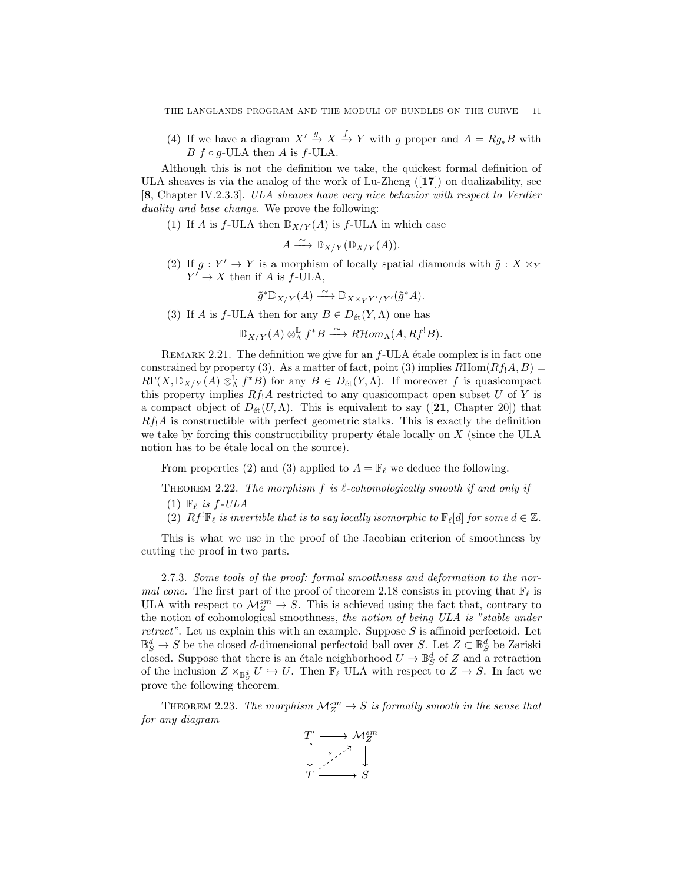(4) If we have a diagram $X' \xrightarrow{g} X \xrightarrow{f} Y$ with $g$ proper and $A = Rg_*B$ with $B$ $f \circ g$-ULA then $A$ is $f$-ULA.

Although this is not the definition we take, the quickest formal definition of ULA sheaves is via the analog of the work of Lu-Zheng ([**17**]) on dualizability, see [**8**, Chapter IV.2.3.3]. *ULA sheaves have very nice behavior with respect to Verdier duality and base change.* We prove the following:

(1) If $A$ is $f$-ULA then $\mathbb{D}_{X/Y}(A)$ is $f$-ULA in which case

$$A \xrightarrow{\sim} \mathbb{D}_{X/Y}(\mathbb{D}_{X/Y}(A)).$$

(2) If $g : Y' \to Y$ is a morphism of locally spatial diamonds with $\tilde{g} : X \times_Y Y' \to X$ then if $A$ is $f$-ULA,

$$\tilde{g}^*\mathbb{D}_{X/Y}(A) \xrightarrow{\sim} \mathbb{D}_{X \times_Y Y'/Y'}(\tilde{g}^*A).$$

(3) If $A$ is $f$-ULA then for any $B \in D_{\text{ét}}(Y, \Lambda)$ one has

$$\mathbb{D}_{X/Y}(A) \otimes^{\mathbb{L}}_{\Lambda} f^*B \xrightarrow{\sim} R\mathcal{H}om_{\Lambda}(A, Rf^!B).$$

Remark 2.21. The definition we give for an $f$-ULA étale complex is in fact one constrained by property (3). As a matter of fact, point (3) implies $R\mathrm{Hom}(Rf_!A, B) = R\Gamma(X, \mathbb{D}_{X/Y}(A) \otimes^{\mathbb{L}}_{\Lambda} f^*B)$ for any $B \in D_{\text{ét}}(Y, \Lambda)$. If moreover $f$ is quasicompact this property implies $Rf_!A$ restricted to any quasicompact open subset $U$ of $Y$ is a compact object of $D_{\text{ét}}(U, \Lambda)$. This is equivalent to say ([**21**, Chapter 20]) that $Rf_!A$ is constructible with perfect geometric stalks. This is exactly the definition we take by forcing this constructibility property étale locally on $X$ (since the ULA notion has to be étale local on the source).

From properties (2) and (3) applied to $A = \mathbb{F}_\ell$ we deduce the following.

Theorem 2.22. *The morphism $f$ is $\ell$-cohomologically smooth if and only if*

(1) *$\mathbb{F}_\ell$ is $f$-ULA*

(2) *$Rf^!\mathbb{F}_\ell$ is invertible that is to say locally isomorphic to $\mathbb{F}_\ell[d]$ for some $d \in \mathbb{Z}$.*

This is what we use in the proof of the Jacobian criterion of smoothness by cutting the proof in two parts.

2.7.3. *Some tools of the proof: formal smoothness and deformation to the normal cone.* The first part of the proof of theorem 2.18 consists in proving that $\mathbb{F}_\ell$ is ULA with respect to $\mathcal{M}_Z^{sm} \to S$. This is achieved using the fact that, contrary to the notion of cohomological smoothness, *the notion of being ULA is "stable under retract"*. Let us explain this with an example. Suppose $S$ is affinoid perfectoid. Let $\mathbb{B}^d_S \to S$ be the closed $d$-dimensional perfectoid ball over $S$. Let $Z \subset \mathbb{B}^d_S$ be Zariski closed. Suppose that there is an étale neighborhood $U \to \mathbb{B}^d_S$ of $Z$ and a retraction of the inclusion $Z \times_{\mathbb{B}^d_S} U \hookrightarrow U$. Then $\mathbb{F}_\ell$ ULA with respect to $Z \to S$. In fact we prove the following theorem.

Theorem 2.23. *The morphism $\mathcal{M}_Z^{sm} \to S$ is formally smooth in the sense that for any diagram*

$$\begin{array}{ccc} T' & \longrightarrow & \mathcal{M}_Z^{sm} \\ \big\downarrow & \overset{s}{\nearrow} & \big\downarrow \\ T & \longrightarrow & S \end{array}$$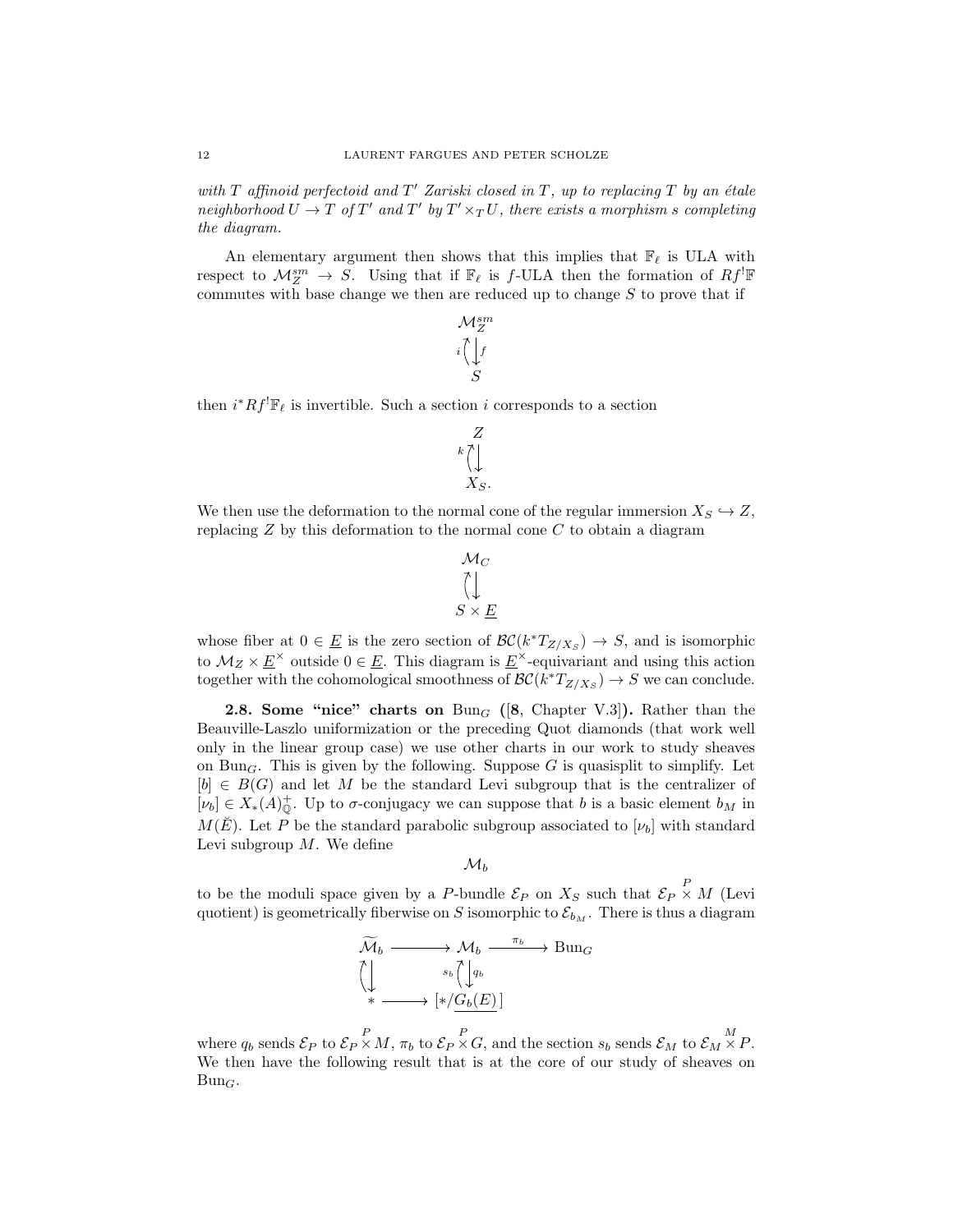*with $T$ affinoid perfectoid and $T'$ Zariski closed in $T$, up to replacing $T$ by an étale neighborhood $U \to T$ of $T'$ and $T'$ by $T' \times_T U$, there exists a morphism $s$ completing the diagram.*

An elementary argument then shows that this implies that $\mathbb{F}_\ell$ is ULA with respect to $\mathcal{M}_Z^{sm} \to S$. Using that if $\mathbb{F}_\ell$ is $f$-ULA then the formation of $Rf^!\mathbb{F}$ commutes with base change we then are reduced up to change $S$ to prove that if

$$\begin{array}{c} \mathcal{M}_Z^{sm} \\ {\scriptstyle i}\Big\uparrow\Big\downarrow{\scriptstyle f} \\ S \end{array}$$

then $i^* Rf^! \mathbb{F}_\ell$ is invertible. Such a section $i$ corresponds to a section

$$\begin{array}{c} Z \\ {\scriptstyle k}\Big\uparrow\Big\downarrow \\ X_S. \end{array}$$

We then use the deformation to the normal cone of the regular immersion $X_S \hookrightarrow Z$, replacing $Z$ by this deformation to the normal cone $C$ to obtain a diagram

$$\begin{array}{c} \mathcal{M}_C \\ \Big\uparrow\Big\downarrow \\ S \times \underline{E} \end{array}$$

whose fiber at $0 \in \underline{E}$ is the zero section of $\mathcal{BC}(k^* T_{Z/X_S}) \to S$, and is isomorphic to $\mathcal{M}_Z \times \underline{E}^\times$ outside $0 \in \underline{E}$. This diagram is $\underline{E}^\times$-equivariant and using this action together with the cohomological smoothness of $\mathcal{BC}(k^* T_{Z/X_S}) \to S$ we can conclude.

**2.8. Some "nice" charts on $\mathrm{Bun}_G$ ([8, Chapter V.3]).** Rather than the Beauville-Laszlo uniformization or the preceding Quot diamonds (that work well only in the linear group case) we use other charts in our work to study sheaves on $\mathrm{Bun}_G$. This is given by the following. Suppose $G$ is quasisplit to simplify. Let $[b] \in B(G)$ and let $M$ be the standard Levi subgroup that is the centralizer of $[\nu_b] \in X_*(A)^+_{\mathbb{Q}}$. Up to $\sigma$-conjugacy we can suppose that $b$ is a basic element $b_M$ in $M(\breve{E})$. Let $P$ be the standard parabolic subgroup associated to $[\nu_b]$ with standard Levi subgroup $M$. We define

$$\mathcal{M}_b$$

to be the moduli space given by a $P$-bundle $\mathcal{E}_P$ on $X_S$ such that $\mathcal{E}_P \overset{P}{\times} M$ (Levi quotient) is geometrically fiberwise on $S$ isomorphic to $\mathcal{E}_{b_M}$. There is thus a diagram

$$\begin{array}{ccccc} \widetilde{\mathcal{M}}_b & \longrightarrow & \mathcal{M}_b & \xrightarrow{\pi_b} & \mathrm{Bun}_G \\ \Big\uparrow\Big\downarrow & & {\scriptstyle s_b}\Big\uparrow\Big\downarrow{\scriptstyle q_b} & & \\ * & \longrightarrow & [*/\underline{G_b(E)}] & & \end{array}$$

where $q_b$ sends $\mathcal{E}_P$ to $\mathcal{E}_P \overset{P}{\times} M$, $\pi_b$ to $\mathcal{E}_P \overset{P}{\times} G$, and the section $s_b$ sends $\mathcal{E}_M$ to $\mathcal{E}_M \overset{M}{\times} P$. We then have the following result that is at the core of our study of sheaves on $\mathrm{Bun}_G$.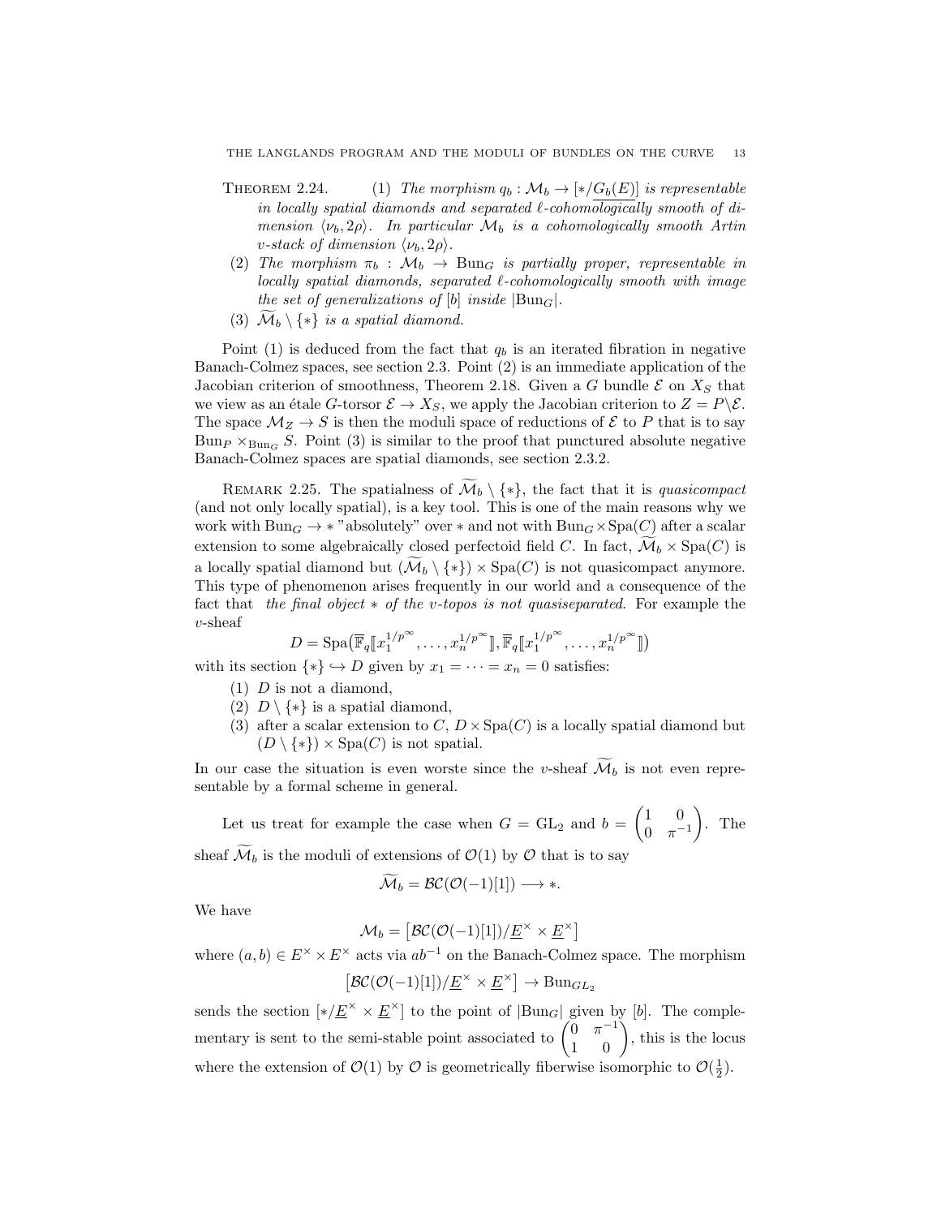THEOREM 2.24. (1) *The morphism $q_b : \mathcal{M}_b \to [*/\underline{G_b(E)}]$ is representable in locally spatial diamonds and separated $\ell$-cohomologically smooth of dimension $\langle \nu_b, 2\rho \rangle$. In particular $\mathcal{M}_b$ is a cohomologically smooth Artin v-stack of dimension $\langle \nu_b, 2\rho \rangle$.*

(2) *The morphism $\pi_b : \mathcal{M}_b \to \mathrm{Bun}_G$ is partially proper, representable in locally spatial diamonds, separated $\ell$-cohomologically smooth with image the set of generalizations of $[b]$ inside $|\mathrm{Bun}_G|$.*

(3) *$\widetilde{\mathcal{M}}_b \setminus \{*\}$ is a spatial diamond.*

Point (1) is deduced from the fact that $q_b$ is an iterated fibration in negative Banach-Colmez spaces, see section 2.3. Point (2) is an immediate application of the Jacobian criterion of smoothness, Theorem 2.18. Given a $G$ bundle $\mathcal{E}$ on $X_S$ that we view as an étale $G$-torsor $\mathcal{E} \to X_S$, we apply the Jacobian criterion to $Z = P\backslash\mathcal{E}$. The space $\mathcal{M}_Z \to S$ is then the moduli space of reductions of $\mathcal{E}$ to $P$ that is to say $\mathrm{Bun}_P \times_{\mathrm{Bun}_G} S$. Point (3) is similar to the proof that punctured absolute negative Banach-Colmez spaces are spatial diamonds, see section 2.3.2.

REMARK 2.25. The spatialness of $\widetilde{\mathcal{M}}_b \setminus \{*\}$, the fact that it is *quasicompact* (and not only locally spatial), is a key tool. This is one of the main reasons why we work with $\mathrm{Bun}_G \to *$ "absolutely" over $*$ and not with $\mathrm{Bun}_G \times \mathrm{Spa}(C)$ after a scalar extension to some algebraically closed perfectoid field $C$. In fact, $\widetilde{\mathcal{M}}_b \times \mathrm{Spa}(C)$ is a locally spatial diamond but $(\widetilde{\mathcal{M}}_b \setminus \{*\}) \times \mathrm{Spa}(C)$ is not quasicompact anymore. This type of phenomenon arises frequently in our world and a consequence of the fact that *the final object $*$ of the v-topos is not quasiseparated*. For example the v-sheaf

$$D = \mathrm{Spa}\big(\overline{\mathbb{F}}_q[\![x_1^{1/p^\infty}, \dots, x_n^{1/p^\infty}]\!], \overline{\mathbb{F}}_q[\![x_1^{1/p^\infty}, \dots, x_n^{1/p^\infty}]\!]\big)$$

with its section $\{*\} \hookrightarrow D$ given by $x_1 = \cdots = x_n = 0$ satisfies:

(1) $D$ is not a diamond,
(2) $D \setminus \{*\}$ is a spatial diamond,
(3) after a scalar extension to $C$, $D \times \mathrm{Spa}(C)$ is a locally spatial diamond but $(D \setminus \{*\}) \times \mathrm{Spa}(C)$ is not spatial.

In our case the situation is even worste since the v-sheaf $\widetilde{\mathcal{M}}_b$ is not even representable by a formal scheme in general.

Let us treat for example the case when $G = \mathrm{GL}_2$ and $b = \begin{pmatrix} 1 & 0 \\ 0 & \pi^{-1} \end{pmatrix}$. The sheaf $\widetilde{\mathcal{M}}_b$ is the moduli of extensions of $\mathcal{O}(1)$ by $\mathcal{O}$ that is to say

$$\widetilde{\mathcal{M}}_b = \mathcal{BC}(\mathcal{O}(-1)[1]) \longrightarrow *.$$

We have

$$\mathcal{M}_b = \big[\mathcal{BC}(\mathcal{O}(-1)[1])/\underline{E}^\times \times \underline{E}^\times\big]$$

where $(a,b) \in E^\times \times E^\times$ acts via $ab^{-1}$ on the Banach-Colmez space. The morphism

$$\big[\mathcal{BC}(\mathcal{O}(-1)[1])/\underline{E}^\times \times \underline{E}^\times\big] \to \mathrm{Bun}_{GL_2}$$

sends the section $[*/\underline{E}^\times \times \underline{E}^\times]$ to the point of $|\mathrm{Bun}_G|$ given by $[b]$. The complementary is sent to the semi-stable point associated to $\begin{pmatrix} 0 & \pi^{-1} \\ 1 & 0 \end{pmatrix}$, this is the locus where the extension of $\mathcal{O}(1)$ by $\mathcal{O}$ is geometrically fiberwise isomorphic to $\mathcal{O}(\frac{1}{2})$.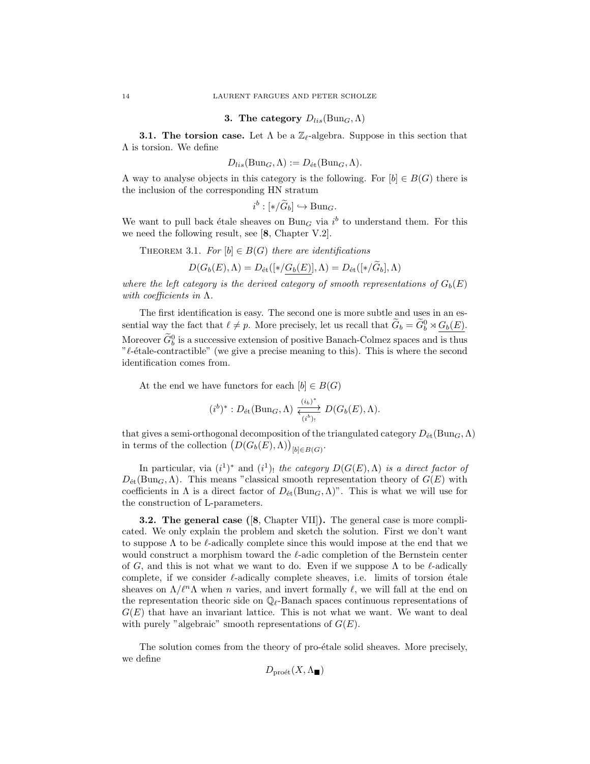## 3. The category $D_{lis}(\mathrm{Bun}_G, \Lambda)$

**3.1. The torsion case.** Let $\Lambda$ be a $\mathbb{Z}_\ell$-algebra. Suppose in this section that $\Lambda$ is torsion. We define

$$D_{lis}(\mathrm{Bun}_G, \Lambda) := D_{\text{ét}}(\mathrm{Bun}_G, \Lambda).$$

A way to analyse objects in this category is the following. For $[b] \in B(G)$ there is the inclusion of the corresponding HN stratum

$$i^b : [*/\widetilde{G}_b] \hookrightarrow \mathrm{Bun}_G.$$

We want to pull back étale sheaves on $\mathrm{Bun}_G$ via $i^b$ to understand them. For this we need the following result, see [**8**, Chapter V.2].

THEOREM 3.1. *For $[b] \in B(G)$ there are identifications*

$$D(G_b(E), \Lambda) = D_{\text{ét}}([*/\underline{G_b(E)}], \Lambda) = D_{\text{ét}}([*/\widetilde{G}_b], \Lambda)$$

*where the left category is the derived category of smooth representations of $G_b(E)$ with coefficients in $\Lambda$.*

The first identification is easy. The second one is more subtle and uses in an essential way the fact that $\ell \neq p$. More precisely, let us recall that $\widetilde{G}_b = \widetilde{G}_b^0 \rtimes \underline{G_b(E)}$. Moreover $\widetilde{G}_b^0$ is a successive extension of positive Banach-Colmez spaces and is thus "$\ell$-étale-contractible" (we give a precise meaning to this). This is where the second identification comes from.

At the end we have functors for each $[b] \in B(G)$

$$(i^b)^* : D_{\text{ét}}(\mathrm{Bun}_G, \Lambda) \underset{(i^b)_!}{\overset{(i_b)^*}{\rightleftarrows}} D(G_b(E), \Lambda).$$

that gives a semi-orthogonal decomposition of the triangulated category $D_{\text{ét}}(\mathrm{Bun}_G, \Lambda)$ in terms of the collection $\big(D(G_b(E), \Lambda)\big)_{[b] \in B(G)}$.

In particular, via $(i^1)^*$ and $(i^1)_!$ *the category $D(G(E), \Lambda)$ is a direct factor of* $D_{\text{ét}}(\mathrm{Bun}_G, \Lambda)$. This means "classical smooth representation theory of $G(E)$ with coefficients in $\Lambda$ is a direct factor of $D_{\text{ét}}(\mathrm{Bun}_G, \Lambda)$". This is what we will use for the construction of L-parameters.

**3.2. The general case ([8, Chapter VII]).** The general case is more complicated. We only explain the problem and sketch the solution. First we don't want to suppose $\Lambda$ to be $\ell$-adically complete since this would impose at the end that we would construct a morphism toward the $\ell$-adic completion of the Bernstein center of $G$, and this is not what we want to do. Even if we suppose $\Lambda$ to be $\ell$-adically complete, if we consider $\ell$-adically complete sheaves, i.e. limits of torsion étale sheaves on $\Lambda/\ell^n\Lambda$ when $n$ varies, and invert formally $\ell$, we will fall at the end on the representation theoric side on $\mathbb{Q}_\ell$-Banach spaces continuous representations of $G(E)$ that have an invariant lattice. This is not what we want. We want to deal with purely "algebraic" smooth representations of $G(E)$.

The solution comes from the theory of pro-étale solid sheaves. More precisely, we define

$$D_{\text{proét}}(X, \Lambda_{\blacksquare})$$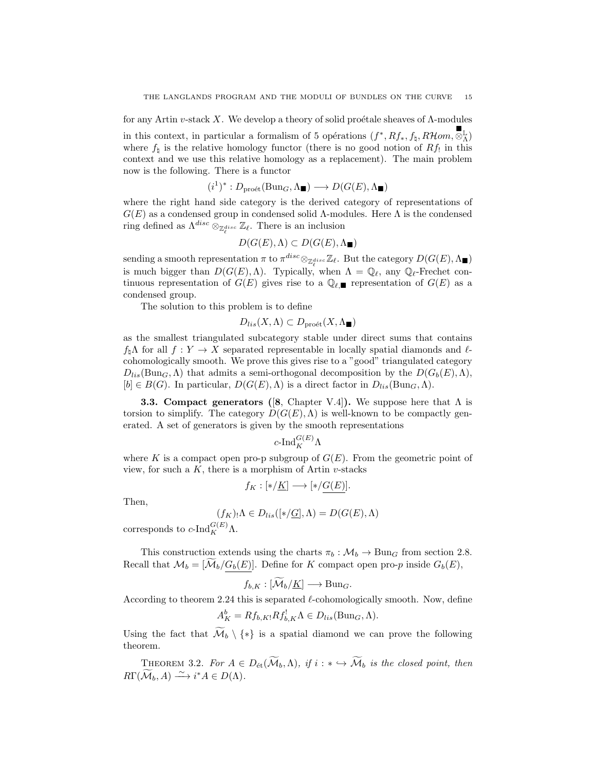for any Artin $v$-stack $X$. We develop a theory of solid proétale sheaves of $\Lambda$-modules in this context, in particular a formalism of 5 opérations $(f^*, Rf_*, f_\natural, R\mathcal{H}om, \overset{\blacksquare}{\otimes}{}^{\mathbb{L}}_{\Lambda})$ where $f_\natural$ is the relative homology functor (there is no good notion of $Rf_!$ in this context and we use this relative homology as a replacement). The main problem now is the following. There is a functor

$$(i^1)^* : D_{\text{proét}}(\text{Bun}_G, \Lambda_\blacksquare) \longrightarrow D(G(E), \Lambda_\blacksquare)$$

where the right hand side category is the derived category of representations of $G(E)$ as a condensed group in condensed solid $\Lambda$-modules. Here $\Lambda$ is the condensed ring defined as $\Lambda^{disc} \otimes_{\mathbb{Z}_\ell^{disc}} \mathbb{Z}_\ell$. There is an inclusion

$$D(G(E), \Lambda) \subset D(G(E), \Lambda_\blacksquare)$$

sending a smooth representation $\pi$ to $\pi^{disc} \otimes_{\mathbb{Z}_\ell^{disc}} \mathbb{Z}_\ell$. But the category $D(G(E), \Lambda_\blacksquare)$ is much bigger than $D(G(E), \Lambda)$. Typically, when $\Lambda = \mathbb{Q}_\ell$, any $\mathbb{Q}_\ell$-Frechet continuous representation of $G(E)$ gives rise to a $\mathbb{Q}_{\ell,\blacksquare}$ representation of $G(E)$ as a condensed group.

The solution to this problem is to define

$$D_{lis}(X, \Lambda) \subset D_{\text{proét}}(X, \Lambda_\blacksquare)$$

as the smallest triangulated subcategory stable under direct sums that contains $f_\natural \Lambda$ for all $f : Y \to X$ separated representable in locally spatial diamonds and $\ell$-cohomologically smooth. We prove this gives rise to a "good" triangulated category $D_{lis}(\text{Bun}_G, \Lambda)$ that admits a semi-orthogonal decomposition by the $D(G_b(E), \Lambda)$, $[b] \in B(G)$. In particular, $D(G(E), \Lambda)$ is a direct factor in $D_{lis}(\text{Bun}_G, \Lambda)$.

**3.3. Compact generators ([8, Chapter V.4]).** We suppose here that $\Lambda$ is torsion to simplify. The category $D(G(E), \Lambda)$ is well-known to be compactly generated. A set of generators is given by the smooth representations

$$c\text{-Ind}_K^{G(E)} \Lambda$$

where $K$ is a compact open pro-p subgroup of $G(E)$. From the geometric point of view, for such a $K$, there is a morphism of Artin $v$-stacks

$$f_K : [*/\underline{K}] \longrightarrow [*/\underline{G(E)}].$$

Then,

$$(f_K)_! \Lambda \in D_{lis}([*/\underline{G}], \Lambda) = D(G(E), \Lambda)$$

corresponds to $c\text{-Ind}_K^{G(E)} \Lambda$.

This construction extends using the charts $\pi_b : \mathcal{M}_b \to \text{Bun}_G$ from section 2.8. Recall that $\mathcal{M}_b = [\widetilde{\mathcal{M}}_b / \underline{G_b(E)}]$. Define for $K$ compact open pro-$p$ inside $G_b(E)$,

$$f_{b,K} : [\widetilde{\mathcal{M}}_b / \underline{K}] \longrightarrow \text{Bun}_G.$$

According to theorem 2.24 this is separated $\ell$-cohomologically smooth. Now, define

$$A_K^b = Rf_{b,K!} Rf_{b,K}^! \Lambda \in D_{lis}(\text{Bun}_G, \Lambda).$$

Using the fact that $\widetilde{\mathcal{M}}_b \setminus \{*\}$ is a spatial diamond we can prove the following theorem.

Theorem 3.2. *For $A \in D_{\text{ét}}(\widetilde{\mathcal{M}}_b, \Lambda)$, if $i : * \hookrightarrow \widetilde{\mathcal{M}}_b$ is the closed point, then $R\Gamma(\widetilde{\mathcal{M}}_b, A) \xrightarrow{\sim} i^* A \in D(\Lambda)$.*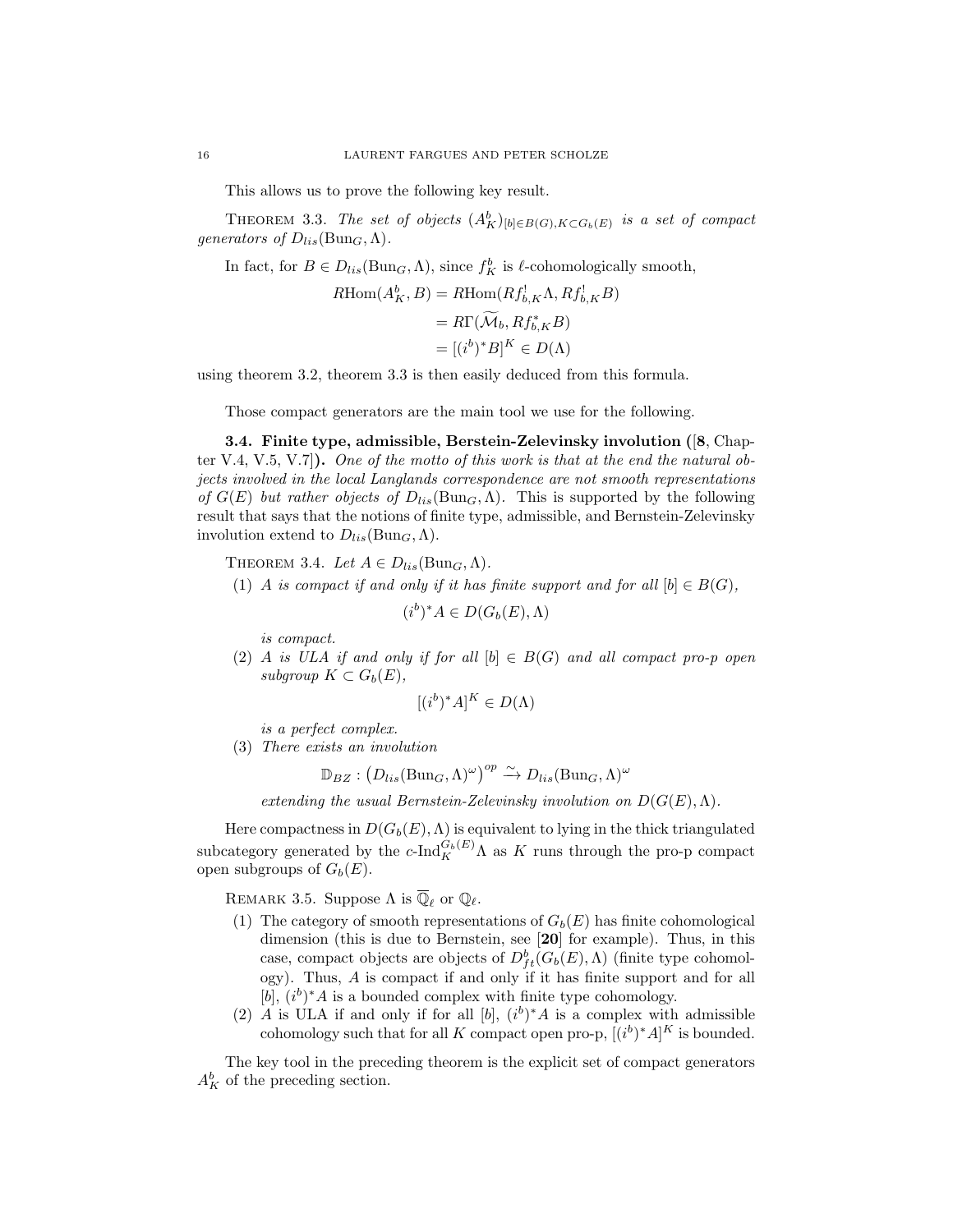This allows us to prove the following key result.

Theorem 3.3. *The set of objects $(A^b_K)_{[b]\in B(G), K\subset G_b(E)}$ is a set of compact generators of $D_{lis}(\mathrm{Bun}_G,\Lambda)$.*

In fact, for $B \in D_{lis}(\mathrm{Bun}_G,\Lambda)$, since $f^b_K$ is $\ell$-cohomologically smooth,

$$
\begin{aligned}
R\mathrm{Hom}(A^b_K, B) &= R\mathrm{Hom}(Rf^!_{b,K}\Lambda, Rf^!_{b,K}B) \\
&= R\Gamma(\widetilde{\mathcal{M}}_b, Rf^*_{b,K}B) \\
&= [(i^b)^*B]^K \in D(\Lambda)
\end{aligned}
$$

using theorem 3.2, theorem 3.3 is then easily deduced from this formula.

Those compact generators are the main tool we use for the following.

**3.4. Finite type, admissible, Berstein-Zelevinsky involution ([8, Chapter V.4, V.5, V.7]).** *One of the motto of this work is that at the end the natural objects involved in the local Langlands correspondence are not smooth representations of $G(E)$ but rather objects of $D_{lis}(\mathrm{Bun}_G,\Lambda)$.* This is supported by the following result that says that the notions of finite type, admissible, and Bernstein-Zelevinsky involution extend to $D_{lis}(\mathrm{Bun}_G,\Lambda)$.

Theorem 3.4. *Let $A \in D_{lis}(\mathrm{Bun}_G,\Lambda)$.*

1. *$A$ is compact if and only if it has finite support and for all $[b] \in B(G)$,*
$$(i^b)^*A \in D(G_b(E),\Lambda)$$
*is compact.*
2. *$A$ is ULA if and only if for all $[b] \in B(G)$ and all compact pro-p open subgroup $K \subset G_b(E)$,*
$$[(i^b)^*A]^K \in D(\Lambda)$$
*is a perfect complex.*
3. *There exists an involution*
$$\mathbb{D}_{BZ} : \left(D_{lis}(\mathrm{Bun}_G,\Lambda)^\omega\right)^{op} \xrightarrow{\sim} D_{lis}(\mathrm{Bun}_G,\Lambda)^\omega$$
*extending the usual Bernstein-Zelevinsky involution on $D(G(E),\Lambda)$.*

Here compactness in $D(G_b(E),\Lambda)$ is equivalent to lying in the thick triangulated subcategory generated by the $c\text{-}\mathrm{Ind}_K^{G_b(E)}\Lambda$ as $K$ runs through the pro-p compact open subgroups of $G_b(E)$.

Remark 3.5. Suppose $\Lambda$ is $\overline{\mathbb{Q}}_\ell$ or $\mathbb{Q}_\ell$.

1. The category of smooth representations of $G_b(E)$ has finite cohomological dimension (this is due to Bernstein, see [20] for example). Thus, in this case, compact objects are objects of $D^b_{ft}(G_b(E),\Lambda)$ (finite type cohomology). Thus, $A$ is compact if and only if it has finite support and for all $[b]$, $(i^b)^*A$ is a bounded complex with finite type cohomology.
2. $A$ is ULA if and only if for all $[b]$, $(i^b)^*A$ is a complex with admissible cohomology such that for all $K$ compact open pro-p, $[(i^b)^*A]^K$ is bounded.

The key tool in the preceding theorem is the explicit set of compact generators $A^b_K$ of the preceding section.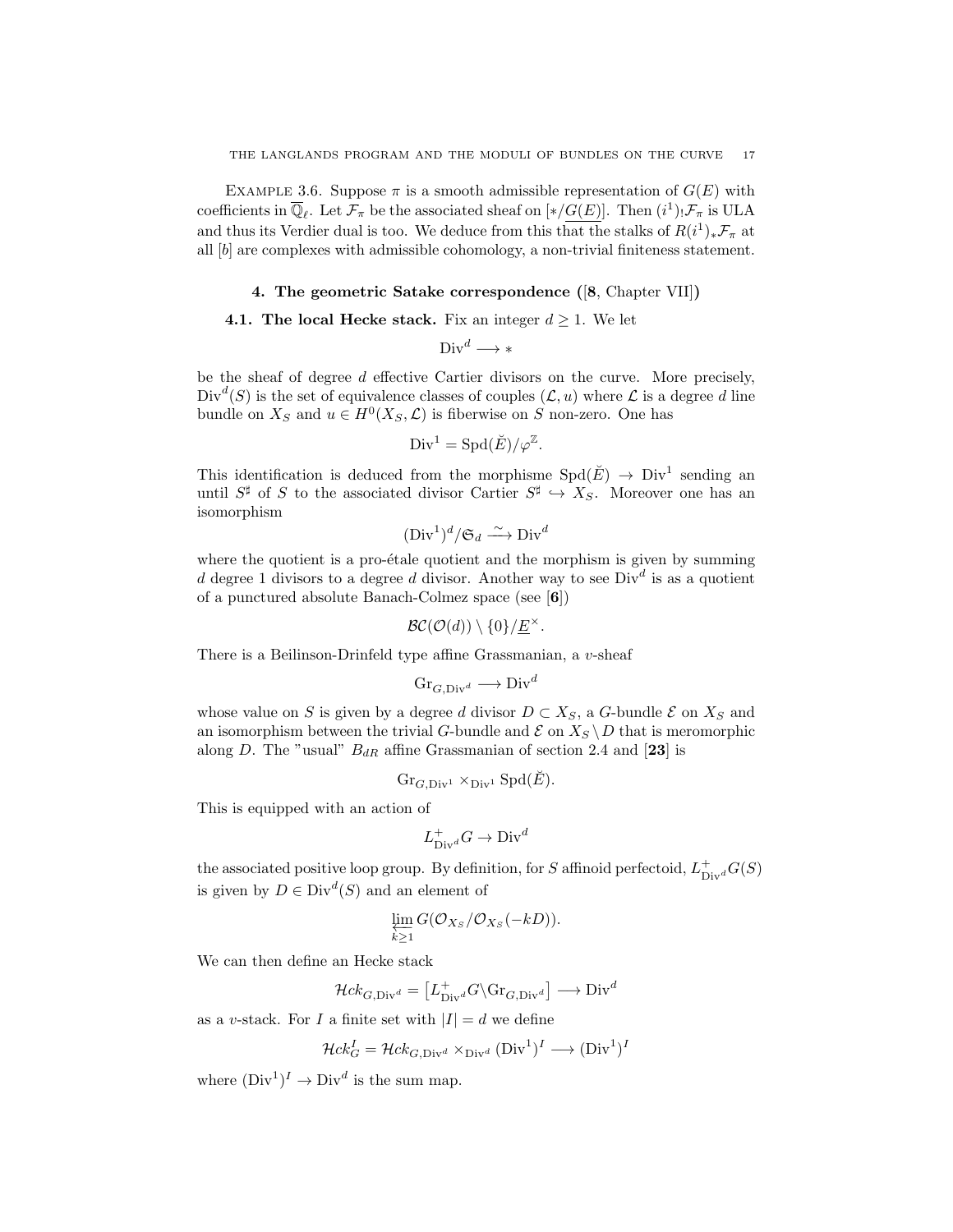Example 3.6. Suppose $\pi$ is a smooth admissible representation of $G(E)$ with coefficients in $\overline{\mathbb{Q}}_\ell$. Let $\mathcal{F}_\pi$ be the associated sheaf on $[*/\underline{G(E)}]$. Then $(i^1)_!\mathcal{F}_\pi$ is ULA and thus its Verdier dual is too. We deduce from this that the stalks of $R(i^1)_*\mathcal{F}_\pi$ at all $[b]$ are complexes with admissible cohomology, a non-trivial finiteness statement.

## 4. The geometric Satake correspondence ([8, Chapter VII])

**4.1. The local Hecke stack.** Fix an integer $d \geq 1$. We let

$$\mathrm{Div}^d \longrightarrow *$$

be the sheaf of degree $d$ effective Cartier divisors on the curve. More precisely, $\mathrm{Div}^d(S)$ is the set of equivalence classes of couples $(\mathcal{L}, u)$ where $\mathcal{L}$ is a degree $d$ line bundle on $X_S$ and $u \in H^0(X_S, \mathcal{L})$ is fiberwise on $S$ non-zero. One has

$$\mathrm{Div}^1 = \mathrm{Spd}(\breve{E})/\varphi^{\mathbb{Z}}.$$

This identification is deduced from the morphisme $\mathrm{Spd}(\breve{E}) \to \mathrm{Div}^1$ sending an until $S^\sharp$ of $S$ to the associated divisor Cartier $S^\sharp \hookrightarrow X_S$. Moreover one has an isomorphism

$$(\mathrm{Div}^1)^d/\mathfrak{S}_d \xrightarrow{\sim} \mathrm{Div}^d$$

where the quotient is a pro-étale quotient and the morphism is given by summing $d$ degree 1 divisors to a degree $d$ divisor. Another way to see $\mathrm{Div}^d$ is as a quotient of a punctured absolute Banach-Colmez space (see [6])

$$\mathcal{BC}(\mathcal{O}(d)) \setminus \{0\}/\underline{E}^\times.$$

There is a Beilinson-Drinfeld type affine Grassmanian, a $v$-sheaf

$$\mathrm{Gr}_{G,\mathrm{Div}^d} \longrightarrow \mathrm{Div}^d$$

whose value on $S$ is given by a degree $d$ divisor $D \subset X_S$, a $G$-bundle $\mathcal{E}$ on $X_S$ and an isomorphism between the trivial $G$-bundle and $\mathcal{E}$ on $X_S \setminus D$ that is meromorphic along $D$. The "usual" $B_{dR}$ affine Grassmanian of section 2.4 and [23] is

$$\mathrm{Gr}_{G,\mathrm{Div}^1} \times_{\mathrm{Div}^1} \mathrm{Spd}(\breve{E}).$$

This is equipped with an action of

$$L^+_{\mathrm{Div}^d} G \to \mathrm{Div}^d$$

the associated positive loop group. By definition, for $S$ affinoid perfectoid, $L^+_{\mathrm{Div}^d}G(S)$ is given by $D \in \mathrm{Div}^d(S)$ and an element of

$$\varprojlim_{k \geq 1} G(\mathcal{O}_{X_S}/\mathcal{O}_{X_S}(-kD)).$$

We can then define an Hecke stack

$$\mathcal{H}ck_{G,\mathrm{Div}^d} = \left[L^+_{\mathrm{Div}^d}G \backslash \mathrm{Gr}_{G,\mathrm{Div}^d}\right] \longrightarrow \mathrm{Div}^d$$

as a $v$-stack. For $I$ a finite set with $|I| = d$ we define

$$\mathcal{H}ck^I_G = \mathcal{H}ck_{G,\mathrm{Div}^d} \times_{\mathrm{Div}^d} (\mathrm{Div}^1)^I \longrightarrow (\mathrm{Div}^1)^I$$

where $(\mathrm{Div}^1)^I \to \mathrm{Div}^d$ is the sum map.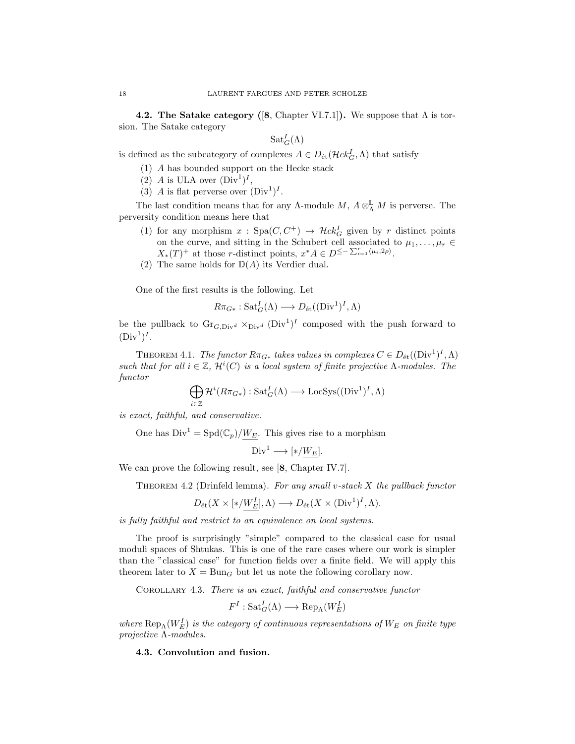**4.2. The Satake category ([8, Chapter VI.7.1]).** We suppose that $\Lambda$ is torsion. The Satake category

$$\mathrm{Sat}_G^I(\Lambda)$$

is defined as the subcategory of complexes $A \in D_{\acute{e}t}(\mathcal{H}ck_G^I, \Lambda)$ that satisfy

1. $A$ has bounded support on the Hecke stack
2. $A$ is ULA over $(\mathrm{Div}^1)^I$,
3. $A$ is flat perverse over $(\mathrm{Div}^1)^I$.

The last condition means that for any $\Lambda$-module $M$, $A \otimes_\Lambda^{\mathbb{L}} M$ is perverse. The perversity condition means here that

1. for any morphism $x : \mathrm{Spa}(C, C^+) \to \mathcal{H}ck_G^I$ given by $r$ distinct points on the curve, and sitting in the Schubert cell associated to $\mu_1, \dots, \mu_r \in X_*(T)^+$ at those $r$-distinct points, $x^* A \in D^{\leq -\sum_{i=1}^r \langle \mu_i, 2\rho \rangle}$.
2. The same holds for $\mathbb{D}(A)$ its Verdier dual.

One of the first results is the following. Let

$$R\pi_{G*} : \mathrm{Sat}_G^I(\Lambda) \longrightarrow D_{\acute{e}t}((\mathrm{Div}^1)^I, \Lambda)$$

be the pullback to $\mathrm{Gr}_{G,\mathrm{Div}^d} \times_{\mathrm{Div}^d} (\mathrm{Div}^1)^I$ composed with the push forward to $(\mathrm{Div}^1)^I$.

THEOREM 4.1. *The functor $R\pi_{G*}$ takes values in complexes $C \in D_{\acute{e}t}((\mathrm{Div}^1)^I, \Lambda)$ such that for all $i \in \mathbb{Z}$, $\mathcal{H}^i(C)$ is a local system of finite projective $\Lambda$-modules. The functor*

$$\bigoplus_{i \in \mathbb{Z}} \mathcal{H}^i(R\pi_{G*}) : \mathrm{Sat}_G^I(\Lambda) \longrightarrow \mathrm{LocSys}((\mathrm{Div}^1)^I, \Lambda)$$

*is exact, faithful, and conservative.*

One has $\mathrm{Div}^1 = \mathrm{Spd}(\mathbb{C}_p)/\underline{W_E}$. This gives rise to a morphism

$$\mathrm{Div}^1 \longrightarrow [*/\underline{W_E}].$$

We can prove the following result, see [8, Chapter IV.7].

THEOREM 4.2 (Drinfeld lemma). *For any small v-stack $X$ the pullback functor*

$$D_{\acute{e}t}(X \times [*/\underline{W_E^I}], \Lambda) \longrightarrow D_{\acute{e}t}(X \times (\mathrm{Div}^1)^I, \Lambda).$$

*is fully faithful and restrict to an equivalence on local systems.*

The proof is surprisingly "simple" compared to the classical case for usual moduli spaces of Shtukas. This is one of the rare cases where our work is simpler than the "classical case" for function fields over a finite field. We will apply this theorem later to $X = \mathrm{Bun}_G$ but let us note the following corollary now.

COROLLARY 4.3. *There is an exact, faithful and conservative functor*

$$F^I : \mathrm{Sat}_G^I(\Lambda) \longrightarrow \mathrm{Rep}_\Lambda(W_E^I)$$

*where $\mathrm{Rep}_\Lambda(W_E^I)$ is the category of continuous representations of $W_E$ on finite type projective $\Lambda$-modules.*

**4.3. Convolution and fusion.**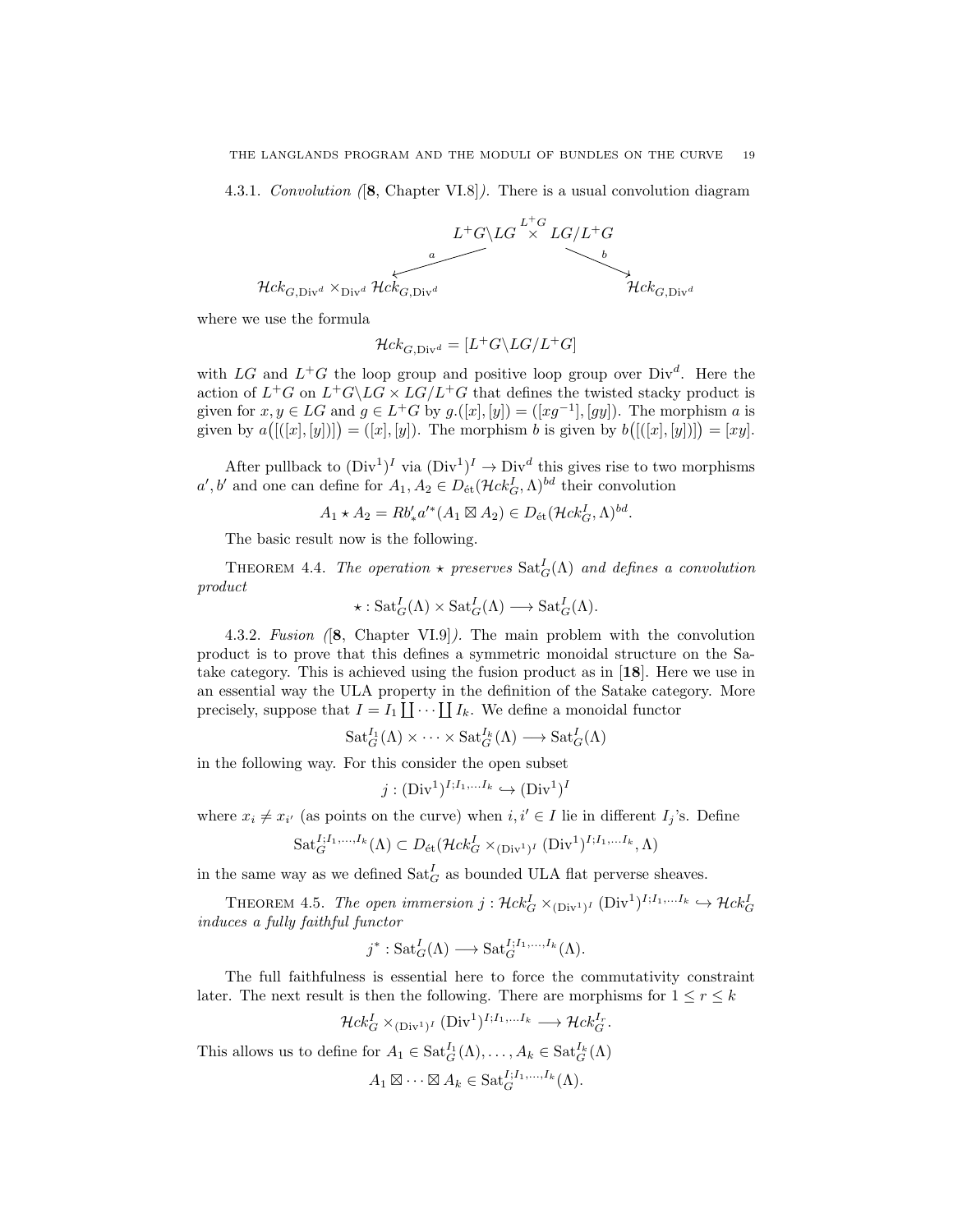4.3.1. *Convolution ([**8**, Chapter VI.8]).* There is a usual convolution diagram

$$\begin{array}{ccc} & L^+G\backslash LG \overset{L^+G}{\times} LG/L^+G & \\ \swarrow^{a} & & \searrow^{b} \\ \mathcal{H}ck_{G,\mathrm{Div}^d} \times_{\mathrm{Div}^d} \mathcal{H}ck_{G,\mathrm{Div}^d} & & \mathcal{H}ck_{G,\mathrm{Div}^d} \end{array}$$

where we use the formula

$$\mathcal{H}ck_{G,\mathrm{Div}^d} = [L^+G\backslash LG/L^+G]$$

with $LG$ and $L^+G$ the loop group and positive loop group over $\mathrm{Div}^d$. Here the action of $L^+G$ on $L^+G\backslash LG \times LG/L^+G$ that defines the twisted stacky product is given for $x, y \in LG$ and $g \in L^+G$ by $g.([x],[y]) = ([xg^{-1}],[gy])$. The morphism $a$ is given by $a\big([([x],[y])]\big) = ([x],[y])$. The morphism $b$ is given by $b\big([([x],[y])]\big) = [xy]$.

After pullback to $(\mathrm{Div}^1)^I$ via $(\mathrm{Div}^1)^I \to \mathrm{Div}^d$ this gives rise to two morphisms $a', b'$ and one can define for $A_1, A_2 \in D_{\text{ét}}(\mathcal{H}ck_G^I, \Lambda)^{bd}$ their convolution

$$A_1 \star A_2 = Rb'_* a'^*(A_1 \boxtimes A_2) \in D_{\text{ét}}(\mathcal{H}ck_G^I, \Lambda)^{bd}.$$

The basic result now is the following.

Theorem 4.4. *The operation $\star$ preserves $\mathrm{Sat}_G^I(\Lambda)$ and defines a convolution product*

$$\star : \mathrm{Sat}_G^I(\Lambda) \times \mathrm{Sat}_G^I(\Lambda) \longrightarrow \mathrm{Sat}_G^I(\Lambda).$$

4.3.2. *Fusion ([**8**, Chapter VI.9]).* The main problem with the convolution product is to prove that this defines a symmetric monoidal structure on the Satake category. This is achieved using the fusion product as in [**18**]. Here we use in an essential way the ULA property in the definition of the Satake category. More precisely, suppose that $I = I_1 \coprod \cdots \coprod I_k$. We define a monoidal functor

$$\mathrm{Sat}_G^{I_1}(\Lambda) \times \cdots \times \mathrm{Sat}_G^{I_k}(\Lambda) \longrightarrow \mathrm{Sat}_G^I(\Lambda)$$

in the following way. For this consider the open subset

$$j : (\mathrm{Div}^1)^{I;I_1,\dots I_k} \hookrightarrow (\mathrm{Div}^1)^I$$

where $x_i \neq x_{i'}$ (as points on the curve) when $i, i' \in I$ lie in different $I_j$'s. Define

$$\mathrm{Sat}_G^{I;I_1,\dots,I_k}(\Lambda) \subset D_{\text{ét}}(\mathcal{H}ck_G^I \times_{(\mathrm{Div}^1)^I} (\mathrm{Div}^1)^{I;I_1,\dots I_k}, \Lambda)$$

in the same way as we defined $\mathrm{Sat}_G^I$ as bounded ULA flat perverse sheaves.

Theorem 4.5. *The open immersion $j : \mathcal{H}ck_G^I \times_{(\mathrm{Div}^1)^I} (\mathrm{Div}^1)^{I;I_1,\dots I_k} \hookrightarrow \mathcal{H}ck_G^I$ induces a fully faithful functor*

$$j^* : \mathrm{Sat}_G^I(\Lambda) \longrightarrow \mathrm{Sat}_G^{I;I_1,\dots,I_k}(\Lambda).$$

The full faithfulness is essential here to force the commutativity constraint later. The next result is then the following. There are morphisms for $1 \le r \le k$

$$\mathcal{H}ck_G^I \times_{(\mathrm{Div}^1)^I} (\mathrm{Div}^1)^{I;I_1,\dots I_k} \longrightarrow \mathcal{H}ck_G^{I_r}.$$

This allows us to define for $A_1 \in \mathrm{Sat}_G^{I_1}(\Lambda), \dots, A_k \in \mathrm{Sat}_G^{I_k}(\Lambda)$

$$A_1 \boxtimes \cdots \boxtimes A_k \in \mathrm{Sat}_G^{I;I_1,\dots,I_k}(\Lambda).$$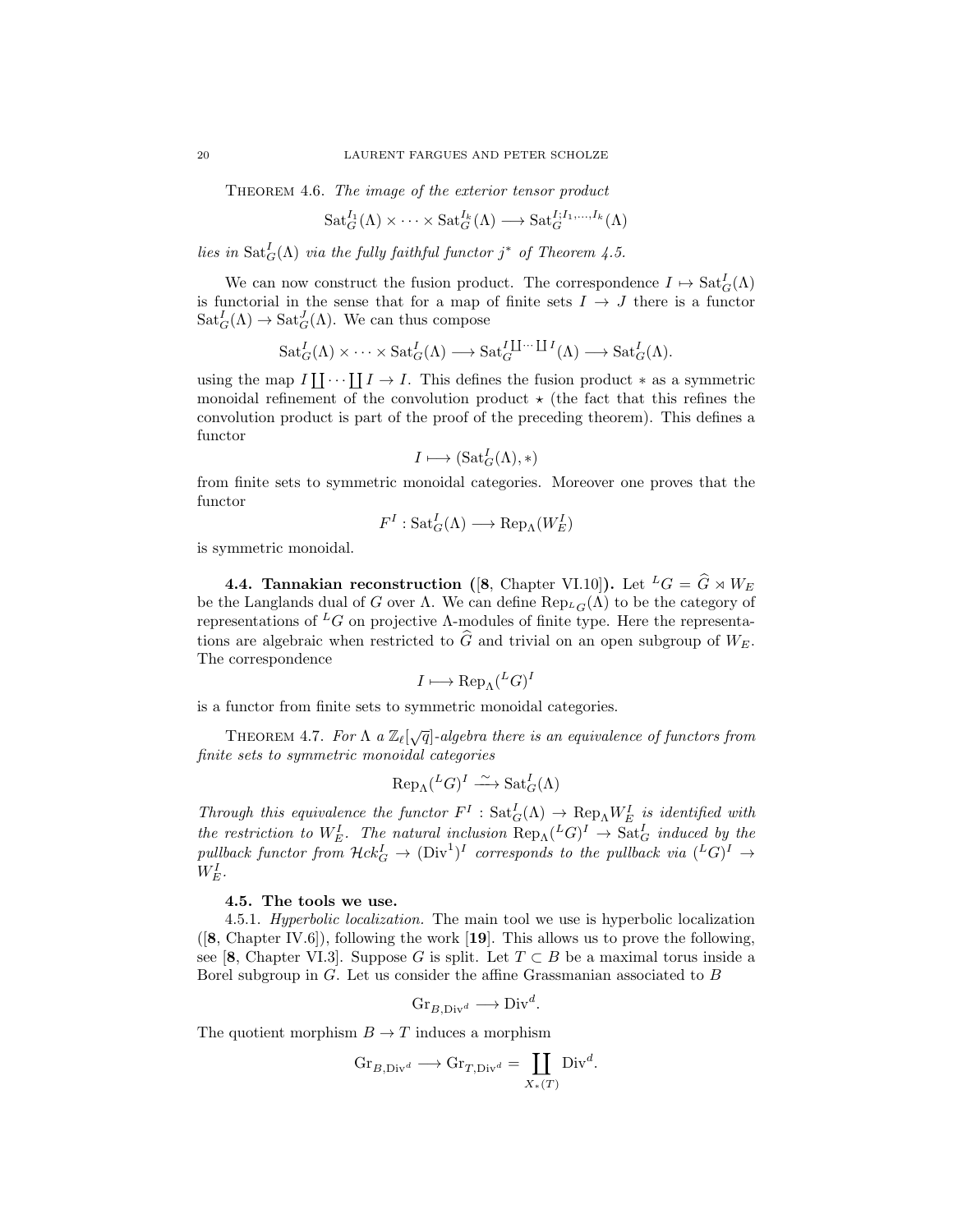Theorem 4.6. *The image of the exterior tensor product*

$$\mathrm{Sat}_G^{I_1}(\Lambda) \times \cdots \times \mathrm{Sat}_G^{I_k}(\Lambda) \longrightarrow \mathrm{Sat}_G^{I;I_1,\ldots,I_k}(\Lambda)$$

*lies in* $\mathrm{Sat}_G^I(\Lambda)$ *via the fully faithful functor* $j^*$ *of Theorem 4.5.*

We can now construct the fusion product. The correspondence $I \mapsto \mathrm{Sat}_G^I(\Lambda)$ is functorial in the sense that for a map of finite sets $I \to J$ there is a functor $\mathrm{Sat}_G^I(\Lambda) \to \mathrm{Sat}_G^J(\Lambda)$. We can thus compose

$$\mathrm{Sat}_G^I(\Lambda) \times \cdots \times \mathrm{Sat}_G^I(\Lambda) \longrightarrow \mathrm{Sat}_G^{I \coprod \cdots \coprod I}(\Lambda) \longrightarrow \mathrm{Sat}_G^I(\Lambda).$$

using the map $I \coprod \cdots \coprod I \to I$. This defines the fusion product $*$ as a symmetric monoidal refinement of the convolution product $\star$ (the fact that this refines the convolution product is part of the proof of the preceding theorem). This defines a functor

$$I \longmapsto (\mathrm{Sat}_G^I(\Lambda), *)$$

from finite sets to symmetric monoidal categories. Moreover one proves that the functor

$$F^I : \mathrm{Sat}_G^I(\Lambda) \longrightarrow \mathrm{Rep}_\Lambda(W_E^I)$$

is symmetric monoidal.

**4.4. Tannakian reconstruction ([8, Chapter VI.10]).** Let ${}^L G = \widehat{G} \rtimes W_E$ be the Langlands dual of $G$ over $\Lambda$. We can define $\mathrm{Rep}_{{}^L G}(\Lambda)$ to be the category of representations of ${}^L G$ on projective $\Lambda$-modules of finite type. Here the representations are algebraic when restricted to $\widehat{G}$ and trivial on an open subgroup of $W_E$. The correspondence

$$I \longmapsto \mathrm{Rep}_\Lambda({}^L G)^I$$

is a functor from finite sets to symmetric monoidal categories.

Theorem 4.7. *For* $\Lambda$ *a* $\mathbb{Z}_\ell[\sqrt{q}]$*-algebra there is an equivalence of functors from finite sets to symmetric monoidal categories*

$$\mathrm{Rep}_\Lambda({}^L G)^I \xrightarrow{\sim} \mathrm{Sat}_G^I(\Lambda)$$

*Through this equivalence the functor* $F^I : \mathrm{Sat}_G^I(\Lambda) \to \mathrm{Rep}_\Lambda W_E^I$ *is identified with the restriction to* $W_E^I$*. The natural inclusion* $\mathrm{Rep}_\Lambda({}^L G)^I \to \mathrm{Sat}_G^I$ *induced by the pullback functor from* $\mathcal{H}ck_G^I \to (\mathrm{Div}^1)^I$ *corresponds to the pullback via* $({}^L G)^I \to W_E^I$*.*

**4.5. The tools we use.**

4.5.1. *Hyperbolic localization.* The main tool we use is hyperbolic localization ([8, Chapter IV.6]), following the work [19]. This allows us to prove the following, see [8, Chapter VI.3]. Suppose $G$ is split. Let $T \subset B$ be a maximal torus inside a Borel subgroup in $G$. Let us consider the affine Grassmanian associated to $B$

$$\mathrm{Gr}_{B,\mathrm{Div}^d} \longrightarrow \mathrm{Div}^d.$$

The quotient morphism $B \to T$ induces a morphism

$$\mathrm{Gr}_{B,\mathrm{Div}^d} \longrightarrow \mathrm{Gr}_{T,\mathrm{Div}^d} = \coprod_{X_*(T)} \mathrm{Div}^d.$$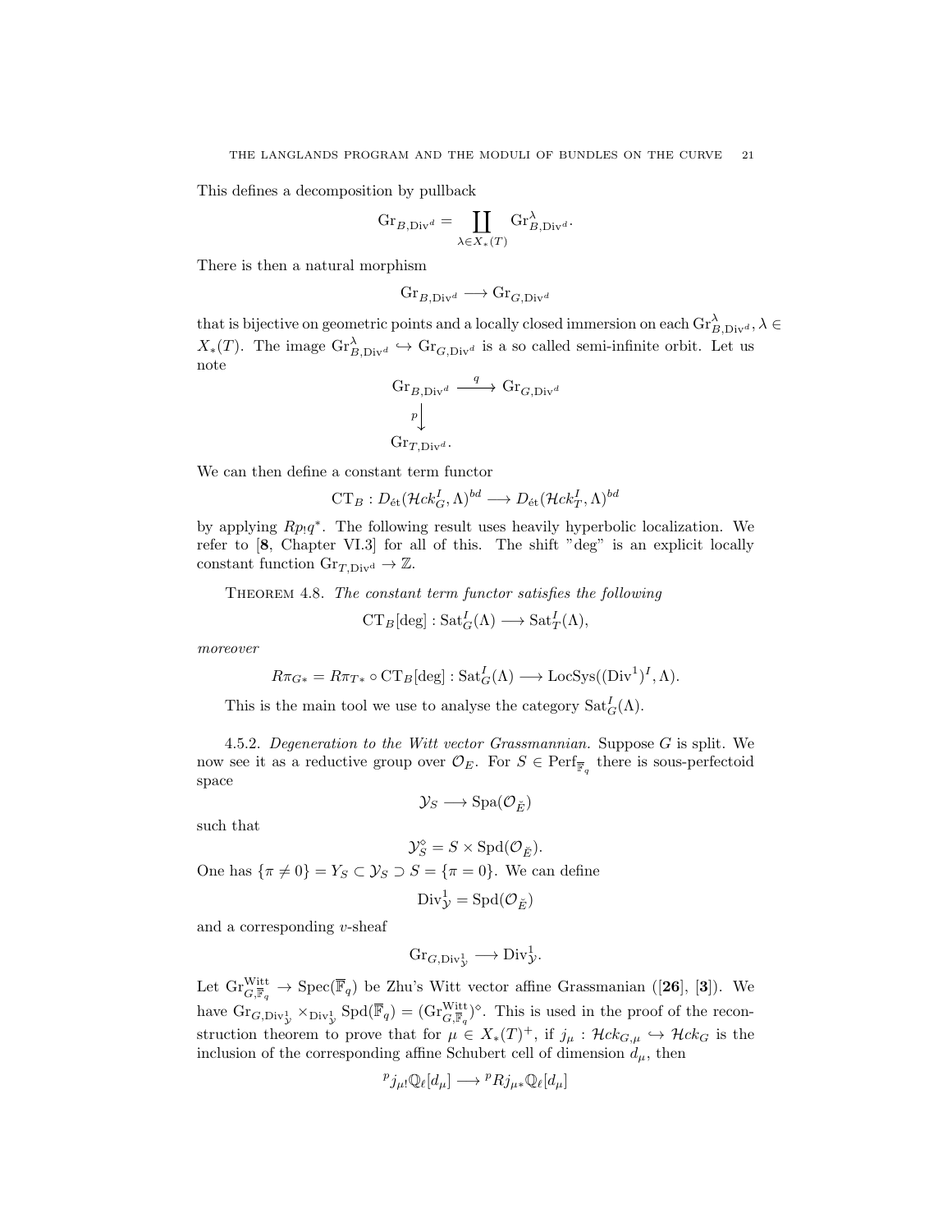This defines a decomposition by pullback

$$\mathrm{Gr}_{B,\mathrm{Div}^d} = \coprod_{\lambda \in X_*(T)} \mathrm{Gr}^{\lambda}_{B,\mathrm{Div}^d}.$$

There is then a natural morphism

$$\mathrm{Gr}_{B,\mathrm{Div}^d} \longrightarrow \mathrm{Gr}_{G,\mathrm{Div}^d}$$

that is bijective on geometric points and a locally closed immersion on each $\mathrm{Gr}^{\lambda}_{B,\mathrm{Div}^d}, \lambda \in X_*(T)$. The image $\mathrm{Gr}^{\lambda}_{B,\mathrm{Div}^d} \hookrightarrow \mathrm{Gr}_{G,\mathrm{Div}^d}$ is a so called semi-infinite orbit. Let us note

$$\begin{array}{ccc} \mathrm{Gr}_{B,\mathrm{Div}^d} & \xrightarrow{q} & \mathrm{Gr}_{G,\mathrm{Div}^d} \\ {\scriptstyle p}\downarrow & & \\ \mathrm{Gr}_{T,\mathrm{Div}^d}. & & \end{array}$$

We can then define a constant term functor

$$\mathrm{CT}_B : D_{\text{ét}}(\mathcal{H}ck^I_G, \Lambda)^{bd} \longrightarrow D_{\text{ét}}(\mathcal{H}ck^I_T, \Lambda)^{bd}$$

by applying $Rp_! q^*$. The following result uses heavily hyperbolic localization. We refer to [**8**, Chapter VI.3] for all of this. The shift "deg" is an explicit locally constant function $\mathrm{Gr}_{T,\mathrm{Div}^d} \to \mathbb{Z}$.

THEOREM 4.8. *The constant term functor satisfies the following*

$$\mathrm{CT}_B[\deg] : \mathrm{Sat}^I_G(\Lambda) \longrightarrow \mathrm{Sat}^I_T(\Lambda),$$

*moreover*

$$R\pi_{G*} = R\pi_{T*} \circ \mathrm{CT}_B[\deg] : \mathrm{Sat}^I_G(\Lambda) \longrightarrow \mathrm{LocSys}((\mathrm{Div}^1)^I, \Lambda).$$

This is the main tool we use to analyse the category $\mathrm{Sat}^I_G(\Lambda)$.

4.5.2. *Degeneration to the Witt vector Grassmannian.* Suppose $G$ is split. We now see it as a reductive group over $\mathcal{O}_E$. For $S \in \mathrm{Perf}_{\overline{\mathbb{F}}_q}$ there is sous-perfectoid space

$$\mathcal{Y}_S \longrightarrow \mathrm{Spa}(\mathcal{O}_{\breve{E}})$$

such that

$$\mathcal{Y}_S^{\diamond} = S \times \mathrm{Spd}(\mathcal{O}_{\breve{E}}).$$

One has $\{\pi \neq 0\} = Y_S \subset \mathcal{Y}_S \supset S = \{\pi = 0\}$. We can define

$$\mathrm{Div}^1_{\mathcal{Y}} = \mathrm{Spd}(\mathcal{O}_{\breve{E}})$$

and a corresponding $v$-sheaf

$$\mathrm{Gr}_{G,\mathrm{Div}^1_{\mathcal{Y}}} \longrightarrow \mathrm{Div}^1_{\mathcal{Y}}.$$

Let $\mathrm{Gr}^{\mathrm{Witt}}_{G,\overline{\mathbb{F}}_q} \to \mathrm{Spec}(\overline{\mathbb{F}}_q)$ be Zhu's Witt vector affine Grassmanian ([**26**], [**3**]). We have $\mathrm{Gr}_{G,\mathrm{Div}^1_{\mathcal{Y}}} \times_{\mathrm{Div}^1_{\mathcal{Y}}} \mathrm{Spd}(\overline{\mathbb{F}}_q) = (\mathrm{Gr}^{\mathrm{Witt}}_{G,\overline{\mathbb{F}}_q})^{\diamond}$. This is used in the proof of the reconstruction theorem to prove that for $\mu \in X_*(T)^+$, if $j_\mu : \mathcal{H}ck_{G,\mu} \hookrightarrow \mathcal{H}ck_G$ is the inclusion of the corresponding affine Schubert cell of dimension $d_\mu$, then

$${}^p j_{\mu !}\mathbb{Q}_\ell[d_\mu] \longrightarrow {}^p Rj_{\mu *}\mathbb{Q}_\ell[d_\mu]$$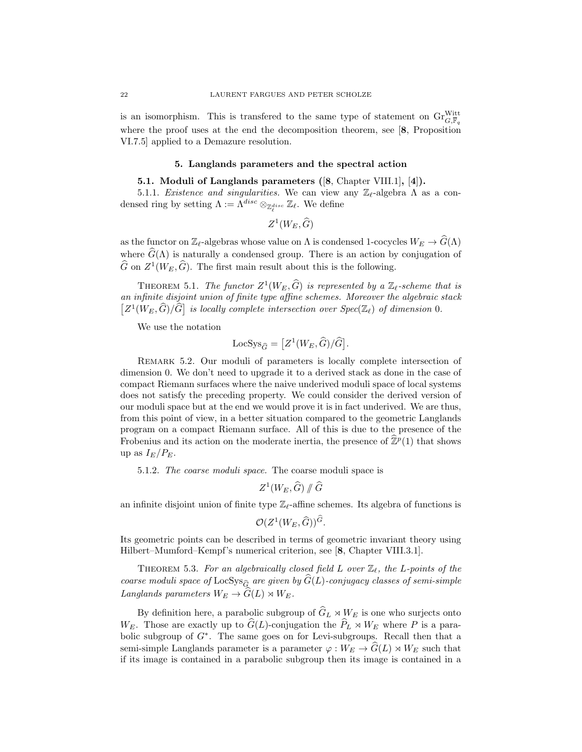is an isomorphism. This is transfered to the same type of statement on $\mathrm{Gr}^{\mathrm{Witt}}_{G,\overline{\mathbb{F}}_q}$ where the proof uses at the end the decomposition theorem, see [**8**, Proposition VI.7.5] applied to a Demazure resolution.

## 5. Langlands parameters and the spectral action

### 5.1. Moduli of Langlands parameters ([8, Chapter VIII.1], [4]).

5.1.1. *Existence and singularities.* We can view any $\mathbb{Z}_\ell$-algebra $\Lambda$ as a condensed ring by setting $\Lambda := \Lambda^{disc} \otimes_{\mathbb{Z}_\ell^{disc}} \mathbb{Z}_\ell$. We define

$$Z^1(W_E, \widehat{G})$$

as the functor on $\mathbb{Z}_\ell$-algebras whose value on $\Lambda$ is condensed 1-cocycles $W_E \to \widehat{G}(\Lambda)$ where $\widehat{G}(\Lambda)$ is naturally a condensed group. There is an action by conjugation of $\widehat{G}$ on $Z^1(W_E, \widehat{G})$. The first main result about this is the following.

THEOREM 5.1. *The functor $Z^1(W_E, \widehat{G})$ is represented by a $\mathbb{Z}_\ell$-scheme that is an infinite disjoint union of finite type affine schemes. Moreover the algebraic stack $\big[Z^1(W_E, \widehat{G})/\widehat{G}\big]$ is locally complete intersection over Spec$(\mathbb{Z}_\ell)$ of dimension 0.*

We use the notation

$$\mathrm{LocSys}_{\widehat{G}} = \big[Z^1(W_E, \widehat{G})/\widehat{G}\big].$$

REMARK 5.2. Our moduli of parameters is locally complete intersection of dimension 0. We don't need to upgrade it to a derived stack as done in the case of compact Riemann surfaces where the naive underived moduli space of local systems does not satisfy the preceding property. We could consider the derived version of our moduli space but at the end we would prove it is in fact underived. We are thus, from this point of view, in a better situation compared to the geometric Langlands program on a compact Riemann surface. All of this is due to the presence of the Frobenius and its action on the moderate inertia, the presence of $\widehat{\mathbb{Z}}^p(1)$ that shows up as $I_E/P_E$.

5.1.2. *The coarse moduli space.* The coarse moduli space is

$$Z^1(W_E, \widehat{G}) \,/\!\!/\, \widehat{G}$$

an infinite disjoint union of finite type $\mathbb{Z}_\ell$-affine schemes. Its algebra of functions is

$$\mathcal{O}(Z^1(W_E, \widehat{G}))^{\widehat{G}}.$$

Its geometric points can be described in terms of geometric invariant theory using Hilbert–Mumford–Kempf's numerical criterion, see [**8**, Chapter VIII.3.1].

THEOREM 5.3. *For an algebraically closed field $L$ over $\mathbb{Z}_\ell$, the $L$-points of the coarse moduli space of $\mathrm{LocSys}_{\widehat{G}}$ are given by $\widehat{G}(L)$-conjugacy classes of semi-simple Langlands parameters $W_E \to \widehat{G}(L) \rtimes W_E$.*

By definition here, a parabolic subgroup of $\widehat{G}_L \rtimes W_E$ is one who surjects onto $W_E$. Those are exactly up to $\widehat{G}(L)$-conjugation the $\widehat{P}_L \rtimes W_E$ where $P$ is a parabolic subgroup of $G^*$. The same goes on for Levi-subgroups. Recall then that a semi-simple Langlands parameter is a parameter $\varphi : W_E \to \widehat{G}(L) \rtimes W_E$ such that if its image is contained in a parabolic subgroup then its image is contained in a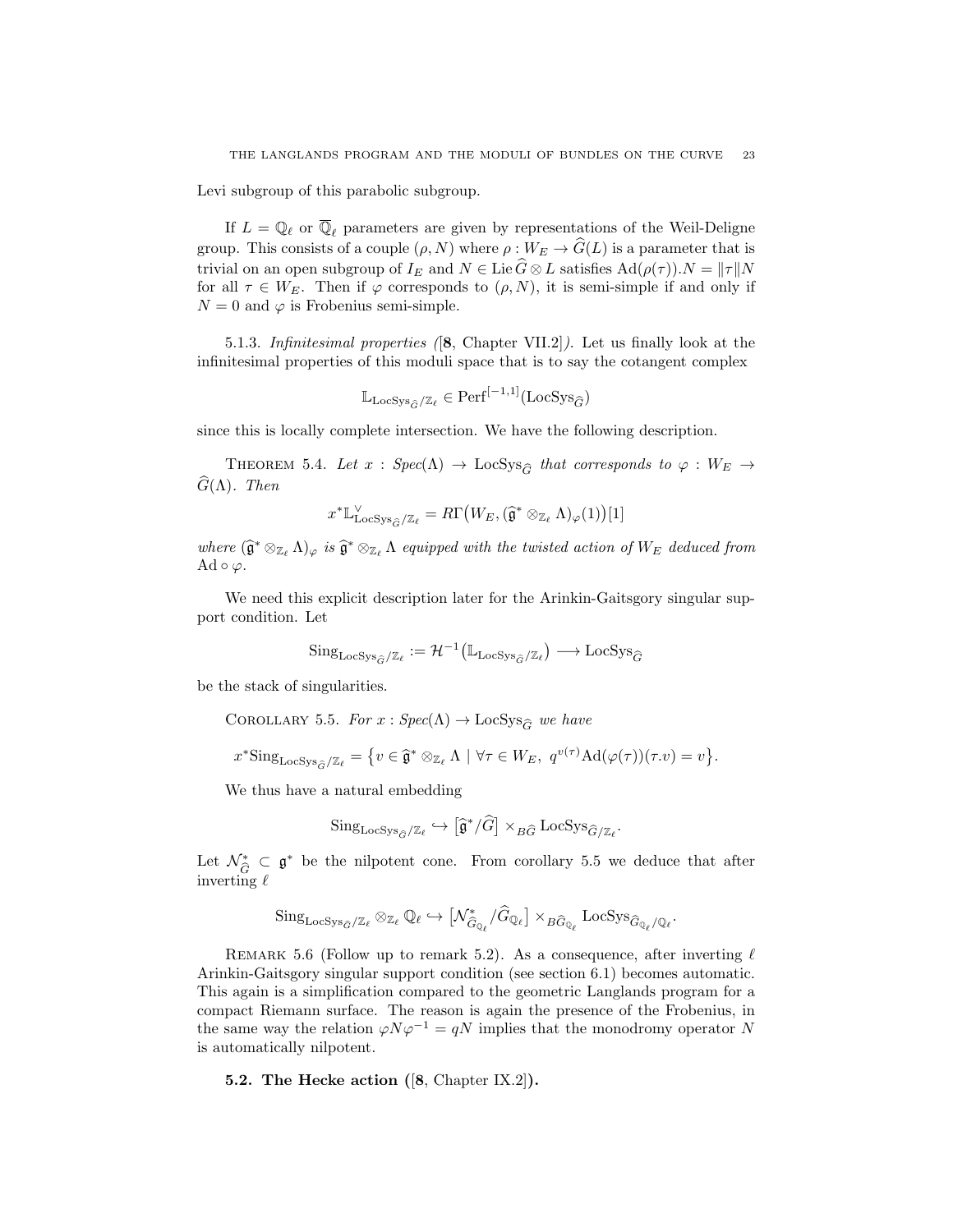Levi subgroup of this parabolic subgroup.

If $L = \mathbb{Q}_\ell$ or $\overline{\mathbb{Q}}_\ell$ parameters are given by representations of the Weil-Deligne group. This consists of a couple $(\rho, N)$ where $\rho : W_E \to \widehat{G}(L)$ is a parameter that is trivial on an open subgroup of $I_E$ and $N \in \operatorname{Lie} \widehat{G} \otimes L$ satisfies $\operatorname{Ad}(\rho(\tau)).N = \|\tau\| N$ for all $\tau \in W_E$. Then if $\varphi$ corresponds to $(\rho, N)$, it is semi-simple if and only if $N = 0$ and $\varphi$ is Frobenius semi-simple.

5.1.3. *Infinitesimal properties ([**8**, Chapter VII.2]).* Let us finally look at the infinitesimal properties of this moduli space that is to say the cotangent complex

$$\mathbb{L}_{\mathrm{LocSys}_{\widehat{G}}/\mathbb{Z}_\ell} \in \mathrm{Perf}^{[-1,1]}(\mathrm{LocSys}_{\widehat{G}})$$

since this is locally complete intersection. We have the following description.

Theorem 5.4. *Let $x : Spec(\Lambda) \to \mathrm{LocSys}_{\widehat{G}}$ that corresponds to $\varphi : W_E \to \widehat{G}(\Lambda)$. Then*

$$x^* \mathbb{L}^\vee_{\mathrm{LocSys}_{\widehat{G}}/\mathbb{Z}_\ell} = R\Gamma\big(W_E, (\widehat{\mathfrak{g}}^* \otimes_{\mathbb{Z}_\ell} \Lambda)_\varphi(1)\big)[1]$$

*where $(\widehat{\mathfrak{g}}^* \otimes_{\mathbb{Z}_\ell} \Lambda)_\varphi$ is $\widehat{\mathfrak{g}}^* \otimes_{\mathbb{Z}_\ell} \Lambda$ equipped with the twisted action of $W_E$ deduced from $\operatorname{Ad} \circ \varphi$.*

We need this explicit description later for the Arinkin-Gaitsgory singular support condition. Let

$$\mathrm{Sing}_{\mathrm{LocSys}_{\widehat{G}}/\mathbb{Z}_\ell} := \mathcal{H}^{-1}\big(\mathbb{L}_{\mathrm{LocSys}_{\widehat{G}}/\mathbb{Z}_\ell}\big) \longrightarrow \mathrm{LocSys}_{\widehat{G}}$$

be the stack of singularities.

Corollary 5.5. *For $x : Spec(\Lambda) \to \mathrm{LocSys}_{\widehat{G}}$ we have*

$$x^* \mathrm{Sing}_{\mathrm{LocSys}_{\widehat{G}}/\mathbb{Z}_\ell} = \big\{ v \in \widehat{\mathfrak{g}}^* \otimes_{\mathbb{Z}_\ell} \Lambda \mid \forall \tau \in W_E,\ q^{v(\tau)} \operatorname{Ad}(\varphi(\tau))(\tau.v) = v \big\}.$$

We thus have a natural embedding

$$\mathrm{Sing}_{\mathrm{LocSys}_{\widehat{G}}/\mathbb{Z}_\ell} \hookrightarrow \big[\widehat{\mathfrak{g}}^*/\widehat{G}\big] \times_{B\widehat{G}} \mathrm{LocSys}_{\widehat{G}/\mathbb{Z}_\ell}.$$

Let $\mathcal{N}^*_{\widehat{G}} \subset \mathfrak{g}^*$ be the nilpotent cone. From corollary 5.5 we deduce that after inverting $\ell$

$$\mathrm{Sing}_{\mathrm{LocSys}_{\widehat{G}}/\mathbb{Z}_\ell} \otimes_{\mathbb{Z}_\ell} \mathbb{Q}_\ell \hookrightarrow \big[\mathcal{N}^*_{\widehat{G}_{\mathbb{Q}_\ell}}/\widehat{G}_{\mathbb{Q}_\ell}\big] \times_{B\widehat{G}_{\mathbb{Q}_\ell}} \mathrm{LocSys}_{\widehat{G}_{\mathbb{Q}_\ell}/\mathbb{Q}_\ell}.$$

Remark 5.6 (Follow up to remark 5.2). As a consequence, after inverting $\ell$ Arinkin-Gaitsgory singular support condition (see section 6.1) becomes automatic. This again is a simplification compared to the geometric Langlands program for a compact Riemann surface. The reason is again the presence of the Frobenius, in the same way the relation $\varphi N \varphi^{-1} = qN$ implies that the monodromy operator $N$ is automatically nilpotent.

**5.2. The Hecke action ([8, Chapter IX.2]).**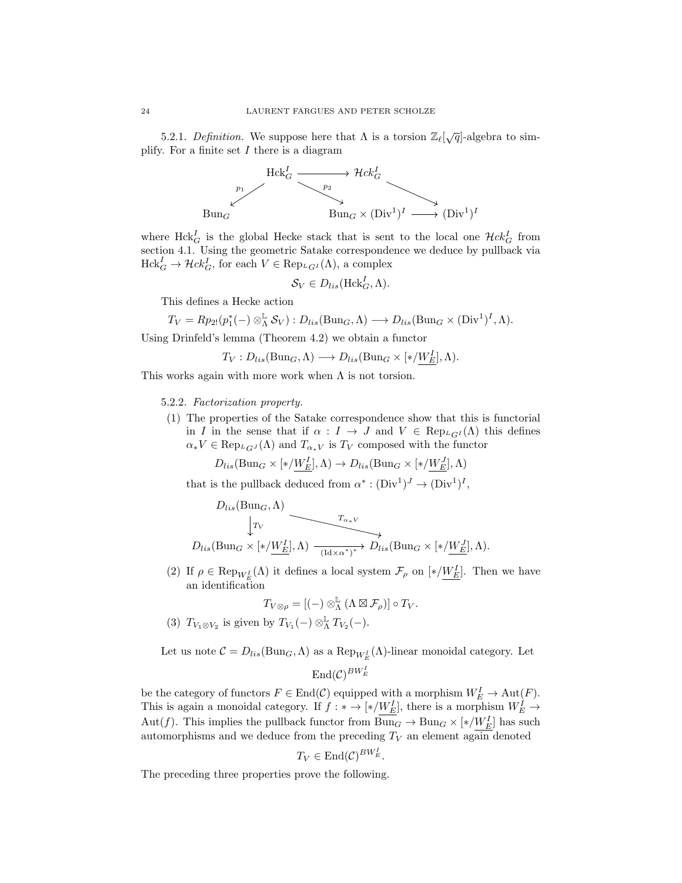5.2.1. *Definition.* We suppose here that $\Lambda$ is a torsion $\mathbb{Z}_\ell[\sqrt{q}]$-algebra to simplify. For a finite set $I$ there is a diagram

$$\begin{array}{ccccc} & \mathrm{Hck}_G^I & \longrightarrow & \mathcal{H}ck_G^I & \\ \swarrow^{p_1} & & \searrow^{p_2} & & \searrow \\ \mathrm{Bun}_G & & & \mathrm{Bun}_G \times (\mathrm{Div}^1)^I & \longrightarrow (\mathrm{Div}^1)^I \end{array}$$

where $\mathrm{Hck}_G^I$ is the global Hecke stack that is sent to the local one $\mathcal{H}ck_G^I$ from section 4.1. Using the geometric Satake correspondence we deduce by pullback via $\mathrm{Hck}_G^I \to \mathcal{H}ck_G^I$, for each $V \in \mathrm{Rep}_{^LG^I}(\Lambda)$, a complex

$$\mathcal{S}_V \in D_{lis}(\mathrm{Hck}_G^I, \Lambda).$$

This defines a Hecke action

$$T_V = Rp_{2!}(p_1^*(-) \otimes_\Lambda^{\mathbb{L}} \mathcal{S}_V) : D_{lis}(\mathrm{Bun}_G, \Lambda) \longrightarrow D_{lis}(\mathrm{Bun}_G \times (\mathrm{Div}^1)^I, \Lambda).$$

Using Drinfeld's lemma (Theorem 4.2) we obtain a functor

$$T_V : D_{lis}(\mathrm{Bun}_G, \Lambda) \longrightarrow D_{lis}(\mathrm{Bun}_G \times [*/\underline{W_E^I}], \Lambda).$$

This works again with more work when $\Lambda$ is not torsion.

5.2.2. *Factorization property.*

(1) The properties of the Satake correspondence show that this is functorial in $I$ in the sense that if $\alpha : I \to J$ and $V \in \mathrm{Rep}_{^LG^I}(\Lambda)$ this defines $\alpha_* V \in \mathrm{Rep}_{^LG^J}(\Lambda)$ and $T_{\alpha_* V}$ is $T_V$ composed with the functor

$$D_{lis}(\mathrm{Bun}_G \times [*/\underline{W_E^I}], \Lambda) \to D_{lis}(\mathrm{Bun}_G \times [*/\underline{W_E^J}], \Lambda)$$

that is the pullback deduced from $\alpha^* : (\mathrm{Div}^1)^J \to (\mathrm{Div}^1)^I$,

$$\begin{array}{ccc} D_{lis}(\mathrm{Bun}_G, \Lambda) & & \\ \downarrow T_V & \searrow^{T_{\alpha_* V}} & \\ D_{lis}(\mathrm{Bun}_G \times [*/\underline{W_E^I}], \Lambda) & \xrightarrow[(\mathrm{Id} \times \alpha^*)^*]{} & D_{lis}(\mathrm{Bun}_G \times [*/\underline{W_E^J}], \Lambda). \end{array}$$

(2) If $\rho \in \mathrm{Rep}_{W_E^I}(\Lambda)$ it defines a local system $\mathcal{F}_\rho$ on $[*/\underline{W_E^I}]$. Then we have an identification

$$T_{V \otimes \rho} = [(-) \otimes_\Lambda^{\mathbb{L}} (\Lambda \boxtimes \mathcal{F}_\rho)] \circ T_V.$$

(3) $T_{V_1 \otimes V_2}$ is given by $T_{V_1}(-) \otimes_\Lambda^{\mathbb{L}} T_{V_2}(-)$.

Let us note $\mathcal{C} = D_{lis}(\mathrm{Bun}_G, \Lambda)$ as a $\mathrm{Rep}_{W_E^I}(\Lambda)$-linear monoidal category. Let

$$\mathrm{End}(\mathcal{C})^{BW_E^I}$$

be the category of functors $F \in \mathrm{End}(\mathcal{C})$ equipped with a morphism $W_E^I \to \mathrm{Aut}(F)$. This is again a monoidal category. If $f : * \to [*/\underline{W_E^I}]$, there is a morphism $W_E^I \to \mathrm{Aut}(f)$. This implies the pullback functor from $\mathrm{Bun}_G \to \mathrm{Bun}_G \times [*/\underline{W_E^I}]$ has such automorphisms and we deduce from the preceding $T_V$ an element again denoted

$$T_V \in \mathrm{End}(\mathcal{C})^{BW_E^I}.$$

The preceding three properties prove the following.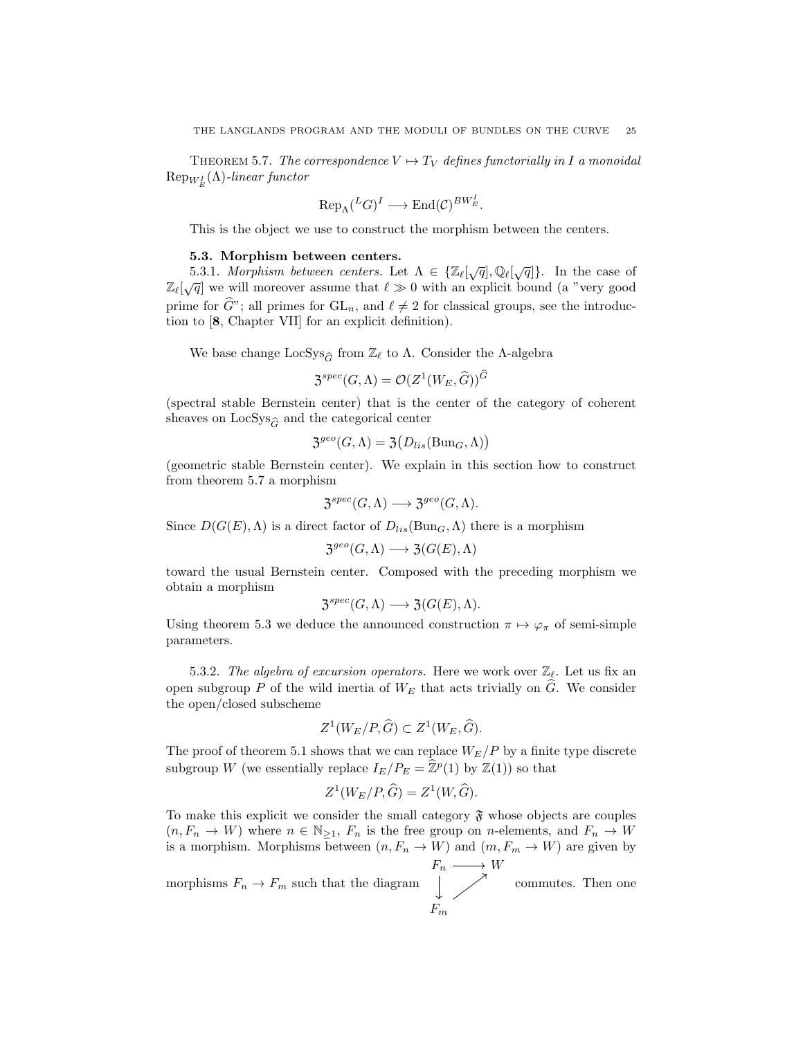THEOREM 5.7. *The correspondence $V \mapsto T_V$ defines functorially in $I$ a monoidal $\mathrm{Rep}_{W_E^I}(\Lambda)$-linear functor*

$$\mathrm{Rep}_\Lambda({}^LG)^I \longrightarrow \mathrm{End}(\mathcal{C})^{BW_E^I}.$$

This is the object we use to construct the morphism between the centers.

### 5.3. Morphism between centers.

5.3.1. *Morphism between centers.* Let $\Lambda \in \{\mathbb{Z}_\ell[\sqrt{q}], \mathbb{Q}_\ell[\sqrt{q}]\}$. In the case of $\mathbb{Z}_\ell[\sqrt{q}]$ we will moreover assume that $\ell \gg 0$ with an explicit bound (a "very good prime for $\widehat{G}$"; all primes for $\mathrm{GL}_n$, and $\ell \neq 2$ for classical groups, see the introduction to [**8**, Chapter VII] for an explicit definition).

We base change $\mathrm{LocSys}_{\widehat{G}}$ from $\mathbb{Z}_\ell$ to $\Lambda$. Consider the $\Lambda$-algebra

$$\mathfrak{Z}^{spec}(G,\Lambda) = \mathcal{O}(Z^1(W_E,\widehat{G}))^{\widehat{G}}$$

(spectral stable Bernstein center) that is the center of the category of coherent sheaves on $\mathrm{LocSys}_{\widehat{G}}$ and the categorical center

$$\mathfrak{Z}^{geo}(G,\Lambda) = \mathfrak{Z}\big(D_{lis}(\mathrm{Bun}_G,\Lambda)\big)$$

(geometric stable Bernstein center). We explain in this section how to construct from theorem 5.7 a morphism

$$\mathfrak{Z}^{spec}(G,\Lambda) \longrightarrow \mathfrak{Z}^{geo}(G,\Lambda).$$

Since $D(G(E),\Lambda)$ is a direct factor of $D_{lis}(\mathrm{Bun}_G,\Lambda)$ there is a morphism

$$\mathfrak{Z}^{geo}(G,\Lambda) \longrightarrow \mathfrak{Z}(G(E),\Lambda)$$

toward the usual Bernstein center. Composed with the preceding morphism we obtain a morphism

$$\mathfrak{Z}^{spec}(G,\Lambda) \longrightarrow \mathfrak{Z}(G(E),\Lambda).$$

Using theorem 5.3 we deduce the announced construction $\pi \mapsto \varphi_\pi$ of semi-simple parameters.

5.3.2. *The algebra of excursion operators.* Here we work over $\mathbb{Z}_\ell$. Let us fix an open subgroup $P$ of the wild inertia of $W_E$ that acts trivially on $\widehat{G}$. We consider the open/closed subscheme

$$Z^1(W_E/P,\widehat{G}) \subset Z^1(W_E,\widehat{G}).$$

The proof of theorem 5.1 shows that we can replace $W_E/P$ by a finite type discrete subgroup $W$ (we essentially replace $I_E/P_E = \widehat{\mathbb{Z}}^p(1)$ by $\mathbb{Z}(1)$) so that

$$Z^1(W_E/P,\widehat{G}) = Z^1(W,\widehat{G}).$$

To make this explicit we consider the small category $\mathfrak{F}$ whose objects are couples $(n, F_n \to W)$ where $n \in \mathbb{N}_{\geq 1}$, $F_n$ is the free group on $n$-elements, and $F_n \to W$ is a morphism. Morphisms between $(n, F_n \to W)$ and $(m, F_m \to W)$ are given by morphisms $F_n \to F_m$ such that the diagram

$$\begin{array}{ccc} F_n & \longrightarrow & W \\ \downarrow & \nearrow & \\ F_m & & \end{array}$$

commutes. Then one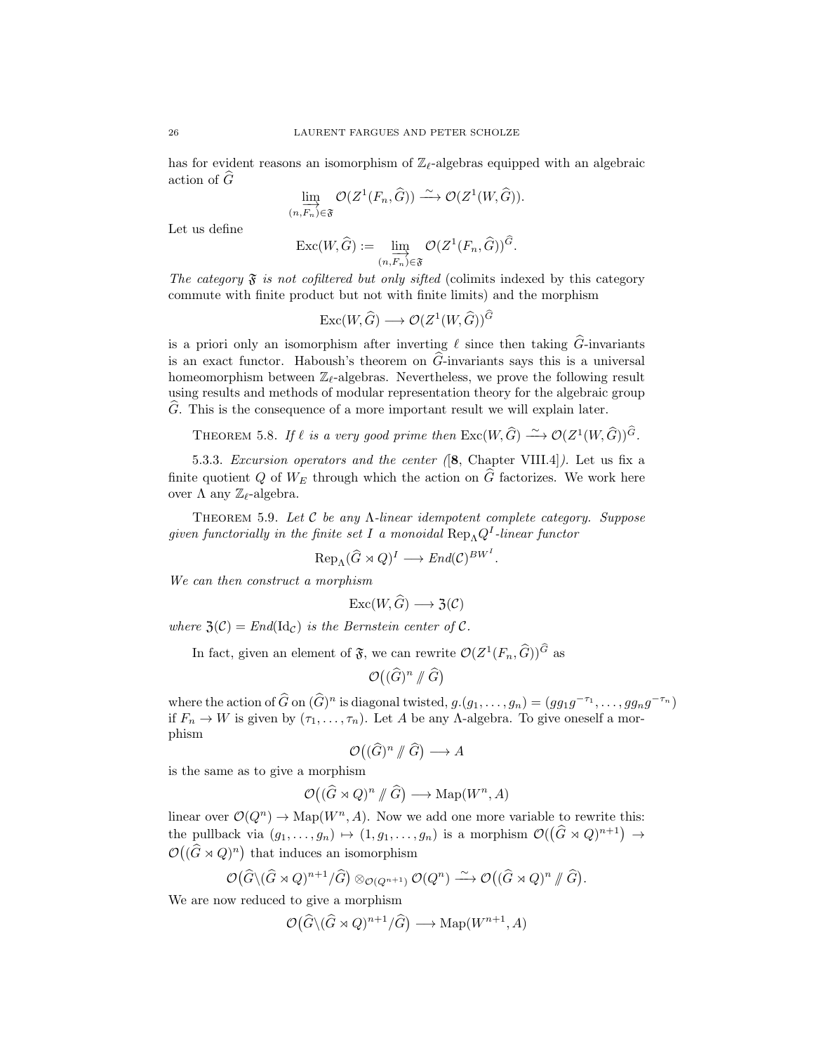has for evident reasons an isomorphism of $\mathbb{Z}_\ell$-algebras equipped with an algebraic action of $\widehat{G}$

$$\varinjlim_{(n,F_n)\in\mathfrak{F}} \mathcal{O}(Z^1(F_n,\widehat{G})) \xrightarrow{\sim} \mathcal{O}(Z^1(W,\widehat{G})).$$

Let us define

$$\mathrm{Exc}(W,\widehat{G}) := \varinjlim_{(n,F_n)\in\mathfrak{F}} \mathcal{O}(Z^1(F_n,\widehat{G}))^{\widehat{G}}.$$

*The category $\mathfrak{F}$ is not cofiltered but only sifted* (colimits indexed by this category commute with finite product but not with finite limits) and the morphism

$$\mathrm{Exc}(W,\widehat{G}) \longrightarrow \mathcal{O}(Z^1(W,\widehat{G}))^{\widehat{G}}$$

is a priori only an isomorphism after inverting $\ell$ since then taking $\widehat{G}$-invariants is an exact functor. Haboush's theorem on $\widehat{G}$-invariants says this is a universal homeomorphism between $\mathbb{Z}_\ell$-algebras. Nevertheless, we prove the following result using results and methods of modular representation theory for the algebraic group $\widehat{G}$. This is the consequence of a more important result we will explain later.

Theorem 5.8. *If $\ell$ is a very good prime then $\mathrm{Exc}(W,\widehat{G}) \xrightarrow{\sim} \mathcal{O}(Z^1(W,\widehat{G}))^{\widehat{G}}$.*

5.3.3. *Excursion operators and the center ([8, Chapter VIII.4]).* Let us fix a finite quotient $Q$ of $W_E$ through which the action on $\widehat{G}$ factorizes. We work here over $\Lambda$ any $\mathbb{Z}_\ell$-algebra.

Theorem 5.9. *Let $\mathcal{C}$ be any $\Lambda$-linear idempotent complete category. Suppose given functorially in the finite set $I$ a monoidal $\mathrm{Rep}_\Lambda Q^I$-linear functor*

$$\mathrm{Rep}_\Lambda(\widehat{G}\rtimes Q)^I \longrightarrow End(\mathcal{C})^{BW^I}.$$

*We can then construct a morphism*

$$\mathrm{Exc}(W,\widehat{G}) \longrightarrow \mathfrak{Z}(\mathcal{C})$$

*where $\mathfrak{Z}(\mathcal{C}) = End(\mathrm{Id}_{\mathcal{C}})$ is the Bernstein center of $\mathcal{C}$.*

In fact, given an element of $\mathfrak{F}$, we can rewrite $\mathcal{O}(Z^1(F_n,\widehat{G}))^{\widehat{G}}$ as

$$\mathcal{O}\big((\widehat{G})^n /\!\!/ \widehat{G}\big)$$

where the action of $\widehat{G}$ on $(\widehat{G})^n$ is diagonal twisted, $g.(g_1,\dots,g_n) = (gg_1g^{-\tau_1},\dots,gg_ng^{-\tau_n})$ if $F_n \to W$ is given by $(\tau_1,\dots,\tau_n)$. Let $A$ be any $\Lambda$-algebra. To give oneself a morphism

$$\mathcal{O}\big((\widehat{G})^n /\!\!/ \widehat{G}\big) \longrightarrow A$$

is the same as to give a morphism

$$\mathcal{O}\big((\widehat{G}\rtimes Q)^n /\!\!/ \widehat{G}\big) \longrightarrow \mathrm{Map}(W^n, A)$$

linear over $\mathcal{O}(Q^n) \to \mathrm{Map}(W^n,A)$. Now we add one more variable to rewrite this: the pullback via $(g_1,\dots,g_n) \mapsto (1,g_1,\dots,g_n)$ is a morphism $\mathcal{O}\big((\widehat{G}\rtimes Q)^{n+1}\big) \to \mathcal{O}\big((\widehat{G}\rtimes Q)^n\big)$ that induces an isomorphism

$$\mathcal{O}\big(\widehat{G}\backslash(\widehat{G}\rtimes Q)^{n+1}/\widehat{G}\big) \otimes_{\mathcal{O}(Q^{n+1})} \mathcal{O}(Q^n) \xrightarrow{\sim} \mathcal{O}\big((\widehat{G}\rtimes Q)^n /\!\!/ \widehat{G}\big).$$

We are now reduced to give a morphism

$$\mathcal{O}\big(\widehat{G}\backslash(\widehat{G}\rtimes Q)^{n+1}/\widehat{G}\big) \longrightarrow \mathrm{Map}(W^{n+1}, A)$$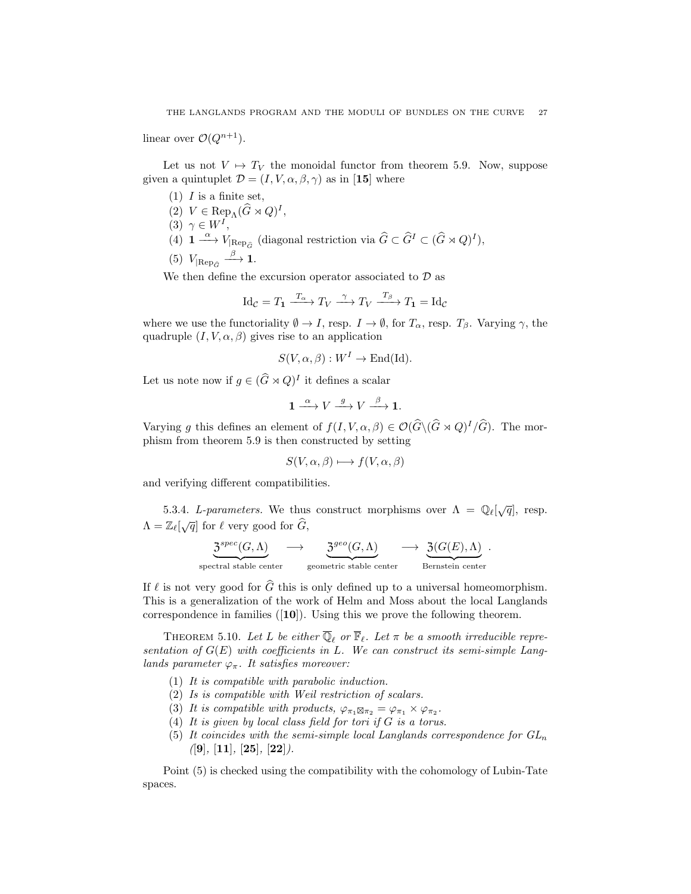linear over $\mathcal{O}(Q^{n+1})$.

Let us not $V \mapsto T_V$ the monoidal functor from theorem 5.9. Now, suppose given a quintuplet $\mathcal{D} = (I, V, \alpha, \beta, \gamma)$ as in [**15**] where

1. $I$ is a finite set,
2. $V \in \mathrm{Rep}_\Lambda(\widehat{G} \rtimes Q)^I$,
3. $\gamma \in W^I$,
4. $\mathbf{1} \xrightarrow{\alpha} V_{|\mathrm{Rep}_{\widehat{G}}}$ (diagonal restriction via $\widehat{G} \subset \widehat{G}^I \subset (\widehat{G} \rtimes Q)^I$),
5. $V_{|\mathrm{Rep}_{\widehat{G}}} \xrightarrow{\beta} \mathbf{1}$.

We then define the excursion operator associated to $\mathcal{D}$ as

$$\mathrm{Id}_\mathcal{C} = T_\mathbf{1} \xrightarrow{T_\alpha} T_V \xrightarrow{\gamma} T_V \xrightarrow{T_\beta} T_\mathbf{1} = \mathrm{Id}_\mathcal{C}$$

where we use the functoriality $\emptyset \to I$, resp. $I \to \emptyset$, for $T_\alpha$, resp. $T_\beta$. Varying $\gamma$, the quadruple $(I, V, \alpha, \beta)$ gives rise to an application

$$S(V, \alpha, \beta) : W^I \to \mathrm{End}(\mathrm{Id}).$$

Let us note now if $g \in (\widehat{G} \rtimes Q)^I$ it defines a scalar

$$\mathbf{1} \xrightarrow{\alpha} V \xrightarrow{g} V \xrightarrow{\beta} \mathbf{1}.$$

Varying $g$ this defines an element of $f(I, V, \alpha, \beta) \in \mathcal{O}(\widehat{G} \backslash (\widehat{G} \rtimes Q)^I / \widehat{G})$. The morphism from theorem 5.9 is then constructed by setting

$$S(V, \alpha, \beta) \longmapsto f(V, \alpha, \beta)$$

and verifying different compatibilities.

5.3.4. *L-parameters.* We thus construct morphisms over $\Lambda = \mathbb{Q}_\ell[\sqrt{q}]$, resp. $\Lambda = \mathbb{Z}_\ell[\sqrt{q}]$ for $\ell$ very good for $\widehat{G}$,

$$\underbrace{\mathfrak{Z}^{spec}(G, \Lambda)}_{\text{spectral stable center}} \longrightarrow \underbrace{\mathfrak{Z}^{geo}(G, \Lambda)}_{\text{geometric stable center}} \longrightarrow \underbrace{\mathfrak{Z}(G(E), \Lambda)}_{\text{Bernstein center}}.$$

If $\ell$ is not very good for $\widehat{G}$ this is only defined up to a universal homeomorphism. This is a generalization of the work of Helm and Moss about the local Langlands correspondence in families ([**10**]). Using this we prove the following theorem.

THEOREM 5.10. *Let $L$ be either $\overline{\mathbb{Q}}_\ell$ or $\overline{\mathbb{F}}_\ell$. Let $\pi$ be a smooth irreducible representation of $G(E)$ with coefficients in $L$. We can construct its semi-simple Langlands parameter $\varphi_\pi$. It satisfies moreover:*

1. *It is compatible with parabolic induction.*
2. *Is is compatible with Weil restriction of scalars.*
3. *It is compatible with products, $\varphi_{\pi_1 \boxtimes \pi_2} = \varphi_{\pi_1} \times \varphi_{\pi_2}$.*
4. *It is given by local class field for tori if $G$ is a torus.*
5. *It coincides with the semi-simple local Langlands correspondence for $GL_n$ ([**9**], [**11**], [**25**], [**22**]).*

Point (5) is checked using the compatibility with the cohomology of Lubin-Tate spaces.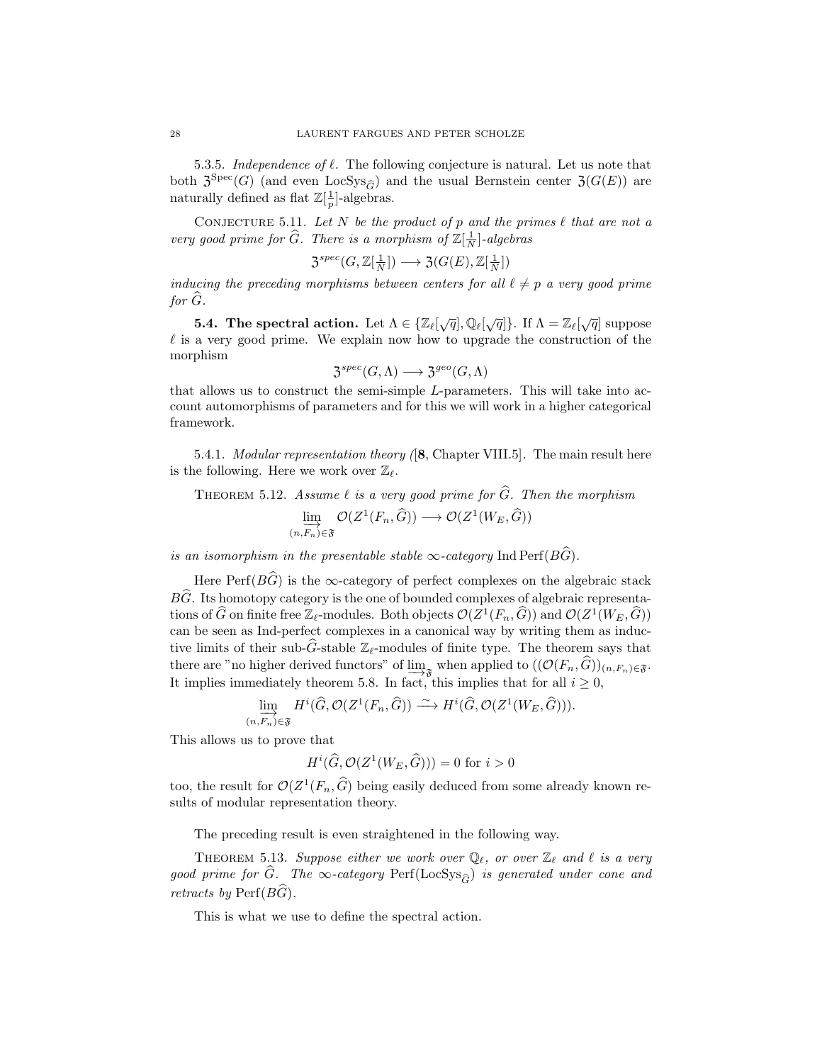5.3.5. *Independence of $\ell$.* The following conjecture is natural. Let us note that both $\mathfrak{Z}^{\mathrm{Spec}}(G)$ (and even $\mathrm{LocSys}_{\widehat{G}}$) and the usual Bernstein center $\mathfrak{Z}(G(E))$ are naturally defined as flat $\mathbb{Z}[\frac{1}{p}]$-algebras.

CONJECTURE 5.11. *Let $N$ be the product of $p$ and the primes $\ell$ that are not a very good prime for $\widehat{G}$. There is a morphism of $\mathbb{Z}[\frac{1}{N}]$-algebras*

$$\mathfrak{Z}^{spec}(G, \mathbb{Z}[\tfrac{1}{N}]) \longrightarrow \mathfrak{Z}(G(E), \mathbb{Z}[\tfrac{1}{N}])$$

*inducing the preceding morphisms between centers for all $\ell \neq p$ a very good prime for $\widehat{G}$.*

**5.4. The spectral action.** Let $\Lambda \in \{\mathbb{Z}_\ell[\sqrt{q}], \mathbb{Q}_\ell[\sqrt{q}]\}$. If $\Lambda = \mathbb{Z}_\ell[\sqrt{q}]$ suppose $\ell$ is a very good prime. We explain now how to upgrade the construction of the morphism

$$\mathfrak{Z}^{spec}(G, \Lambda) \longrightarrow \mathfrak{Z}^{geo}(G, \Lambda)$$

that allows us to construct the semi-simple $L$-parameters. This will take into account automorphisms of parameters and for this we will work in a higher categorical framework.

5.4.1. *Modular representation theory (*[**8**, Chapter VIII.5]. The main result here is the following. Here we work over $\mathbb{Z}_\ell$.

THEOREM 5.12. *Assume $\ell$ is a very good prime for $\widehat{G}$. Then the morphism*

$$\varinjlim_{(n,F_n)\in\mathfrak{F}} \mathcal{O}(Z^1(F_n, \widehat{G})) \longrightarrow \mathcal{O}(Z^1(W_E, \widehat{G}))$$

*is an isomorphism in the presentable stable $\infty$-category $\mathrm{Ind}\,\mathrm{Perf}(B\widehat{G})$.*

Here $\mathrm{Perf}(B\widehat{G})$ is the $\infty$-category of perfect complexes on the algebraic stack $B\widehat{G}$. Its homotopy category is the one of bounded complexes of algebraic representations of $\widehat{G}$ on finite free $\mathbb{Z}_\ell$-modules. Both objects $\mathcal{O}(Z^1(F_n, \widehat{G}))$ and $\mathcal{O}(Z^1(W_E, \widehat{G}))$ can be seen as Ind-perfect complexes in a canonical way by writing them as inductive limits of their sub-$\widehat{G}$-stable $\mathbb{Z}_\ell$-modules of finite type. The theorem says that there are "no higher derived functors" of $\varinjlim_{\mathfrak{F}}$ when applied to $((\mathcal{O}(F_n, \widehat{G}))_{(n,F_n)\in\mathfrak{F}}$. It implies immediately theorem 5.8. In fact, this implies that for all $i \geq 0$,

$$\varinjlim_{(n,F_n)\in\mathfrak{F}} H^i(\widehat{G}, \mathcal{O}(Z^1(F_n, \widehat{G})) \xrightarrow{\sim} H^i(\widehat{G}, \mathcal{O}(Z^1(W_E, \widehat{G}))).$$

This allows us to prove that

$$H^i(\widehat{G}, \mathcal{O}(Z^1(W_E, \widehat{G}))) = 0 \text{ for } i > 0$$

too, the result for $\mathcal{O}(Z^1(F_n, \widehat{G})$ being easily deduced from some already known results of modular representation theory.

The preceding result is even straightened in the following way.

THEOREM 5.13. *Suppose either we work over $\mathbb{Q}_\ell$, or over $\mathbb{Z}_\ell$ and $\ell$ is a very good prime for $\widehat{G}$. The $\infty$-category $\mathrm{Perf}(\mathrm{LocSys}_{\widehat{G}})$ is generated under cone and retracts by $\mathrm{Perf}(B\widehat{G})$.*

This is what we use to define the spectral action.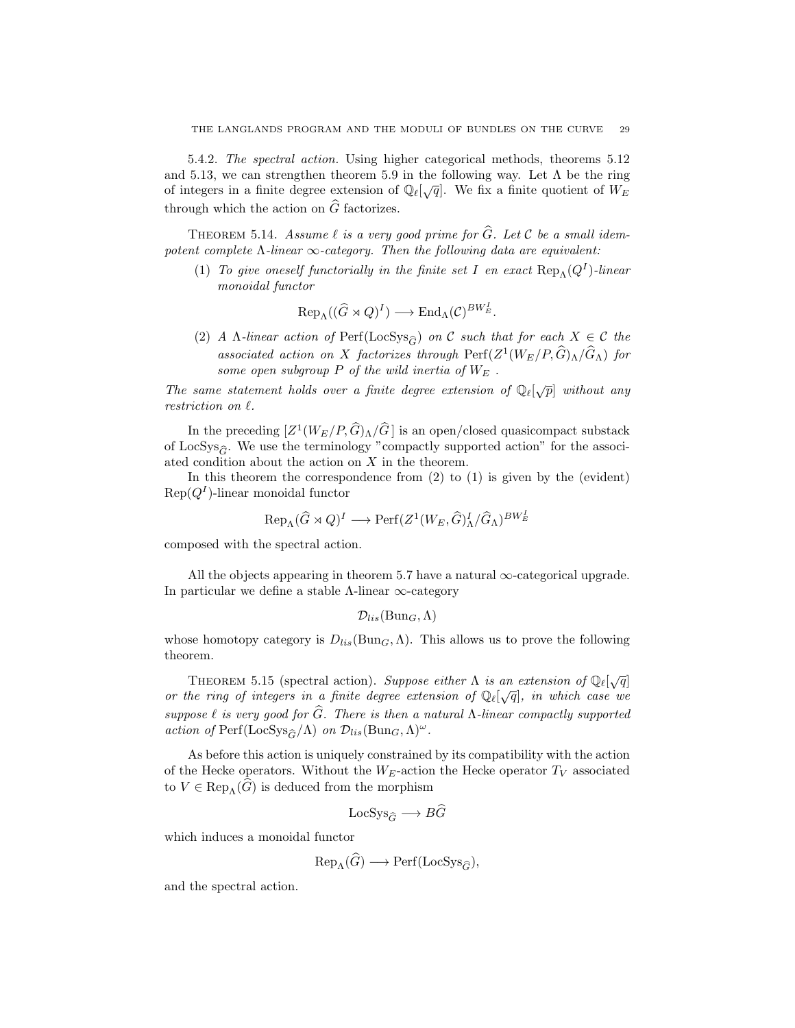5.4.2. *The spectral action.* Using higher categorical methods, theorems 5.12 and 5.13, we can strengthen theorem 5.9 in the following way. Let $\Lambda$ be the ring of integers in a finite degree extension of $\mathbb{Q}_\ell[\sqrt{q}]$. We fix a finite quotient of $W_E$ through which the action on $\widehat{G}$ factorizes.

THEOREM 5.14. *Assume $\ell$ is a very good prime for $\widehat{G}$. Let $\mathcal{C}$ be a small idempotent complete $\Lambda$-linear $\infty$-category. Then the following data are equivalent:*

1. *To give oneself functorially in the finite set $I$ en exact $\mathrm{Rep}_\Lambda(Q^I)$-linear monoidal functor*

$$\mathrm{Rep}_\Lambda((\widehat{G} \rtimes Q)^I) \longrightarrow \mathrm{End}_\Lambda(\mathcal{C})^{BW_E^I}.$$

2. *A $\Lambda$-linear action of $\mathrm{Perf}(\mathrm{LocSys}_{\widehat{G}})$ on $\mathcal{C}$ such that for each $X \in \mathcal{C}$ the associated action on $X$ factorizes through $\mathrm{Perf}(Z^1(W_E/P, \widehat{G})_\Lambda/\widehat{G}_\Lambda)$ for some open subgroup $P$ of the wild inertia of $W_E$ .*

*The same statement holds over a finite degree extension of $\mathbb{Q}_\ell[\sqrt{p}]$ without any restriction on $\ell$.*

In the preceding $[Z^1(W_E/P, \widehat{G})_\Lambda/\widehat{G}\,]$ is an open/closed quasicompact substack of $\mathrm{LocSys}_{\widehat{G}}$. We use the terminology "compactly supported action" for the associated condition about the action on $X$ in the theorem.

In this theorem the correspondence from (2) to (1) is given by the (evident) $\mathrm{Rep}(Q^I)$-linear monoidal functor

$$\mathrm{Rep}_\Lambda(\widehat{G} \rtimes Q)^I \longrightarrow \mathrm{Perf}(Z^1(W_E, \widehat{G})^I_\Lambda/\widehat{G}_\Lambda)^{BW_E^I}$$

composed with the spectral action.

All the objects appearing in theorem 5.7 have a natural $\infty$-categorical upgrade. In particular we define a stable $\Lambda$-linear $\infty$-category

$$\mathcal{D}_{lis}(\mathrm{Bun}_G, \Lambda)$$

whose homotopy category is $D_{lis}(\mathrm{Bun}_G, \Lambda)$. This allows us to prove the following theorem.

THEOREM 5.15 (spectral action). *Suppose either $\Lambda$ is an extension of $\mathbb{Q}_\ell[\sqrt{q}]$ or the ring of integers in a finite degree extension of $\mathbb{Q}_\ell[\sqrt{q}]$, in which case we suppose $\ell$ is very good for $\widehat{G}$. There is then a natural $\Lambda$-linear compactly supported action of $\mathrm{Perf}(\mathrm{LocSys}_{\widehat{G}}/\Lambda)$ on $\mathcal{D}_{lis}(\mathrm{Bun}_G, \Lambda)^\omega$.*

As before this action is uniquely constrained by its compatibility with the action of the Hecke operators. Without the $W_E$-action the Hecke operator $T_V$ associated to $V \in \mathrm{Rep}_\Lambda(\widehat{G})$ is deduced from the morphism

$$\mathrm{LocSys}_{\widehat{G}} \longrightarrow B\widehat{G}$$

which induces a monoidal functor

$$\mathrm{Rep}_\Lambda(\widehat{G}) \longrightarrow \mathrm{Perf}(\mathrm{LocSys}_{\widehat{G}}),$$

and the spectral action.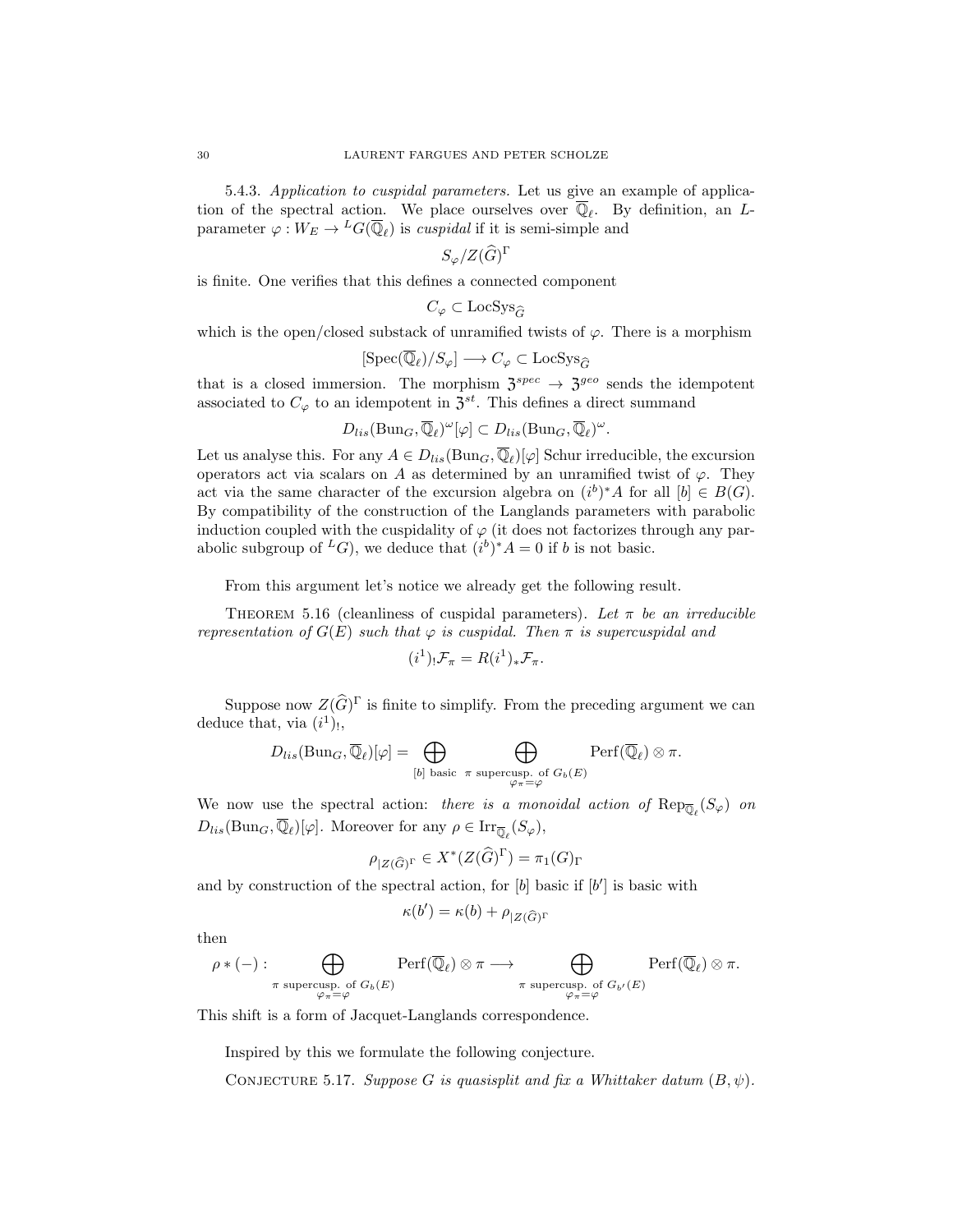5.4.3. *Application to cuspidal parameters.* Let us give an example of application of the spectral action. We place ourselves over $\overline{\mathbb{Q}}_\ell$. By definition, an $L$-parameter $\varphi : W_E \to {}^L G(\overline{\mathbb{Q}}_\ell)$ is *cuspidal* if it is semi-simple and

$$S_\varphi / Z(\widehat{G})^\Gamma$$

is finite. One verifies that this defines a connected component

$$C_\varphi \subset \mathrm{LocSys}_{\widehat{G}}$$

which is the open/closed substack of unramified twists of $\varphi$. There is a morphism

$$[\mathrm{Spec}(\overline{\mathbb{Q}}_\ell)/S_\varphi] \longrightarrow C_\varphi \subset \mathrm{LocSys}_{\widehat{G}}$$

that is a closed immersion. The morphism $\mathfrak{Z}^{spec} \to \mathfrak{Z}^{geo}$ sends the idempotent associated to $C_\varphi$ to an idempotent in $\mathfrak{Z}^{st}$. This defines a direct summand

$$D_{lis}(\mathrm{Bun}_G, \overline{\mathbb{Q}}_\ell)^\omega[\varphi] \subset D_{lis}(\mathrm{Bun}_G, \overline{\mathbb{Q}}_\ell)^\omega.$$

Let us analyse this. For any $A \in D_{lis}(\mathrm{Bun}_G, \overline{\mathbb{Q}}_\ell)[\varphi]$ Schur irreducible, the excursion operators act via scalars on $A$ as determined by an unramified twist of $\varphi$. They act via the same character of the excursion algebra on $(i^b)^* A$ for all $[b] \in B(G)$. By compatibility of the construction of the Langlands parameters with parabolic induction coupled with the cuspidality of $\varphi$ (it does not factorizes through any parabolic subgroup of ${}^L G$), we deduce that $(i^b)^* A = 0$ if $b$ is not basic.

From this argument let's notice we already get the following result.

Theorem 5.16 (cleanliness of cuspidal parameters). *Let $\pi$ be an irreducible representation of $G(E)$ such that $\varphi$ is cuspidal. Then $\pi$ is supercuspidal and*

$$(i^1)_! \mathcal{F}_\pi = R(i^1)_* \mathcal{F}_\pi.$$

Suppose now $Z(\widehat{G})^\Gamma$ is finite to simplify. From the preceding argument we can deduce that, via $(i^1)_!$,

$$D_{lis}(\mathrm{Bun}_G, \overline{\mathbb{Q}}_\ell)[\varphi] = \bigoplus_{[b] \text{ basic}} \bigoplus_{\substack{\pi \text{ supercusp. of } G_b(E) \\ \varphi_\pi = \varphi}} \mathrm{Perf}(\overline{\mathbb{Q}}_\ell) \otimes \pi.$$

We now use the spectral action: *there is a monoidal action of $\mathrm{Rep}_{\overline{\mathbb{Q}}_\ell}(S_\varphi)$ on $D_{lis}(\mathrm{Bun}_G, \overline{\mathbb{Q}}_\ell)[\varphi]$.* Moreover for any $\rho \in \mathrm{Irr}_{\overline{\mathbb{Q}}_\ell}(S_\varphi)$,

$$\rho_{|Z(\widehat{G})^\Gamma} \in X^*(Z(\widehat{G})^\Gamma) = \pi_1(G)_\Gamma$$

and by construction of the spectral action, for $[b]$ basic if $[b']$ is basic with

$$\kappa(b') = \kappa(b) + \rho_{|Z(\widehat{G})^\Gamma}$$

then

$$\rho * (-) : \bigoplus_{\substack{\pi \text{ supercusp. of } G_b(E) \\ \varphi_\pi = \varphi}} \mathrm{Perf}(\overline{\mathbb{Q}}_\ell) \otimes \pi \longrightarrow \bigoplus_{\substack{\pi \text{ supercusp. of } G_{b'}(E) \\ \varphi_\pi = \varphi}} \mathrm{Perf}(\overline{\mathbb{Q}}_\ell) \otimes \pi.$$

This shift is a form of Jacquet-Langlands correspondence.

Inspired by this we formulate the following conjecture.

Conjecture 5.17. *Suppose $G$ is quasisplit and fix a Whittaker datum $(B, \psi)$.*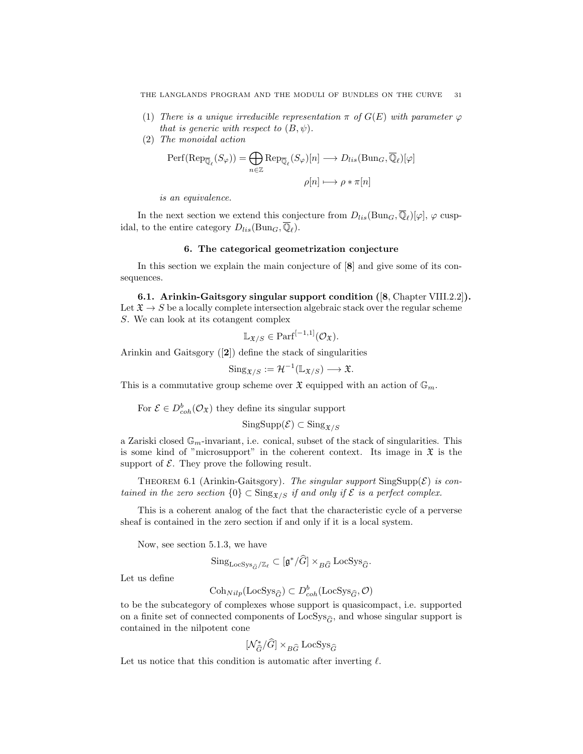(1) *There is a unique irreducible representation $\pi$ of $G(E)$ with parameter $\varphi$ that is generic with respect to $(B, \psi)$.*

(2) *The monoidal action*

$$\mathrm{Perf}(\mathrm{Rep}_{\overline{\mathbb{Q}}_\ell}(S_\varphi)) = \bigoplus_{n\in\mathbb{Z}} \mathrm{Rep}_{\overline{\mathbb{Q}}_\ell}(S_\varphi)[n] \longrightarrow D_{lis}(\mathrm{Bun}_G, \overline{\mathbb{Q}}_\ell)[\varphi]$$
$$\rho[n] \longmapsto \rho * \pi[n]$$

*is an equivalence.*

In the next section we extend this conjecture from $D_{lis}(\mathrm{Bun}_G, \overline{\mathbb{Q}}_\ell)[\varphi]$, $\varphi$ cuspidal, to the entire category $D_{lis}(\mathrm{Bun}_G, \overline{\mathbb{Q}}_\ell)$.

## 6. The categorical geometrization conjecture

In this section we explain the main conjecture of [**8**] and give some of its consequences.

**6.1. Arinkin-Gaitsgory singular support condition ([8, Chapter VIII.2.2]).** Let $\mathfrak{X} \to S$ be a locally complete intersection algebraic stack over the regular scheme $S$. We can look at its cotangent complex

$$\mathbb{L}_{\mathfrak{X}/S} \in \mathrm{Parf}^{[-1,1]}(\mathcal{O}_{\mathfrak{X}}).$$

Arinkin and Gaitsgory ([**2**]) define the stack of singularities

$$\mathrm{Sing}_{\mathfrak{X}/S} := \mathcal{H}^{-1}(\mathbb{L}_{\mathfrak{X}/S}) \longrightarrow \mathfrak{X}.$$

This is a commutative group scheme over $\mathfrak{X}$ equipped with an action of $\mathbb{G}_m$.

For $\mathcal{E} \in D^b_{coh}(\mathcal{O}_{\mathfrak{X}})$ they define its singular support

$$\mathrm{SingSupp}(\mathcal{E}) \subset \mathrm{Sing}_{\mathfrak{X}/S}$$

a Zariski closed $\mathbb{G}_m$-invariant, i.e. conical, subset of the stack of singularities. This is some kind of "microsupport" in the coherent context. Its image in $\mathfrak{X}$ is the support of $\mathcal{E}$. They prove the following result.

Theorem 6.1 (Arinkin-Gaitsgory). *The singular support $\mathrm{SingSupp}(\mathcal{E})$ is contained in the zero section $\{0\} \subset \mathrm{Sing}_{\mathfrak{X}/S}$ if and only if $\mathcal{E}$ is a perfect complex.*

This is a coherent analog of the fact that the characteristic cycle of a perverse sheaf is contained in the zero section if and only if it is a local system.

Now, see section 5.1.3, we have

$$\mathrm{Sing}_{\mathrm{LocSys}_{\widehat{G}}/\mathbb{Z}_\ell} \subset [\mathfrak{g}^*/\widehat{G}] \times_{B\widehat{G}} \mathrm{LocSys}_{\widehat{G}}.$$

Let us define

$$\mathrm{Coh}_{Nilp}(\mathrm{LocSys}_{\widehat{G}}) \subset D^b_{coh}(\mathrm{LocSys}_{\widehat{G}}, \mathcal{O})$$

to be the subcategory of complexes whose support is quasicompact, i.e. supported on a finite set of connected components of $\mathrm{LocSys}_{\widehat{G}}$, and whose singular support is contained in the nilpotent cone

$$[\mathcal{N}^*_{\widehat{G}}/\widehat{G}] \times_{B\widehat{G}} \mathrm{LocSys}_{\widehat{G}}$$

Let us notice that this condition is automatic after inverting $\ell$.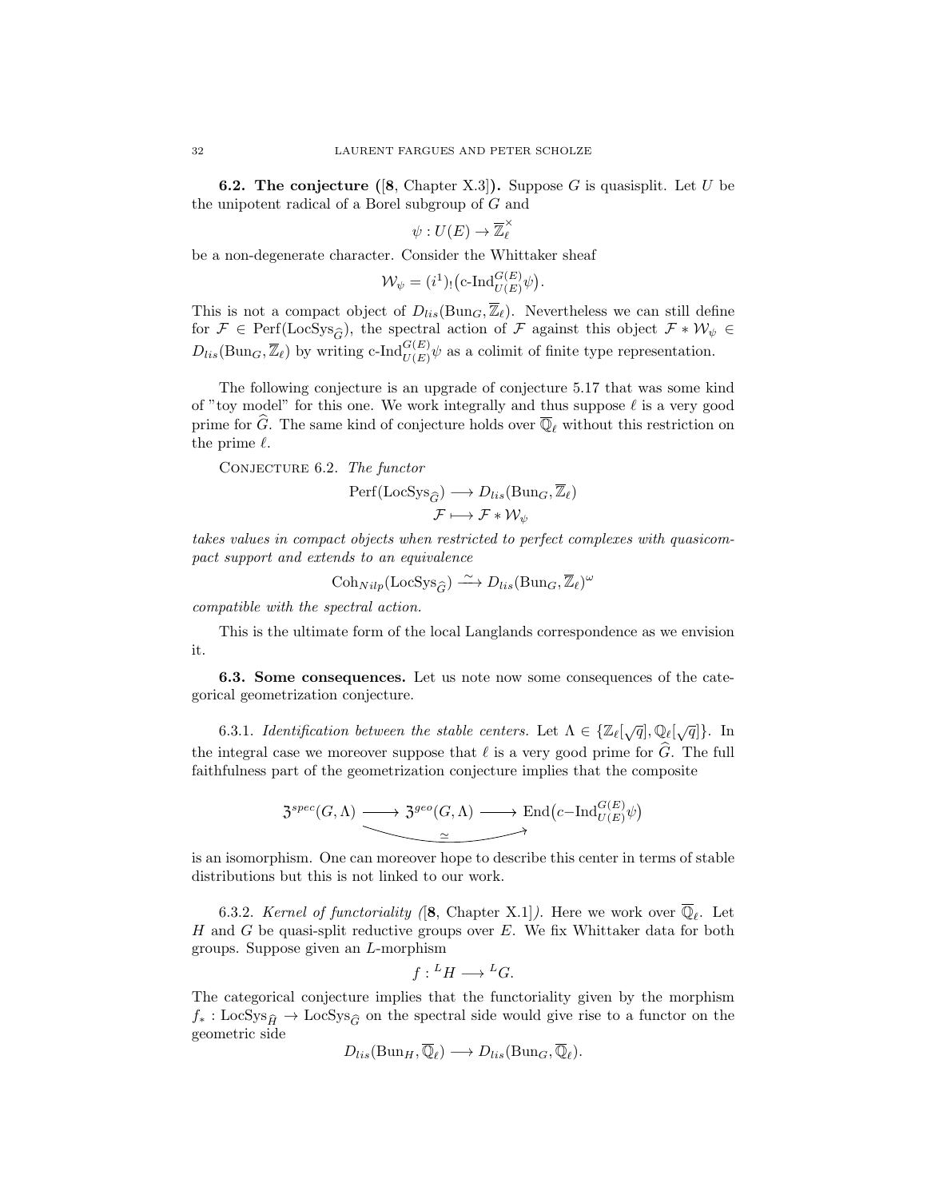**6.2. The conjecture ([8, Chapter X.3]).** Suppose $G$ is quasisplit. Let $U$ be the unipotent radical of a Borel subgroup of $G$ and

$$\psi : U(E) \to \overline{\mathbb{Z}}_\ell^\times$$

be a non-degenerate character. Consider the Whittaker sheaf

$$\mathcal{W}_\psi = (i^1)_!\big(\text{c-Ind}_{U(E)}^{G(E)}\psi\big).$$

This is not a compact object of $D_{lis}(\text{Bun}_G, \overline{\mathbb{Z}}_\ell)$. Nevertheless we can still define for $\mathcal{F} \in \text{Perf}(\text{LocSys}_{\widehat{G}})$, the spectral action of $\mathcal{F}$ against this object $\mathcal{F} * \mathcal{W}_\psi \in D_{lis}(\text{Bun}_G, \overline{\mathbb{Z}}_\ell)$ by writing $\text{c-Ind}_{U(E)}^{G(E)}\psi$ as a colimit of finite type representation.

The following conjecture is an upgrade of conjecture 5.17 that was some kind of "toy model" for this one. We work integrally and thus suppose $\ell$ is a very good prime for $\widehat{G}$. The same kind of conjecture holds over $\overline{\mathbb{Q}}_\ell$ without this restriction on the prime $\ell$.

Conjecture 6.2. *The functor*

$$\text{Perf}(\text{LocSys}_{\widehat{G}}) \longrightarrow D_{lis}(\text{Bun}_G, \overline{\mathbb{Z}}_\ell)$$
$$\mathcal{F} \longmapsto \mathcal{F} * \mathcal{W}_\psi$$

*takes values in compact objects when restricted to perfect complexes with quasicompact support and extends to an equivalence*

$$\text{Coh}_{Nilp}(\text{LocSys}_{\widehat{G}}) \xrightarrow{\sim} D_{lis}(\text{Bun}_G, \overline{\mathbb{Z}}_\ell)^\omega$$

*compatible with the spectral action.*

This is the ultimate form of the local Langlands correspondence as we envision it.

**6.3. Some consequences.** Let us note now some consequences of the categorical geometrization conjecture.

6.3.1. *Identification between the stable centers.* Let $\Lambda \in \{\mathbb{Z}_\ell[\sqrt{q}], \mathbb{Q}_\ell[\sqrt{q}]\}$. In the integral case we moreover suppose that $\ell$ is a very good prime for $\widehat{G}$. The full faithfulness part of the geometrization conjecture implies that the composite

$$\mathfrak{Z}^{spec}(G,\Lambda) \longrightarrow \mathfrak{Z}^{geo}(G,\Lambda) \longrightarrow \text{End}\big(c\text{-Ind}_{U(E)}^{G(E)}\psi\big)$$

(with the composite arrow marked $\simeq$) is an isomorphism. One can moreover hope to describe this center in terms of stable distributions but this is not linked to our work.

6.3.2. *Kernel of functoriality ([8, Chapter X.1]).* Here we work over $\overline{\mathbb{Q}}_\ell$. Let $H$ and $G$ be quasi-split reductive groups over $E$. We fix Whittaker data for both groups. Suppose given an $L$-morphism

$$f : {}^L H \longrightarrow {}^L G.$$

The categorical conjecture implies that the functoriality given by the morphism $f_* : \text{LocSys}_{\widehat{H}} \to \text{LocSys}_{\widehat{G}}$ on the spectral side would give rise to a functor on the geometric side

$$D_{lis}(\text{Bun}_H, \overline{\mathbb{Q}}_\ell) \longrightarrow D_{lis}(\text{Bun}_G, \overline{\mathbb{Q}}_\ell).$$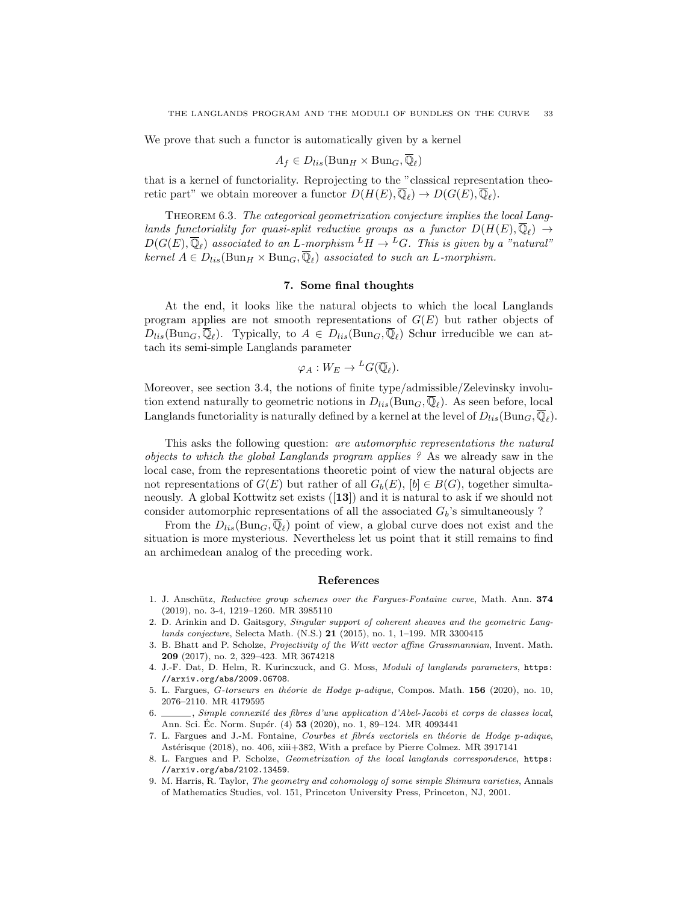We prove that such a functor is automatically given by a kernel

$$A_f \in D_{lis}(\mathrm{Bun}_H \times \mathrm{Bun}_G, \overline{\mathbb{Q}}_\ell)$$

that is a kernel of functoriality. Reprojecting to the "classical representation theoretic part" we obtain moreover a functor $D(H(E), \overline{\mathbb{Q}}_\ell) \to D(G(E), \overline{\mathbb{Q}}_\ell)$.

Theorem 6.3. *The categorical geometrization conjecture implies the local Langlands functoriality for quasi-split reductive groups as a functor $D(H(E), \overline{\mathbb{Q}}_\ell) \to D(G(E), \overline{\mathbb{Q}}_\ell)$ associated to an L-morphism ${}^L H \to {}^L G$. This is given by a "natural" kernel $A \in D_{lis}(\mathrm{Bun}_H \times \mathrm{Bun}_G, \overline{\mathbb{Q}}_\ell)$ associated to such an L-morphism.*

## 7. Some final thoughts

At the end, it looks like the natural objects to which the local Langlands program applies are not smooth representations of $G(E)$ but rather objects of $D_{lis}(\mathrm{Bun}_G, \overline{\mathbb{Q}}_\ell)$. Typically, to $A \in D_{lis}(\mathrm{Bun}_G, \overline{\mathbb{Q}}_\ell)$ Schur irreducible we can attach its semi-simple Langlands parameter

$$\varphi_A : W_E \to {}^L G(\overline{\mathbb{Q}}_\ell).$$

Moreover, see section 3.4, the notions of finite type/admissible/Zelevinsky involution extend naturally to geometric notions in $D_{lis}(\mathrm{Bun}_G, \overline{\mathbb{Q}}_\ell)$. As seen before, local Langlands functoriality is naturally defined by a kernel at the level of $D_{lis}(\mathrm{Bun}_G, \overline{\mathbb{Q}}_\ell)$.

This asks the following question: *are automorphic representations the natural objects to which the global Langlands program applies ?* As we already saw in the local case, from the representations theoretic point of view the natural objects are not representations of $G(E)$ but rather of all $G_b(E)$, $[b] \in B(G)$, together simultaneously. A global Kottwitz set exists ([**13**]) and it is natural to ask if we should not consider automorphic representations of all the associated $G_b$'s simultaneously ?

From the $D_{lis}(\mathrm{Bun}_G, \overline{\mathbb{Q}}_\ell)$ point of view, a global curve does not exist and the situation is more mysterious. Nevertheless let us point that it still remains to find an archimedean analog of the preceding work.

## References

1. J. Anschütz, *Reductive group schemes over the Fargues-Fontaine curve*, Math. Ann. **374** (2019), no. 3-4, 1219–1260. MR 3985110
2. D. Arinkin and D. Gaitsgory, *Singular support of coherent sheaves and the geometric Langlands conjecture*, Selecta Math. (N.S.) **21** (2015), no. 1, 1–199. MR 3300415
3. B. Bhatt and P. Scholze, *Projectivity of the Witt vector affine Grassmannian*, Invent. Math. **209** (2017), no. 2, 329–423. MR 3674218
4. J.-F. Dat, D. Helm, R. Kurinczuck, and G. Moss, *Moduli of langlands parameters*, https://arxiv.org/abs/2009.06708.
5. L. Fargues, *G-torseurs en théorie de Hodge p-adique*, Compos. Math. **156** (2020), no. 10, 2076–2110. MR 4179595
6. ______, *Simple connexité des fibres d'une application d'Abel-Jacobi et corps de classes local*, Ann. Sci. Éc. Norm. Supér. (4) **53** (2020), no. 1, 89–124. MR 4093441
7. L. Fargues and J.-M. Fontaine, *Courbes et fibrés vectoriels en théorie de Hodge p-adique*, Astérisque (2018), no. 406, xiii+382, With a preface by Pierre Colmez. MR 3917141
8. L. Fargues and P. Scholze, *Geometrization of the local langlands correspondence*, https://arxiv.org/abs/2102.13459.
9. M. Harris, R. Taylor, *The geometry and cohomology of some simple Shimura varieties*, Annals of Mathematics Studies, vol. 151, Princeton University Press, Princeton, NJ, 2001.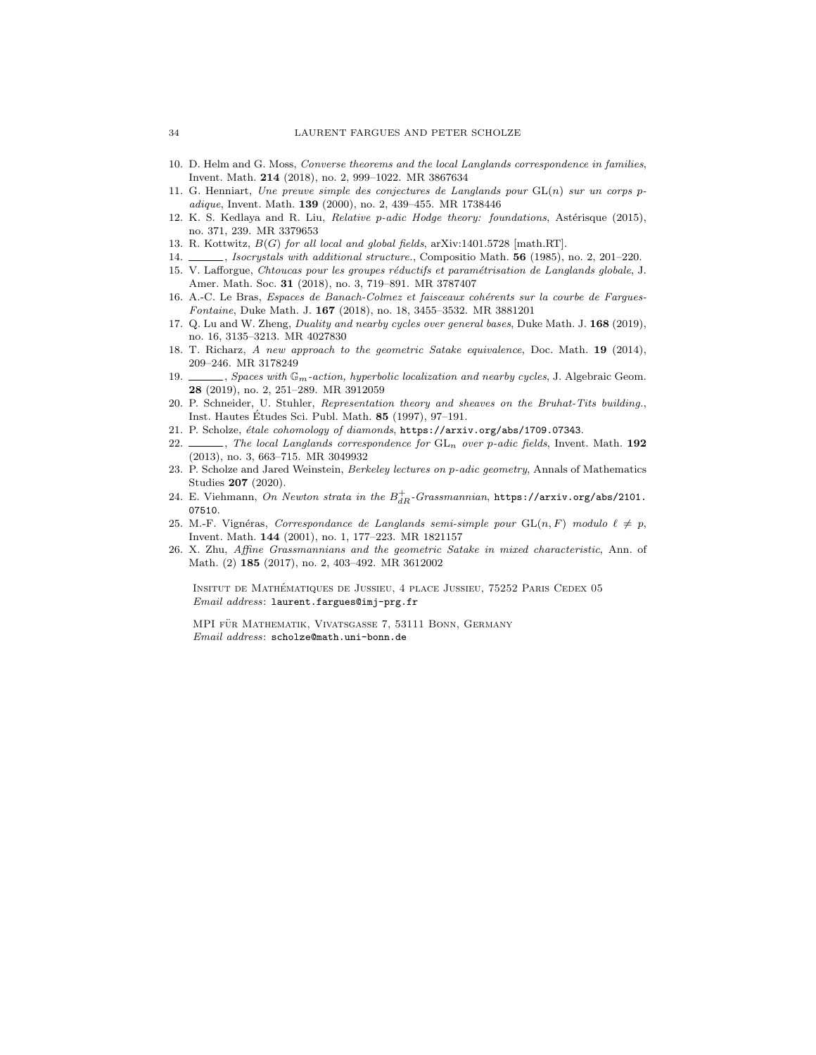10. D. Helm and G. Moss, *Converse theorems and the local Langlands correspondence in families*, Invent. Math. **214** (2018), no. 2, 999–1022. MR 3867634
11. G. Henniart, *Une preuve simple des conjectures de Langlands pour* $\mathrm{GL}(n)$ *sur un corps p-adique*, Invent. Math. **139** (2000), no. 2, 439–455. MR 1738446
12. K. S. Kedlaya and R. Liu, *Relative p-adic Hodge theory: foundations*, Astérisque (2015), no. 371, 239. MR 3379653
13. R. Kottwitz, $B(G)$ *for all local and global fields*, arXiv:1401.5728 [math.RT].
14. ______, *Isocrystals with additional structure.*, Compositio Math. **56** (1985), no. 2, 201–220.
15. V. Lafforgue, *Chtoucas pour les groupes réductifs et paramétrisation de Langlands globale*, J. Amer. Math. Soc. **31** (2018), no. 3, 719–891. MR 3787407
16. A.-C. Le Bras, *Espaces de Banach-Colmez et faisceaux cohérents sur la courbe de Fargues-Fontaine*, Duke Math. J. **167** (2018), no. 18, 3455–3532. MR 3881201
17. Q. Lu and W. Zheng, *Duality and nearby cycles over general bases*, Duke Math. J. **168** (2019), no. 16, 3135–3213. MR 4027830
18. T. Richarz, *A new approach to the geometric Satake equivalence*, Doc. Math. **19** (2014), 209–246. MR 3178249
19. ______, *Spaces with* $\mathbb{G}_m$*-action, hyperbolic localization and nearby cycles*, J. Algebraic Geom. **28** (2019), no. 2, 251–289. MR 3912059
20. P. Schneider, U. Stuhler, *Representation theory and sheaves on the Bruhat-Tits building.*, Inst. Hautes Études Sci. Publ. Math. **85** (1997), 97–191.
21. P. Scholze, *étale cohomology of diamonds*, https://arxiv.org/abs/1709.07343.
22. ______, *The local Langlands correspondence for* $\mathrm{GL}_n$ *over p-adic fields*, Invent. Math. **192** (2013), no. 3, 663–715. MR 3049932
23. P. Scholze and Jared Weinstein, *Berkeley lectures on p-adic geometry*, Annals of Mathematics Studies **207** (2020).
24. E. Viehmann, *On Newton strata in the* $B_{dR}^+$*-Grassmannian*, https://arxiv.org/abs/2101.07510.
25. M.-F. Vignéras, *Correspondance de Langlands semi-simple pour* $\mathrm{GL}(n, F)$ *modulo* $\ell \neq p$, Invent. Math. **144** (2001), no. 1, 177–223. MR 1821157
26. X. Zhu, *Affine Grassmannians and the geometric Satake in mixed characteristic*, Ann. of Math. (2) **185** (2017), no. 2, 403–492. MR 3612002

Insitut de Mathématiques de Jussieu, 4 place Jussieu, 75252 Paris Cedex 05
*Email address*: laurent.fargues@imj-prg.fr

MPI für Mathematik, Vivatsgasse 7, 53111 Bonn, Germany
*Email address*: scholze@math.uni-bonn.de